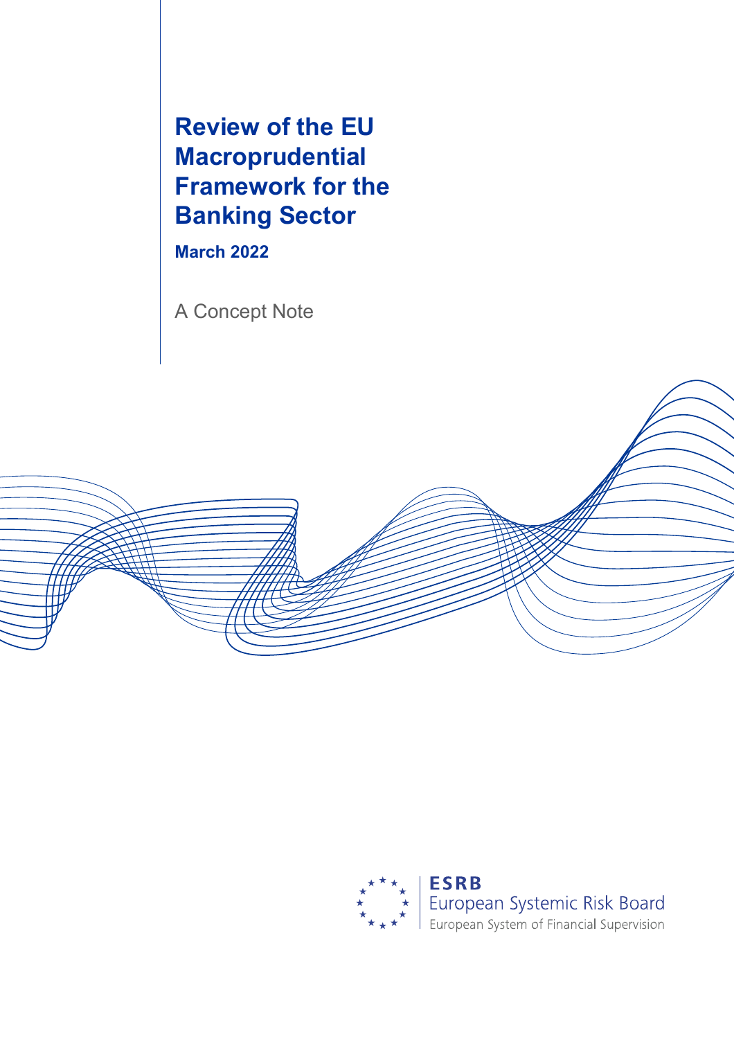# Review of the EU Macroprudential Framework for the Banking Sector

**March 2022**

A Concept Note

ESRB
European Systemic Risk Board
European System of Financial Supervision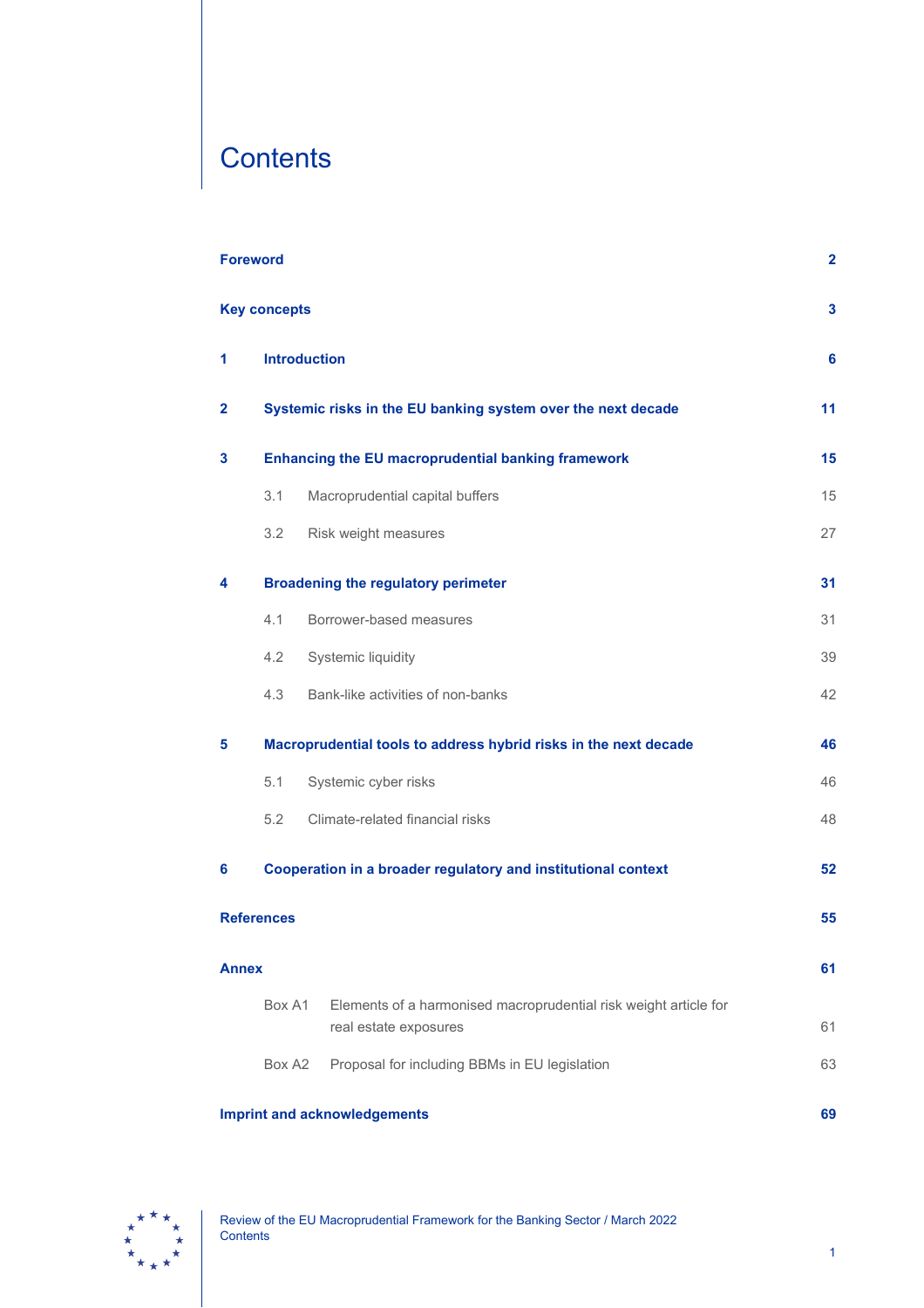# Contents

| | | |
|---|---|---|
| **Foreword** | | **2** |
| **Key concepts** | | **3** |
| **1** | **Introduction** | **6** |
| **2** | **Systemic risks in the EU banking system over the next decade** | **11** |
| **3** | **Enhancing the EU macroprudential banking framework** | **15** |
| | 3.1 Macroprudential capital buffers | 15 |
| | 3.2 Risk weight measures | 27 |
| **4** | **Broadening the regulatory perimeter** | **31** |
| | 4.1 Borrower-based measures | 31 |
| | 4.2 Systemic liquidity | 39 |
| | 4.3 Bank-like activities of non-banks | 42 |
| **5** | **Macroprudential tools to address hybrid risks in the next decade** | **46** |
| | 5.1 Systemic cyber risks | 46 |
| | 5.2 Climate-related financial risks | 48 |
| **6** | **Cooperation in a broader regulatory and institutional context** | **52** |
| **References** | | **55** |
| **Annex** | | **61** |
| | Box A1 Elements of a harmonised macroprudential risk weight article for real estate exposures | 61 |
| | Box A2 Proposal for including BBMs in EU legislation | 63 |
| **Imprint and acknowledgements** | | **69** |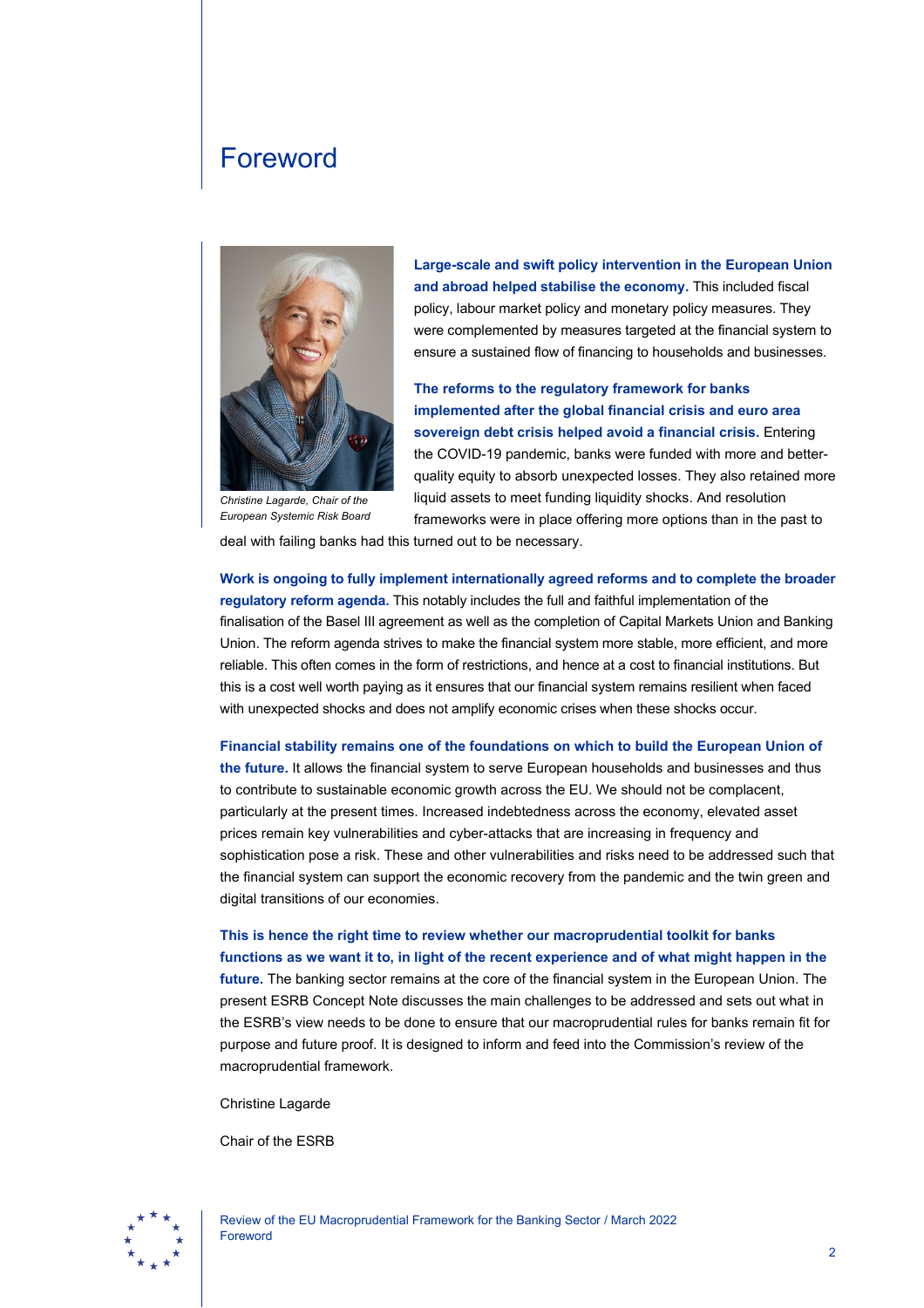# Foreword

*Christine Lagarde, Chair of the European Systemic Risk Board*

**Large-scale and swift policy intervention in the European Union and abroad helped stabilise the economy.** This included fiscal policy, labour market policy and monetary policy measures. They were complemented by measures targeted at the financial system to ensure a sustained flow of financing to households and businesses.

**The reforms to the regulatory framework for banks implemented after the global financial crisis and euro area sovereign debt crisis helped avoid a financial crisis.** Entering the COVID-19 pandemic, banks were funded with more and better-quality equity to absorb unexpected losses. They also retained more liquid assets to meet funding liquidity shocks. And resolution frameworks were in place offering more options than in the past to deal with failing banks had this turned out to be necessary.

**Work is ongoing to fully implement internationally agreed reforms and to complete the broader regulatory reform agenda.** This notably includes the full and faithful implementation of the finalisation of the Basel III agreement as well as the completion of Capital Markets Union and Banking Union. The reform agenda strives to make the financial system more stable, more efficient, and more reliable. This often comes in the form of restrictions, and hence at a cost to financial institutions. But this is a cost well worth paying as it ensures that our financial system remains resilient when faced with unexpected shocks and does not amplify economic crises when these shocks occur.

**Financial stability remains one of the foundations on which to build the European Union of the future.** It allows the financial system to serve European households and businesses and thus to contribute to sustainable economic growth across the EU. We should not be complacent, particularly at the present times. Increased indebtedness across the economy, elevated asset prices remain key vulnerabilities and cyber-attacks that are increasing in frequency and sophistication pose a risk. These and other vulnerabilities and risks need to be addressed such that the financial system can support the economic recovery from the pandemic and the twin green and digital transitions of our economies.

**This is hence the right time to review whether our macroprudential toolkit for banks functions as we want it to, in light of the recent experience and of what might happen in the future.** The banking sector remains at the core of the financial system in the European Union. The present ESRB Concept Note discusses the main challenges to be addressed and sets out what in the ESRB's view needs to be done to ensure that our macroprudential rules for banks remain fit for purpose and future proof. It is designed to inform and feed into the Commission's review of the macroprudential framework.

Christine Lagarde

Chair of the ESRB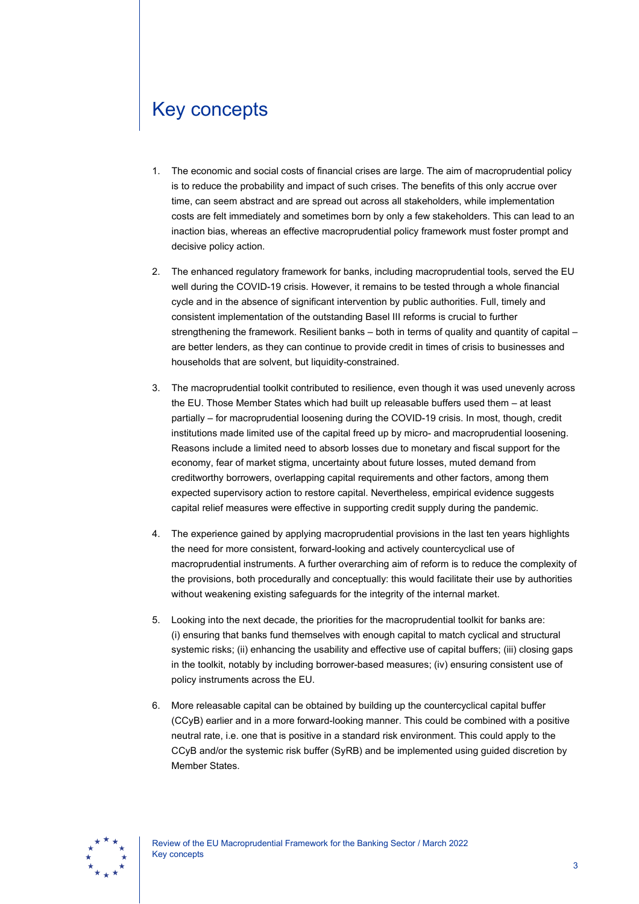# Key concepts

1. The economic and social costs of financial crises are large. The aim of macroprudential policy is to reduce the probability and impact of such crises. The benefits of this only accrue over time, can seem abstract and are spread out across all stakeholders, while implementation costs are felt immediately and sometimes born by only a few stakeholders. This can lead to an inaction bias, whereas an effective macroprudential policy framework must foster prompt and decisive policy action.

2. The enhanced regulatory framework for banks, including macroprudential tools, served the EU well during the COVID-19 crisis. However, it remains to be tested through a whole financial cycle and in the absence of significant intervention by public authorities. Full, timely and consistent implementation of the outstanding Basel III reforms is crucial to further strengthening the framework. Resilient banks – both in terms of quality and quantity of capital – are better lenders, as they can continue to provide credit in times of crisis to businesses and households that are solvent, but liquidity-constrained.

3. The macroprudential toolkit contributed to resilience, even though it was used unevenly across the EU. Those Member States which had built up releasable buffers used them – at least partially – for macroprudential loosening during the COVID-19 crisis. In most, though, credit institutions made limited use of the capital freed up by micro- and macroprudential loosening. Reasons include a limited need to absorb losses due to monetary and fiscal support for the economy, fear of market stigma, uncertainty about future losses, muted demand from creditworthy borrowers, overlapping capital requirements and other factors, among them expected supervisory action to restore capital. Nevertheless, empirical evidence suggests capital relief measures were effective in supporting credit supply during the pandemic.

4. The experience gained by applying macroprudential provisions in the last ten years highlights the need for more consistent, forward-looking and actively countercyclical use of macroprudential instruments. A further overarching aim of reform is to reduce the complexity of the provisions, both procedurally and conceptually: this would facilitate their use by authorities without weakening existing safeguards for the integrity of the internal market.

5. Looking into the next decade, the priorities for the macroprudential toolkit for banks are: (i) ensuring that banks fund themselves with enough capital to match cyclical and structural systemic risks; (ii) enhancing the usability and effective use of capital buffers; (iii) closing gaps in the toolkit, notably by including borrower-based measures; (iv) ensuring consistent use of policy instruments across the EU.

6. More releasable capital can be obtained by building up the countercyclical capital buffer (CCyB) earlier and in a more forward-looking manner. This could be combined with a positive neutral rate, i.e. one that is positive in a standard risk environment. This could apply to the CCyB and/or the systemic risk buffer (SyRB) and be implemented using guided discretion by Member States.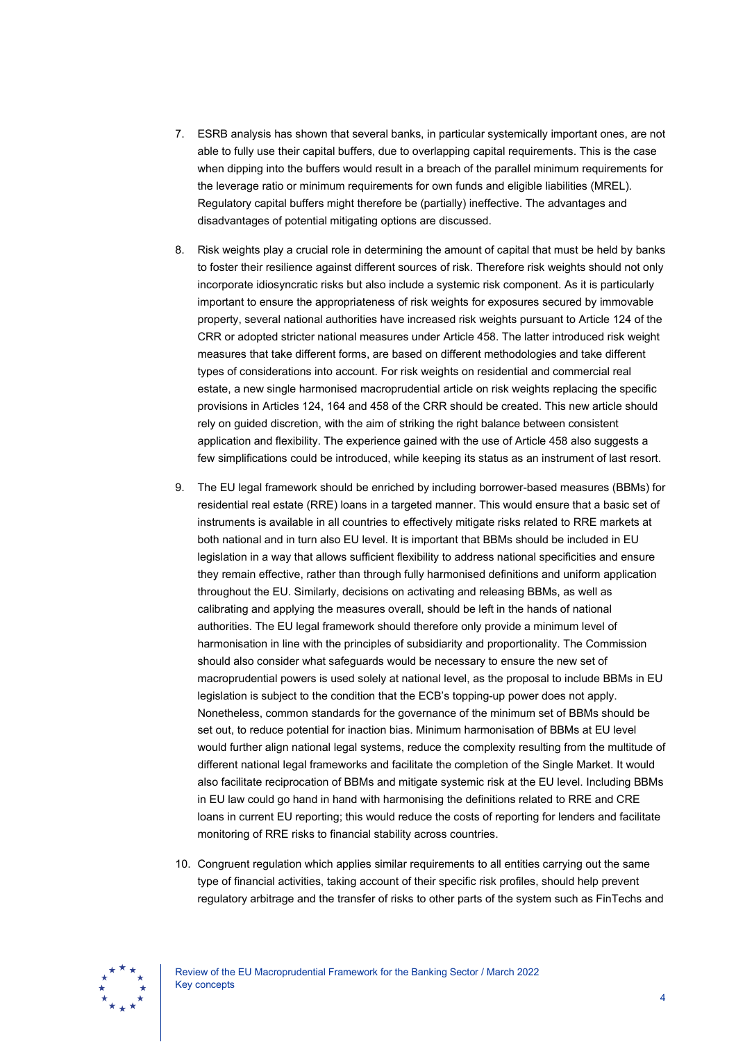7. ESRB analysis has shown that several banks, in particular systemically important ones, are not able to fully use their capital buffers, due to overlapping capital requirements. This is the case when dipping into the buffers would result in a breach of the parallel minimum requirements for the leverage ratio or minimum requirements for own funds and eligible liabilities (MREL). Regulatory capital buffers might therefore be (partially) ineffective. The advantages and disadvantages of potential mitigating options are discussed.

8. Risk weights play a crucial role in determining the amount of capital that must be held by banks to foster their resilience against different sources of risk. Therefore risk weights should not only incorporate idiosyncratic risks but also include a systemic risk component. As it is particularly important to ensure the appropriateness of risk weights for exposures secured by immovable property, several national authorities have increased risk weights pursuant to Article 124 of the CRR or adopted stricter national measures under Article 458. The latter introduced risk weight measures that take different forms, are based on different methodologies and take different types of considerations into account. For risk weights on residential and commercial real estate, a new single harmonised macroprudential article on risk weights replacing the specific provisions in Articles 124, 164 and 458 of the CRR should be created. This new article should rely on guided discretion, with the aim of striking the right balance between consistent application and flexibility. The experience gained with the use of Article 458 also suggests a few simplifications could be introduced, while keeping its status as an instrument of last resort.

9. The EU legal framework should be enriched by including borrower-based measures (BBMs) for residential real estate (RRE) loans in a targeted manner. This would ensure that a basic set of instruments is available in all countries to effectively mitigate risks related to RRE markets at both national and in turn also EU level. It is important that BBMs should be included in EU legislation in a way that allows sufficient flexibility to address national specificities and ensure they remain effective, rather than through fully harmonised definitions and uniform application throughout the EU. Similarly, decisions on activating and releasing BBMs, as well as calibrating and applying the measures overall, should be left in the hands of national authorities. The EU legal framework should therefore only provide a minimum level of harmonisation in line with the principles of subsidiarity and proportionality. The Commission should also consider what safeguards would be necessary to ensure the new set of macroprudential powers is used solely at national level, as the proposal to include BBMs in EU legislation is subject to the condition that the ECB's topping-up power does not apply. Nonetheless, common standards for the governance of the minimum set of BBMs should be set out, to reduce potential for inaction bias. Minimum harmonisation of BBMs at EU level would further align national legal systems, reduce the complexity resulting from the multitude of different national legal frameworks and facilitate the completion of the Single Market. It would also facilitate reciprocation of BBMs and mitigate systemic risk at the EU level. Including BBMs in EU law could go hand in hand with harmonising the definitions related to RRE and CRE loans in current EU reporting; this would reduce the costs of reporting for lenders and facilitate monitoring of RRE risks to financial stability across countries.

10. Congruent regulation which applies similar requirements to all entities carrying out the same type of financial activities, taking account of their specific risk profiles, should help prevent regulatory arbitrage and the transfer of risks to other parts of the system such as FinTechs and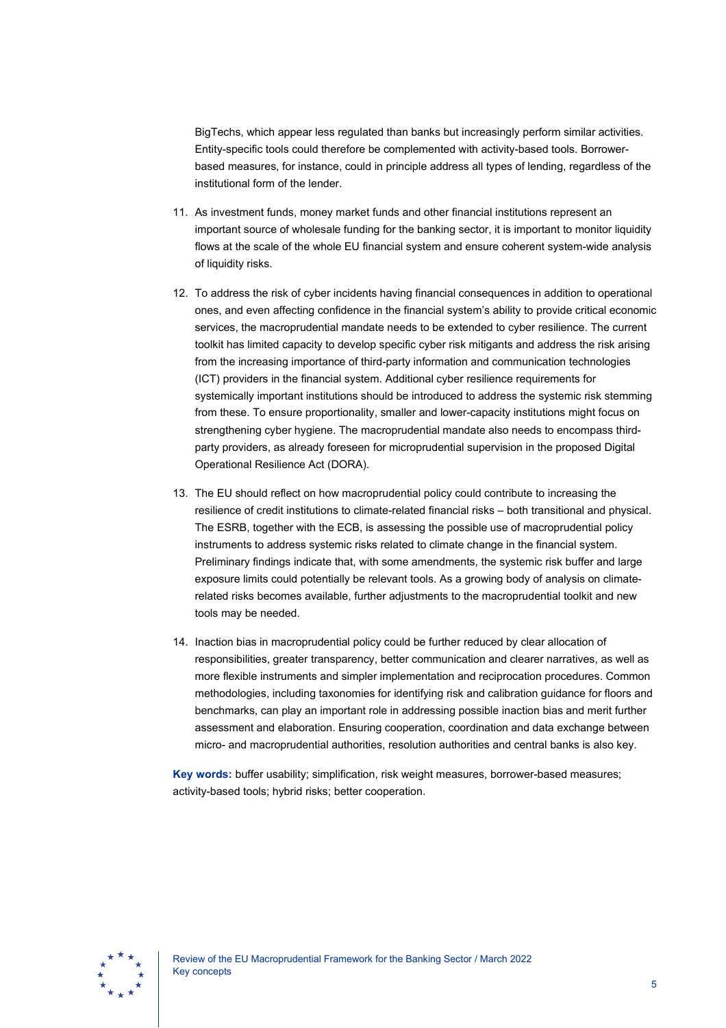BigTechs, which appear less regulated than banks but increasingly perform similar activities. Entity-specific tools could therefore be complemented with activity-based tools. Borrower-based measures, for instance, could in principle address all types of lending, regardless of the institutional form of the lender.

11. As investment funds, money market funds and other financial institutions represent an important source of wholesale funding for the banking sector, it is important to monitor liquidity flows at the scale of the whole EU financial system and ensure coherent system-wide analysis of liquidity risks.

12. To address the risk of cyber incidents having financial consequences in addition to operational ones, and even affecting confidence in the financial system's ability to provide critical economic services, the macroprudential mandate needs to be extended to cyber resilience. The current toolkit has limited capacity to develop specific cyber risk mitigants and address the risk arising from the increasing importance of third-party information and communication technologies (ICT) providers in the financial system. Additional cyber resilience requirements for systemically important institutions should be introduced to address the systemic risk stemming from these. To ensure proportionality, smaller and lower-capacity institutions might focus on strengthening cyber hygiene. The macroprudential mandate also needs to encompass third-party providers, as already foreseen for microprudential supervision in the proposed Digital Operational Resilience Act (DORA).

13. The EU should reflect on how macroprudential policy could contribute to increasing the resilience of credit institutions to climate-related financial risks – both transitional and physical. The ESRB, together with the ECB, is assessing the possible use of macroprudential policy instruments to address systemic risks related to climate change in the financial system. Preliminary findings indicate that, with some amendments, the systemic risk buffer and large exposure limits could potentially be relevant tools. As a growing body of analysis on climate-related risks becomes available, further adjustments to the macroprudential toolkit and new tools may be needed.

14. Inaction bias in macroprudential policy could be further reduced by clear allocation of responsibilities, greater transparency, better communication and clearer narratives, as well as more flexible instruments and simpler implementation and reciprocation procedures. Common methodologies, including taxonomies for identifying risk and calibration guidance for floors and benchmarks, can play an important role in addressing possible inaction bias and merit further assessment and elaboration. Ensuring cooperation, coordination and data exchange between micro- and macroprudential authorities, resolution authorities and central banks is also key.

**Key words:** buffer usability; simplification, risk weight measures, borrower-based measures; activity-based tools; hybrid risks; better cooperation.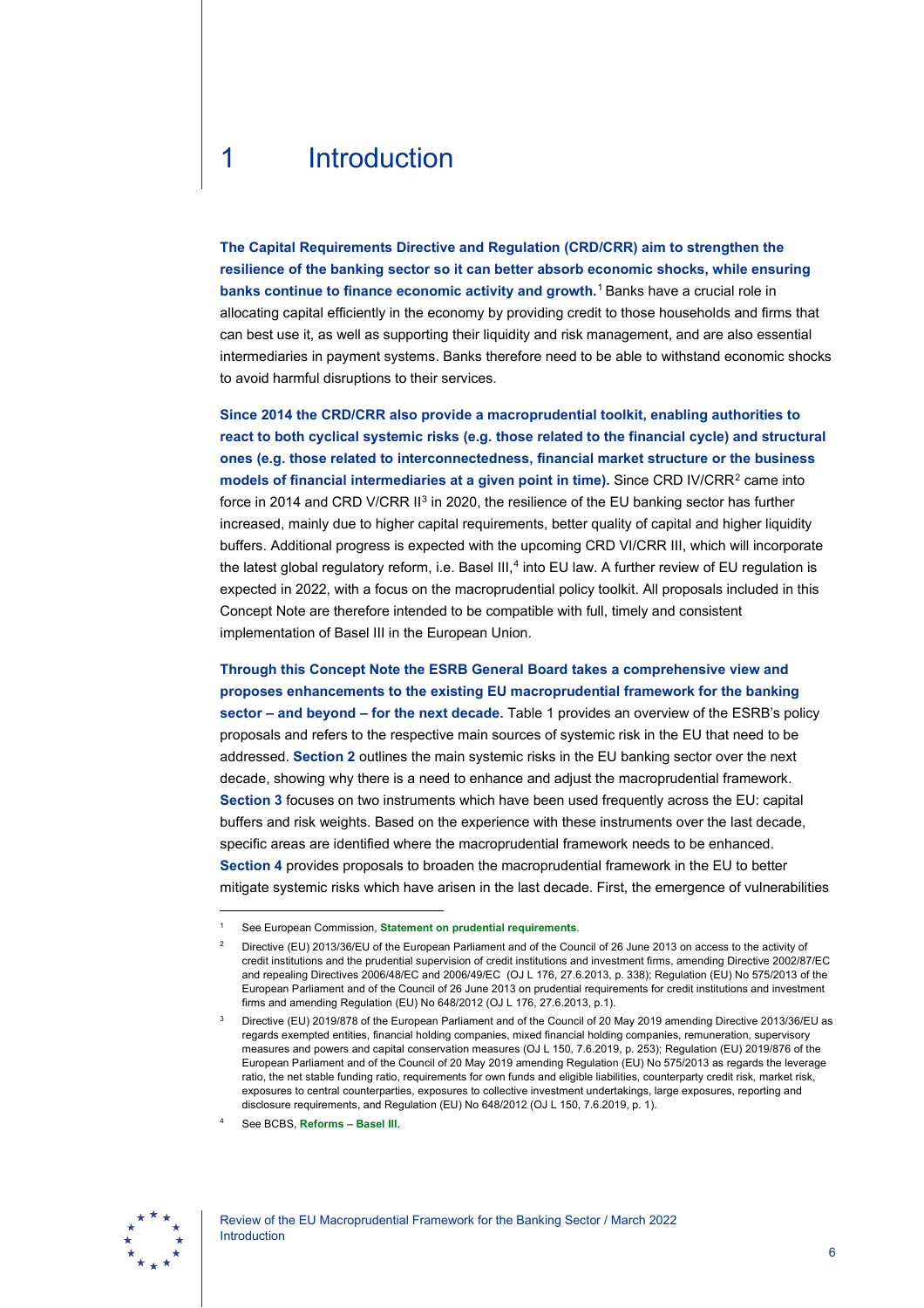# 1 Introduction

**The Capital Requirements Directive and Regulation (CRD/CRR) aim to strengthen the resilience of the banking sector so it can better absorb economic shocks, while ensuring banks continue to finance economic activity and growth.**[1] Banks have a crucial role in allocating capital efficiently in the economy by providing credit to those households and firms that can best use it, as well as supporting their liquidity and risk management, and are also essential intermediaries in payment systems. Banks therefore need to be able to withstand economic shocks to avoid harmful disruptions to their services.

**Since 2014 the CRD/CRR also provide a macroprudential toolkit, enabling authorities to react to both cyclical systemic risks (e.g. those related to the financial cycle) and structural ones (e.g. those related to interconnectedness, financial market structure or the business models of financial intermediaries at a given point in time).** Since CRD IV/CRR[2] came into force in 2014 and CRD V/CRR II[3] in 2020, the resilience of the EU banking sector has further increased, mainly due to higher capital requirements, better quality of capital and higher liquidity buffers. Additional progress is expected with the upcoming CRD VI/CRR III, which will incorporate the latest global regulatory reform, i.e. Basel III,[4] into EU law. A further review of EU regulation is expected in 2022, with a focus on the macroprudential policy toolkit. All proposals included in this Concept Note are therefore intended to be compatible with full, timely and consistent implementation of Basel III in the European Union.

**Through this Concept Note the ESRB General Board takes a comprehensive view and proposes enhancements to the existing EU macroprudential framework for the banking sector – and beyond – for the next decade.** Table 1 provides an overview of the ESRB's policy proposals and refers to the respective main sources of systemic risk in the EU that need to be addressed. **Section 2** outlines the main systemic risks in the EU banking sector over the next decade, showing why there is a need to enhance and adjust the macroprudential framework. **Section 3** focuses on two instruments which have been used frequently across the EU: capital buffers and risk weights. Based on the experience with these instruments over the last decade, specific areas are identified where the macroprudential framework needs to be enhanced. **Section 4** provides proposals to broaden the macroprudential framework in the EU to better mitigate systemic risks which have arisen in the last decade. First, the emergence of vulnerabilities

---

[1] See European Commission, **Statement on prudential requirements**.

[2] Directive (EU) 2013/36/EU of the European Parliament and of the Council of 26 June 2013 on access to the activity of credit institutions and the prudential supervision of credit institutions and investment firms, amending Directive 2002/87/EC and repealing Directives 2006/48/EC and 2006/49/EC (OJ L 176, 27.6.2013, p. 338); Regulation (EU) No 575/2013 of the European Parliament and of the Council of 26 June 2013 on prudential requirements for credit institutions and investment firms and amending Regulation (EU) No 648/2012 (OJ L 176, 27.6.2013, p.1).

[3] Directive (EU) 2019/878 of the European Parliament and of the Council of 20 May 2019 amending Directive 2013/36/EU as regards exempted entities, financial holding companies, mixed financial holding companies, remuneration, supervisory measures and powers and capital conservation measures (OJ L 150, 7.6.2019, p. 253); Regulation (EU) 2019/876 of the European Parliament and of the Council of 20 May 2019 amending Regulation (EU) No 575/2013 as regards the leverage ratio, the net stable funding ratio, requirements for own funds and eligible liabilities, counterparty credit risk, market risk, exposures to central counterparties, exposures to collective investment undertakings, large exposures, reporting and disclosure requirements, and Regulation (EU) No 648/2012 (OJ L 150, 7.6.2019, p. 1).

[4] See BCBS, **Reforms – Basel III**.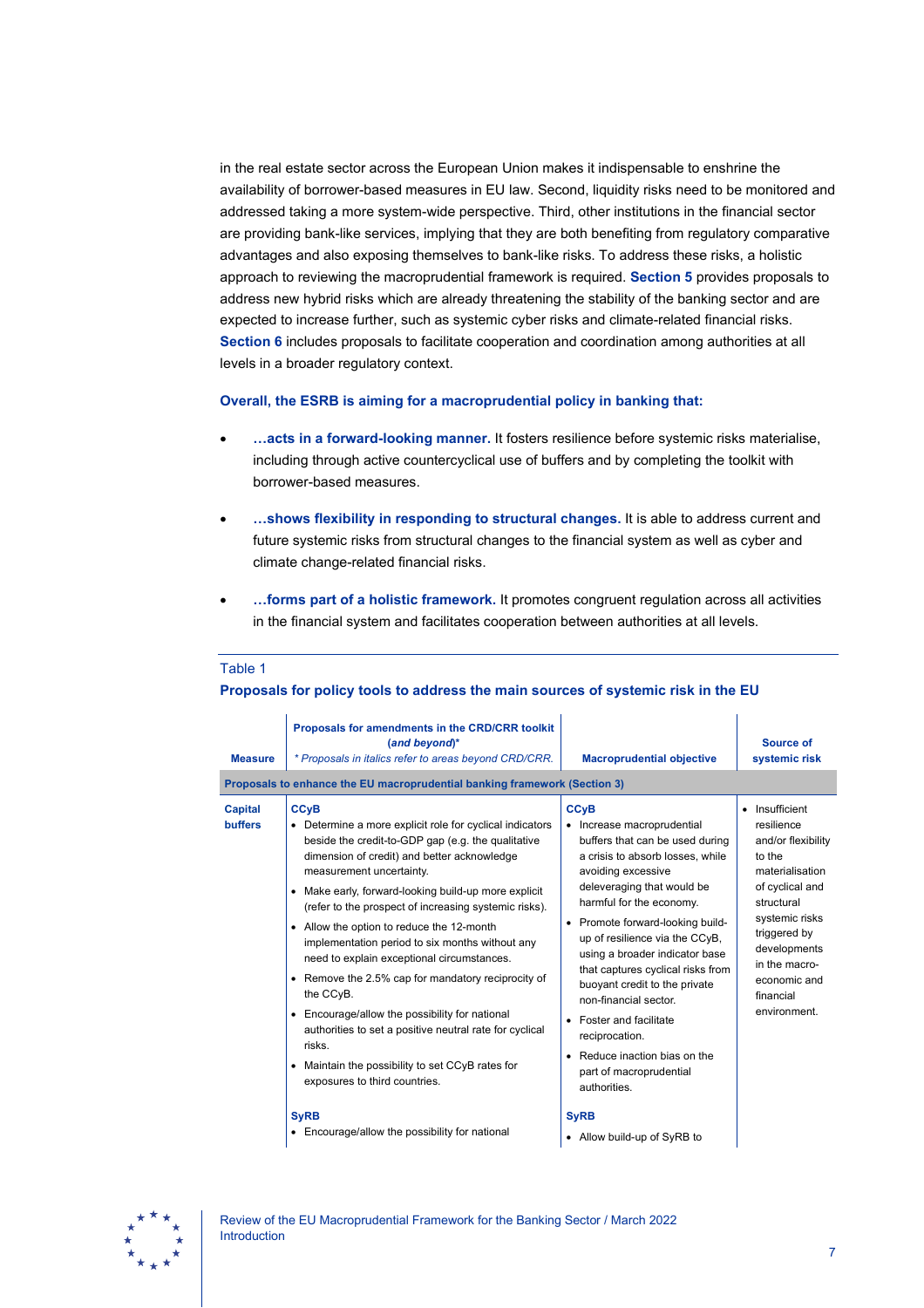in the real estate sector across the European Union makes it indispensable to enshrine the availability of borrower-based measures in EU law. Second, liquidity risks need to be monitored and addressed taking a more system-wide perspective. Third, other institutions in the financial sector are providing bank-like services, implying that they are both benefiting from regulatory comparative advantages and also exposing themselves to bank-like risks. To address these risks, a holistic approach to reviewing the macroprudential framework is required. **Section 5** provides proposals to address new hybrid risks which are already threatening the stability of the banking sector and are expected to increase further, such as systemic cyber risks and climate-related financial risks. **Section 6** includes proposals to facilitate cooperation and coordination among authorities at all levels in a broader regulatory context.

**Overall, the ESRB is aiming for a macroprudential policy in banking that:**

- **…acts in a forward-looking manner.** It fosters resilience before systemic risks materialise, including through active countercyclical use of buffers and by completing the toolkit with borrower-based measures.
- **…shows flexibility in responding to structural changes.** It is able to address current and future systemic risks from structural changes to the financial system as well as cyber and climate change-related financial risks.
- **…forms part of a holistic framework.** It promotes congruent regulation across all activities in the financial system and facilitates cooperation between authorities at all levels.

Table 1

**Proposals for policy tools to address the main sources of systemic risk in the EU**

| Measure | Proposals for amendments in the CRD/CRR toolkit (*and beyond*)* <br> *\* Proposals in italics refer to areas beyond CRD/CRR.* | Macroprudential objective | Source of systemic risk |
|---|---|---|---|
| **Proposals to enhance the EU macroprudential banking framework (Section 3)** | | | |
| **Capital buffers** | **CCyB** <br> • Determine a more explicit role for cyclical indicators beside the credit-to-GDP gap (e.g. the qualitative dimension of credit) and better acknowledge measurement uncertainty. <br> • Make early, forward-looking build-up more explicit (refer to the prospect of increasing systemic risks). <br> • Allow the option to reduce the 12-month implementation period to six months without any need to explain exceptional circumstances. <br> • Remove the 2.5% cap for mandatory reciprocity of the CCyB. <br> • Encourage/allow the possibility for national authorities to set a positive neutral rate for cyclical risks. <br> • Maintain the possibility to set CCyB rates for exposures to third countries. | **CCyB** <br> • Increase macroprudential buffers that can be used during a crisis to absorb losses, while avoiding excessive deleveraging that would be harmful for the economy. <br> • Promote forward-looking build-up of resilience via the CCyB, using a broader indicator base that captures cyclical risks from buoyant credit to the private non-financial sector. <br> • Foster and facilitate reciprocation. <br> • Reduce inaction bias on the part of macroprudential authorities. | • Insufficient resilience and/or flexibility to the materialisation of cyclical and structural systemic risks triggered by developments in the macro-economic and financial environment. |
| | **SyRB** <br> • Encourage/allow the possibility for national | **SyRB** <br> • Allow build-up of SyRB to | |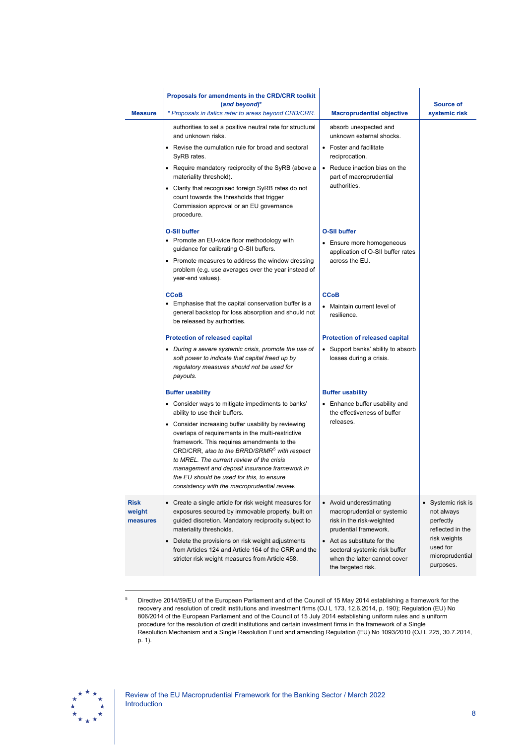| Measure | Proposals for amendments in the CRD/CRR toolkit (*and beyond*)* <br> * *Proposals in italics refer to areas beyond CRD/CRR.* | Macroprudential objective | Source of systemic risk |
|---|---|---|---|
| | authorities to set a positive neutral rate for structural and unknown risks.<br>• Revise the cumulation rule for broad and sectoral SyRB rates.<br>• Require mandatory reciprocity of the SyRB (above a materiality threshold).<br>• Clarify that recognised foreign SyRB rates do not count towards the thresholds that trigger Commission approval or an EU governance procedure. | absorb unexpected and unknown external shocks.<br>• Foster and facilitate reciprocation.<br>• Reduce inaction bias on the part of macroprudential authorities. | |
| | **O-SII buffer**<br>• Promote an EU-wide floor methodology with guidance for calibrating O-SII buffers.<br>• Promote measures to address the window dressing problem (e.g. use averages over the year instead of year-end values). | **O-SII buffer**<br>• Ensure more homogeneous application of O-SII buffer rates across the EU. | |
| | **CCoB**<br>• Emphasise that the capital conservation buffer is a general backstop for loss absorption and should not be released by authorities. | **CCoB**<br>• Maintain current level of resilience. | |
| | **Protection of released capital**<br>• *During a severe systemic crisis, promote the use of soft power to indicate that capital freed up by regulatory measures should not be used for payouts.* | **Protection of released capital**<br>• Support banks' ability to absorb losses during a crisis. | |
| | **Buffer usability**<br>• Consider ways to mitigate impediments to banks' ability to use their buffers.<br>• Consider increasing buffer usability by reviewing overlaps of requirements in the multi-restrictive framework. This requires amendments to the CRD/CRR, *also to the BRRD/SRMR*[5] *with respect to MREL. The current review of the crisis management and deposit insurance framework in the EU should be used for this, to ensure consistency with the macroprudential review.* | **Buffer usability**<br>• Enhance buffer usability and the effectiveness of buffer releases. | |
| **Risk weight measures** | • Create a single article for risk weight measures for exposures secured by immovable property, built on guided discretion. Mandatory reciprocity subject to materiality thresholds.<br>• Delete the provisions on risk weight adjustments from Articles 124 and Article 164 of the CRR and the stricter risk weight measures from Article 458. | • Avoid underestimating macroprudential or systemic risk in the risk-weighted prudential framework.<br>• Act as substitute for the sectoral systemic risk buffer when the latter cannot cover the targeted risk. | • Systemic risk is not always perfectly reflected in the risk weights used for microprudential purposes. |

[5] Directive 2014/59/EU of the European Parliament and of the Council of 15 May 2014 establishing a framework for the recovery and resolution of credit institutions and investment firms (OJ L 173, 12.6.2014, p. 190); Regulation (EU) No 806/2014 of the European Parliament and of the Council of 15 July 2014 establishing uniform rules and a uniform procedure for the resolution of credit institutions and certain investment firms in the framework of a Single Resolution Mechanism and a Single Resolution Fund and amending Regulation (EU) No 1093/2010 (OJ L 225, 30.7.2014, p. 1).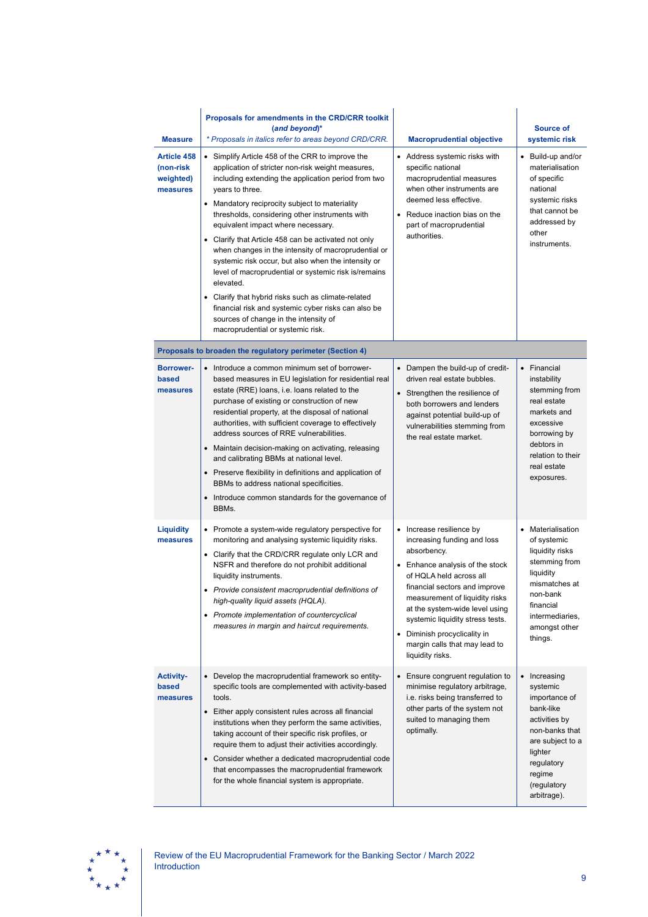| Measure | Proposals for amendments in the CRD/CRR toolkit (*and beyond*)* <br> *\* Proposals in italics refer to areas beyond CRD/CRR.* | Macroprudential objective | Source of systemic risk |
|---|---|---|---|
| **Article 458 (non-risk weighted) measures** | • Simplify Article 458 of the CRR to improve the application of stricter non-risk weight measures, including extending the application period from two years to three.<br>• Mandatory reciprocity subject to materiality thresholds, considering other instruments with equivalent impact where necessary.<br>• Clarify that Article 458 can be activated not only when changes in the intensity of macroprudential or systemic risk occur, but also when the intensity or level of macroprudential or systemic risk is/remains elevated.<br>• Clarify that hybrid risks such as climate-related financial risk and systemic cyber risks can also be sources of change in the intensity of macroprudential or systemic risk. | • Address systemic risks with specific national macroprudential measures when other instruments are deemed less effective.<br>• Reduce inaction bias on the part of macroprudential authorities. | • Build-up and/or materialisation of specific national systemic risks that cannot be addressed by other instruments. |
| **Proposals to broaden the regulatory perimeter (Section 4)** | | | |
| **Borrower-based measures** | • Introduce a common minimum set of borrower-based measures in EU legislation for residential real estate (RRE) loans, i.e. loans related to the purchase of existing or construction of new residential property, at the disposal of national authorities, with sufficient coverage to effectively address sources of RRE vulnerabilities.<br>• Maintain decision-making on activating, releasing and calibrating BBMs at national level.<br>• Preserve flexibility in definitions and application of BBMs to address national specificities.<br>• Introduce common standards for the governance of BBMs. | • Dampen the build-up of credit-driven real estate bubbles.<br>• Strengthen the resilience of both borrowers and lenders against potential build-up of vulnerabilities stemming from the real estate market. | • Financial instability stemming from real estate markets and excessive borrowing by debtors in relation to their real estate exposures. |
| **Liquidity measures** | • Promote a system-wide regulatory perspective for monitoring and analysing systemic liquidity risks.<br>• Clarify that the CRD/CRR regulate only LCR and NSFR and therefore do not prohibit additional liquidity instruments.<br>• *Provide consistent macroprudential definitions of high-quality liquid assets (HQLA).*<br>• *Promote implementation of countercyclical measures in margin and haircut requirements.* | • Increase resilience by increasing funding and loss absorbency.<br>• Enhance analysis of the stock of HQLA held across all financial sectors and improve measurement of liquidity risks at the system-wide level using systemic liquidity stress tests.<br>• Diminish procyclicality in margin calls that may lead to liquidity risks. | • Materialisation of systemic liquidity risks stemming from liquidity mismatches at non-bank financial intermediaries, amongst other things. |
| **Activity-based measures** | • Develop the macroprudential framework so entity-specific tools are complemented with activity-based tools.<br>• Either apply consistent rules across all financial institutions when they perform the same activities, taking account of their specific risk profiles, or require them to adjust their activities accordingly.<br>• Consider whether a dedicated macroprudential code that encompasses the macroprudential framework for the whole financial system is appropriate. | • Ensure congruent regulation to minimise regulatory arbitrage, i.e. risks being transferred to other parts of the system not suited to managing them optimally. | • Increasing systemic importance of bank-like activities by non-banks that are subject to a lighter regulatory regime (regulatory arbitrage). |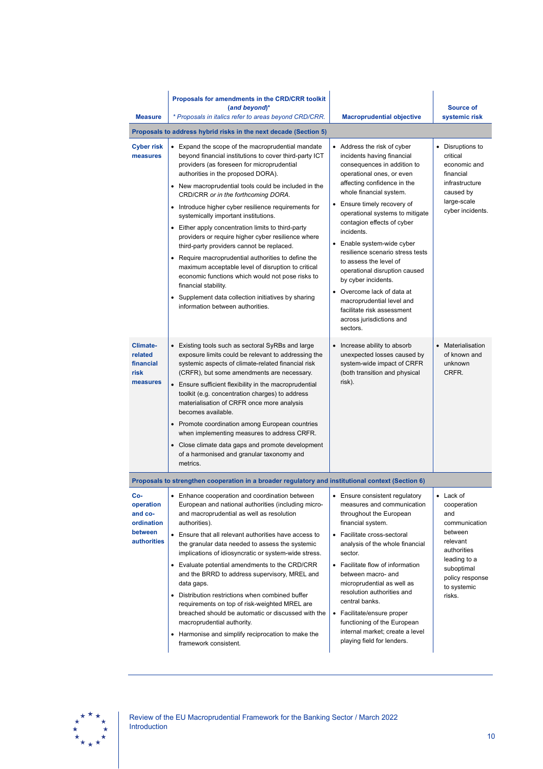| Measure | Proposals for amendments in the CRD/CRR toolkit (*and beyond*)* <br> *\* Proposals in italics refer to areas beyond CRD/CRR.* | Macroprudential objective | Source of systemic risk |
|---|---|---|---|
| **Proposals to address hybrid risks in the next decade (Section 5)** | | | |
| **Cyber risk measures** | • Expand the scope of the macroprudential mandate beyond financial institutions to cover third-party ICT providers (as foreseen for microprudential authorities in the proposed DORA).<br>• New macroprudential tools could be included in the CRD/CRR *or in the forthcoming DORA*.<br>• Introduce higher cyber resilience requirements for systemically important institutions.<br>• Either apply concentration limits to third-party providers or require higher cyber resilience where third-party providers cannot be replaced.<br>• Require macroprudential authorities to define the maximum acceptable level of disruption to critical economic functions which would not pose risks to financial stability.<br>• Supplement data collection initiatives by sharing information between authorities. | • Address the risk of cyber incidents having financial consequences in addition to operational ones, or even affecting confidence in the whole financial system.<br>• Ensure timely recovery of operational systems to mitigate contagion effects of cyber incidents.<br>• Enable system-wide cyber resilience scenario stress tests to assess the level of operational disruption caused by cyber incidents.<br>• Overcome lack of data at macroprudential level and facilitate risk assessment across jurisdictions and sectors. | • Disruptions to critical economic and financial infrastructure caused by large-scale cyber incidents. |
| **Climate-related financial risk measures** | • Existing tools such as sectoral SyRBs and large exposure limits could be relevant to addressing the systemic aspects of climate-related financial risk (CRFR), but some amendments are necessary.<br>• Ensure sufficient flexibility in the macroprudential toolkit (e.g. concentration charges) to address materialisation of CRFR once more analysis becomes available.<br>• Promote coordination among European countries when implementing measures to address CRFR.<br>• Close climate data gaps and promote development of a harmonised and granular taxonomy and metrics. | • Increase ability to absorb unexpected losses caused by system-wide impact of CRFR (both transition and physical risk). | • Materialisation of known and unknown CRFR. |
| **Proposals to strengthen cooperation in a broader regulatory and institutional context (Section 6)** | | | |
| **Co-operation and co-ordination between authorities** | • Enhance cooperation and coordination between European and national authorities (including micro- and macroprudential as well as resolution authorities).<br>• Ensure that all relevant authorities have access to the granular data needed to assess the systemic implications of idiosyncratic or system-wide stress.<br>• Evaluate potential amendments to the CRD/CRR and the BRRD to address supervisory, MREL and data gaps.<br>• Distribution restrictions when combined buffer requirements on top of risk-weighted MREL are breached should be automatic or discussed with the macroprudential authority.<br>• Harmonise and simplify reciprocation to make the framework consistent. | • Ensure consistent regulatory measures and communication throughout the European financial system.<br>• Facilitate cross-sectoral analysis of the whole financial sector.<br>• Facilitate flow of information between macro- and microprudential as well as resolution authorities and central banks.<br>• Facilitate/ensure proper functioning of the European internal market; create a level playing field for lenders. | • Lack of cooperation and communication between relevant authorities leading to a suboptimal policy response to systemic risks. |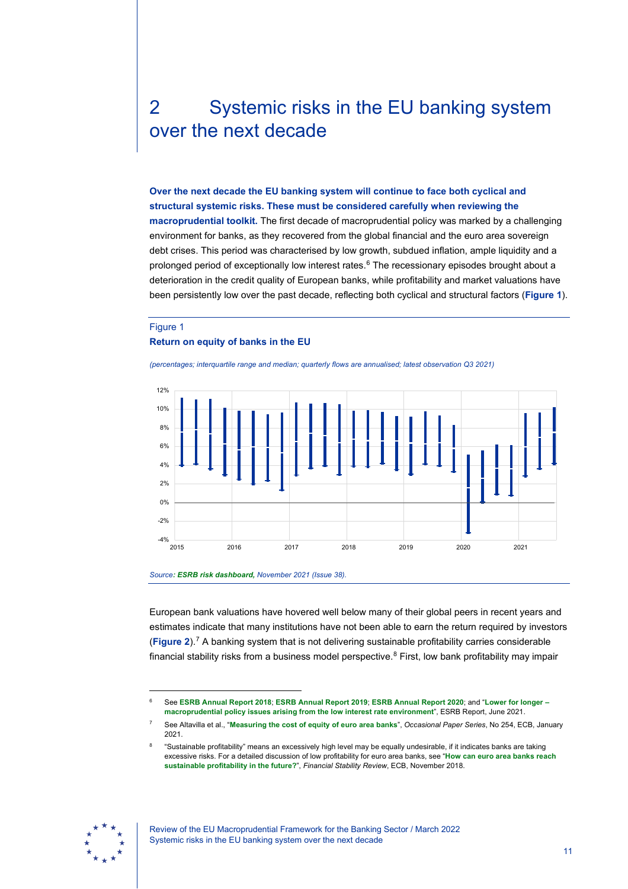# 2 Systemic risks in the EU banking system over the next decade

**Over the next decade the EU banking system will continue to face both cyclical and structural systemic risks. These must be considered carefully when reviewing the macroprudential toolkit.** The first decade of macroprudential policy was marked by a challenging environment for banks, as they recovered from the global financial and the euro area sovereign debt crises. This period was characterised by low growth, subdued inflation, ample liquidity and a prolonged period of exceptionally low interest rates.[6] The recessionary episodes brought about a deterioration in the credit quality of European banks, while profitability and market valuations have been persistently low over the past decade, reflecting both cyclical and structural factors (**Figure 1**).

Figure 1
**Return on equity of banks in the EU**

*(percentages; interquartile range and median; quarterly flows are annualised; latest observation Q3 2021)*

*Source: **ESRB risk dashboard**, November 2021 (Issue 38).*

European bank valuations have hovered well below many of their global peers in recent years and estimates indicate that many institutions have not been able to earn the return required by investors (**Figure 2**).[7] A banking system that is not delivering sustainable profitability carries considerable financial stability risks from a business model perspective.[8] First, low bank profitability may impair

---

[6] See **ESRB Annual Report 2018**; **ESRB Annual Report 2019**; **ESRB Annual Report 2020**; and "**Lower for longer – macroprudential policy issues arising from the low interest rate environment**", ESRB Report, June 2021.

[7] See Altavilla et al., "**Measuring the cost of equity of euro area banks**", *Occasional Paper Series*, No 254, ECB, January 2021.

[8] "Sustainable profitability" means an excessively high level may be equally undesirable, if it indicates banks are taking excessive risks. For a detailed discussion of low profitability for euro area banks, see "**How can euro area banks reach sustainable profitability in the future?**", *Financial Stability Review*, ECB, November 2018.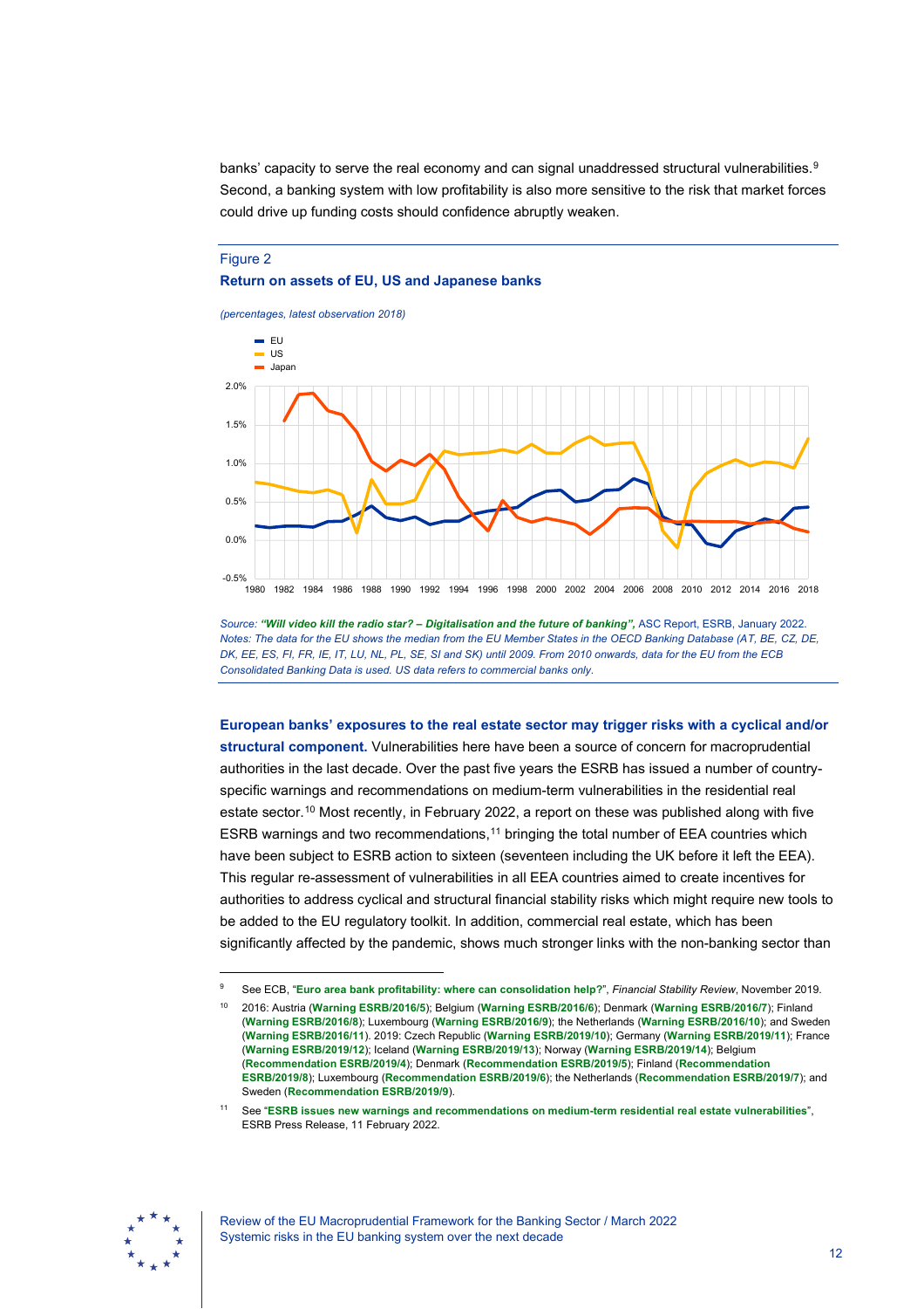banks' capacity to serve the real economy and can signal unaddressed structural vulnerabilities.[9] Second, a banking system with low profitability is also more sensitive to the risk that market forces could drive up funding costs should confidence abruptly weaken.

Figure 2

**Return on assets of EU, US and Japanese banks**

*(percentages, latest observation 2018)*

*Source: **"Will video kill the radio star? – Digitalisation and the future of banking"**, ASC Report, ESRB, January 2022.*
*Notes: The data for the EU shows the median from the EU Member States in the OECD Banking Database (AT, BE, CZ, DE, DK, EE, ES, FI, FR, IE, IT, LU, NL, PL, SE, SI and SK) until 2009. From 2010 onwards, data for the EU from the ECB Consolidated Banking Data is used. US data refers to commercial banks only.*

**European banks' exposures to the real estate sector may trigger risks with a cyclical and/or structural component.** Vulnerabilities here have been a source of concern for macroprudential authorities in the last decade. Over the past five years the ESRB has issued a number of country-specific warnings and recommendations on medium-term vulnerabilities in the residential real estate sector.[10] Most recently, in February 2022, a report on these was published along with five ESRB warnings and two recommendations,[11] bringing the total number of EEA countries which have been subject to ESRB action to sixteen (seventeen including the UK before it left the EEA). This regular re-assessment of vulnerabilities in all EEA countries aimed to create incentives for authorities to address cyclical and structural financial stability risks which might require new tools to be added to the EU regulatory toolkit. In addition, commercial real estate, which has been significantly affected by the pandemic, shows much stronger links with the non-banking sector than

---

[9] See ECB, "**Euro area bank profitability: where can consolidation help?**", *Financial Stability Review*, November 2019.

[10] 2016: Austria (**Warning ESRB/2016/5**); Belgium (**Warning ESRB/2016/6**); Denmark (**Warning ESRB/2016/7**); Finland (**Warning ESRB/2016/8**); Luxembourg (**Warning ESRB/2016/9**); the Netherlands (**Warning ESRB/2016/10**); and Sweden (**Warning ESRB/2016/11**). 2019: Czech Republic (**Warning ESRB/2019/10**); Germany (**Warning ESRB/2019/11**); France (**Warning ESRB/2019/12**); Iceland (**Warning ESRB/2019/13**); Norway (**Warning ESRB/2019/14**); Belgium (**Recommendation ESRB/2019/4**); Denmark (**Recommendation ESRB/2019/5**); Finland (**Recommendation ESRB/2019/8**); Luxembourg (**Recommendation ESRB/2019/6**); the Netherlands (**Recommendation ESRB/2019/7**); and Sweden (**Recommendation ESRB/2019/9**).

[11] See "**ESRB issues new warnings and recommendations on medium-term residential real estate vulnerabilities**", ESRB Press Release, 11 February 2022.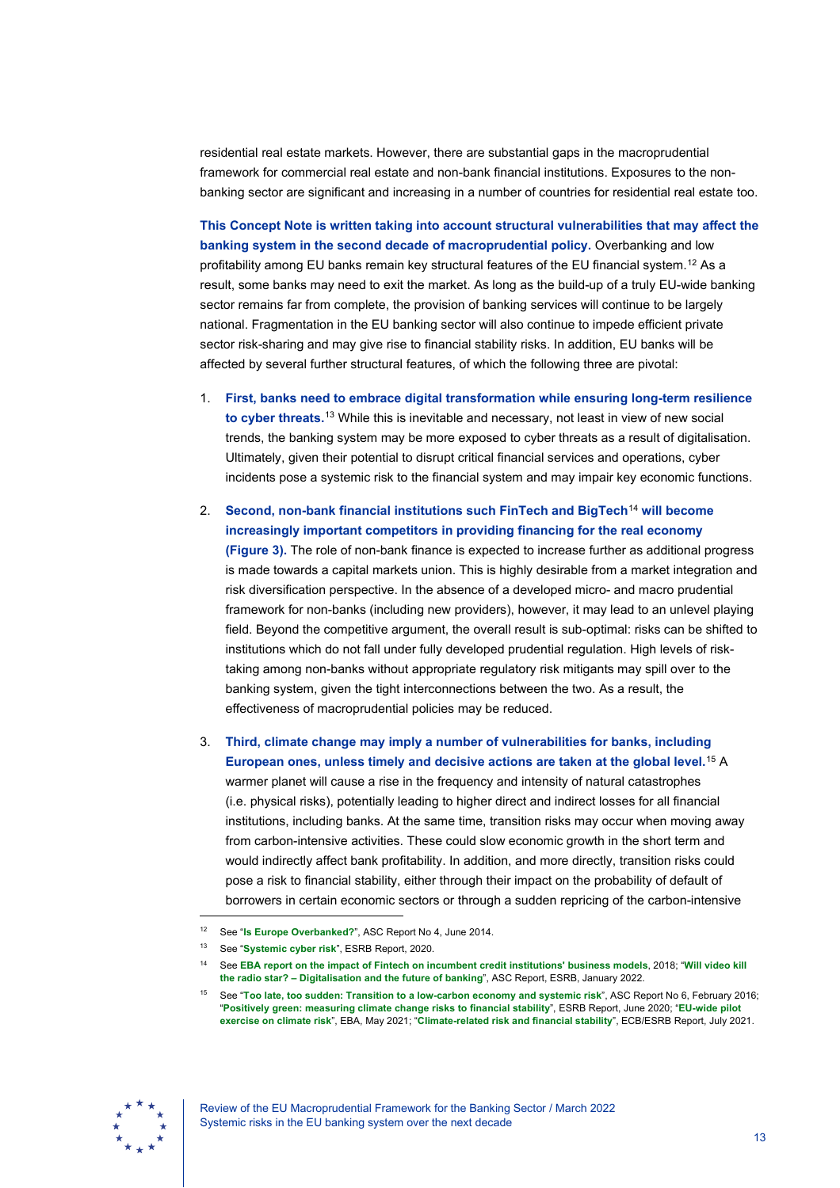residential real estate markets. However, there are substantial gaps in the macroprudential framework for commercial real estate and non-bank financial institutions. Exposures to the non-banking sector are significant and increasing in a number of countries for residential real estate too.

**This Concept Note is written taking into account structural vulnerabilities that may affect the banking system in the second decade of macroprudential policy.** Overbanking and low profitability among EU banks remain key structural features of the EU financial system.[12] As a result, some banks may need to exit the market. As long as the build-up of a truly EU-wide banking sector remains far from complete, the provision of banking services will continue to be largely national. Fragmentation in the EU banking sector will also continue to impede efficient private sector risk-sharing and may give rise to financial stability risks. In addition, EU banks will be affected by several further structural features, of which the following three are pivotal:

1. **First, banks need to embrace digital transformation while ensuring long-term resilience to cyber threats.**[13] While this is inevitable and necessary, not least in view of new social trends, the banking system may be more exposed to cyber threats as a result of digitalisation. Ultimately, given their potential to disrupt critical financial services and operations, cyber incidents pose a systemic risk to the financial system and may impair key economic functions.

2. **Second, non-bank financial institutions such FinTech and BigTech**[14] **will become increasingly important competitors in providing financing for the real economy (Figure 3).** The role of non-bank finance is expected to increase further as additional progress is made towards a capital markets union. This is highly desirable from a market integration and risk diversification perspective. In the absence of a developed micro- and macro prudential framework for non-banks (including new providers), however, it may lead to an unlevel playing field. Beyond the competitive argument, the overall result is sub-optimal: risks can be shifted to institutions which do not fall under fully developed prudential regulation. High levels of risk-taking among non-banks without appropriate regulatory risk mitigants may spill over to the banking system, given the tight interconnections between the two. As a result, the effectiveness of macroprudential policies may be reduced.

3. **Third, climate change may imply a number of vulnerabilities for banks, including European ones, unless timely and decisive actions are taken at the global level.**[15] A warmer planet will cause a rise in the frequency and intensity of natural catastrophes (i.e. physical risks), potentially leading to higher direct and indirect losses for all financial institutions, including banks. At the same time, transition risks may occur when moving away from carbon-intensive activities. These could slow economic growth in the short term and would indirectly affect bank profitability. In addition, and more directly, transition risks could pose a risk to financial stability, either through their impact on the probability of default of borrowers in certain economic sectors or through a sudden repricing of the carbon-intensive

---

[12] See "**Is Europe Overbanked?**", ASC Report No 4, June 2014.

[13] See "**Systemic cyber risk**", ESRB Report, 2020.

[14] See **EBA report on the impact of Fintech on incumbent credit institutions' business models**, 2018; "**Will video kill the radio star? – Digitalisation and the future of banking**", ASC Report, ESRB, January 2022.

[15] See "**Too late, too sudden: Transition to a low-carbon economy and systemic risk**", ASC Report No 6, February 2016; "**Positively green: measuring climate change risks to financial stability**", ESRB Report, June 2020; "**EU-wide pilot exercise on climate risk**", EBA, May 2021; "**Climate-related risk and financial stability**", ECB/ESRB Report, July 2021.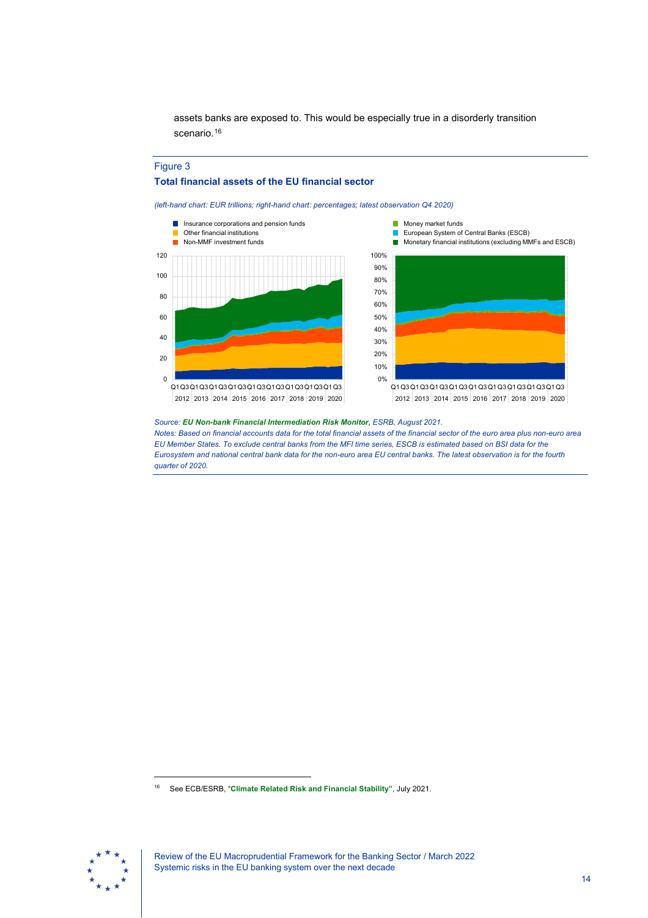assets banks are exposed to. This would be especially true in a disorderly transition scenario.[16]

### Figure 3

**Total financial assets of the EU financial sector**

*(left-hand chart: EUR trillions; right-hand chart: percentages; latest observation Q4 2020)*

*Source: **EU Non-bank Financial Intermediation Risk Monitor**, ESRB, August 2021.*

*Notes: Based on financial accounts data for the total financial assets of the financial sector of the euro area plus non-euro area EU Member States. To exclude central banks from the MFI time series, ESCB is estimated based on BSI data for the Eurosystem and national central bank data for the non-euro area EU central banks. The latest observation is for the fourth quarter of 2020.*

---

[16] See ECB/ESRB, "**Climate Related Risk and Financial Stability**", July 2021.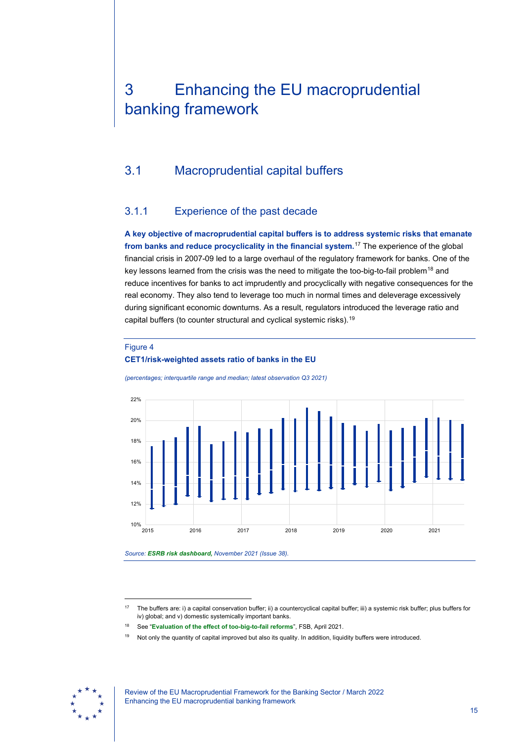# 3 Enhancing the EU macroprudential banking framework

## 3.1 Macroprudential capital buffers

### 3.1.1 Experience of the past decade

**A key objective of macroprudential capital buffers is to address systemic risks that emanate from banks and reduce procyclicality in the financial system.**[17] The experience of the global financial crisis in 2007-09 led to a large overhaul of the regulatory framework for banks. One of the key lessons learned from the crisis was the need to mitigate the too-big-to-fail problem[18] and reduce incentives for banks to act imprudently and procyclically with negative consequences for the real economy. They also tend to leverage too much in normal times and deleverage excessively during significant economic downturns. As a result, regulators introduced the leverage ratio and capital buffers (to counter structural and cyclical systemic risks).[19]

Figure 4
**CET1/risk-weighted assets ratio of banks in the EU**

*(percentages; interquartile range and median; latest observation Q3 2021)*

*Source: **ESRB risk dashboard,** November 2021 (Issue 38).*

---

[17] The buffers are: i) a capital conservation buffer; ii) a countercyclical capital buffer; iii) a systemic risk buffer; plus buffers for iv) global; and v) domestic systemically important banks.

[18] See "**Evaluation of the effect of too-big-to-fail reforms**", FSB, April 2021.

[19] Not only the quantity of capital improved but also its quality. In addition, liquidity buffers were introduced.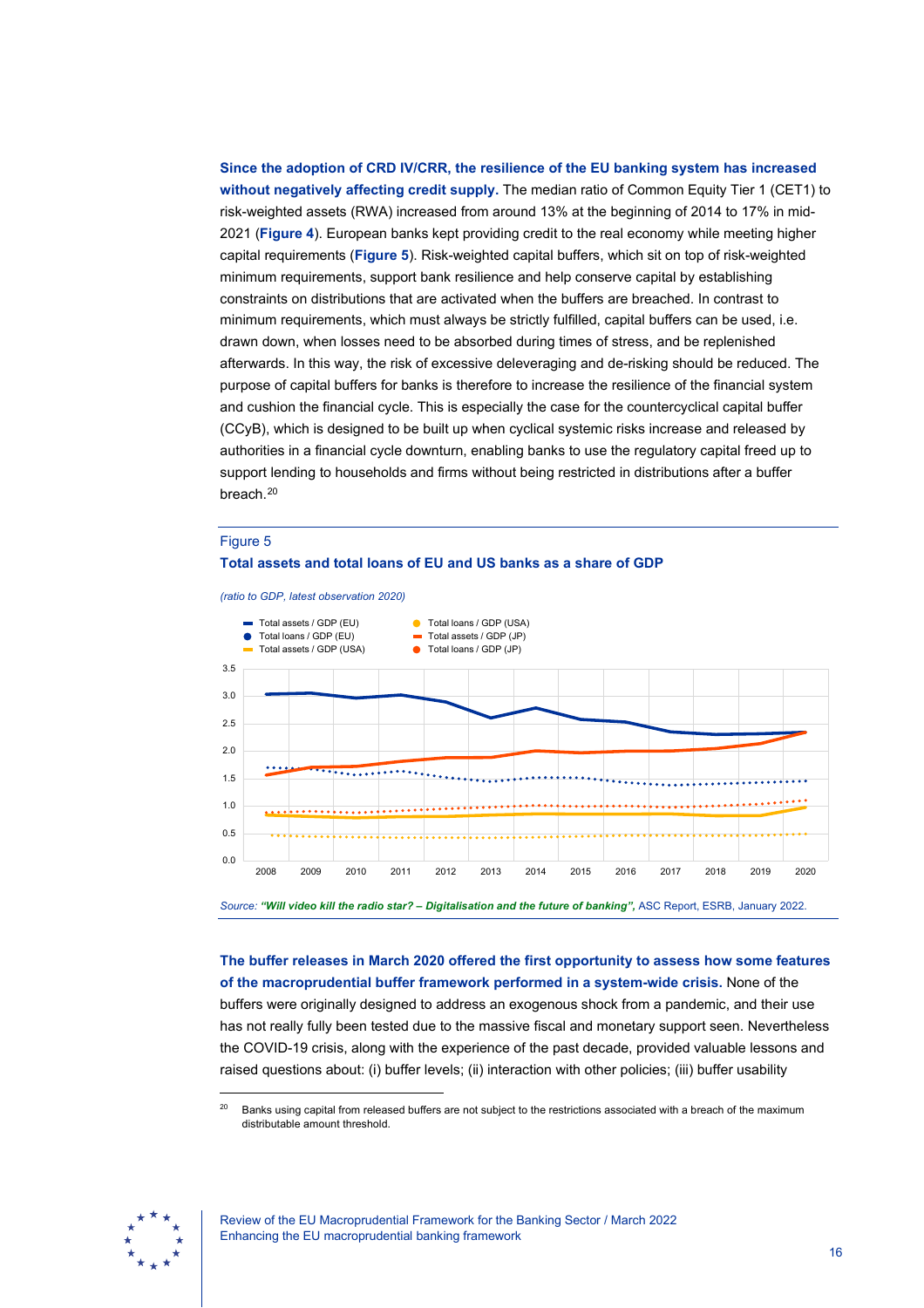**Since the adoption of CRD IV/CRR, the resilience of the EU banking system has increased without negatively affecting credit supply.** The median ratio of Common Equity Tier 1 (CET1) to risk-weighted assets (RWA) increased from around 13% at the beginning of 2014 to 17% in mid-2021 (**Figure 4**). European banks kept providing credit to the real economy while meeting higher capital requirements (**Figure 5**). Risk-weighted capital buffers, which sit on top of risk-weighted minimum requirements, support bank resilience and help conserve capital by establishing constraints on distributions that are activated when the buffers are breached. In contrast to minimum requirements, which must always be strictly fulfilled, capital buffers can be used, i.e. drawn down, when losses need to be absorbed during times of stress, and be replenished afterwards. In this way, the risk of excessive deleveraging and de-risking should be reduced. The purpose of capital buffers for banks is therefore to increase the resilience of the financial system and cushion the financial cycle. This is especially the case for the countercyclical capital buffer (CCyB), which is designed to be built up when cyclical systemic risks increase and released by authorities in a financial cycle downturn, enabling banks to use the regulatory capital freed up to support lending to households and firms without being restricted in distributions after a buffer breach.[20]

Figure 5

**Total assets and total loans of EU and US banks as a share of GDP**

*(ratio to GDP, latest observation 2020)*

Source: ***"Will video kill the radio star? – Digitalisation and the future of banking"***, ASC Report, ESRB, January 2022.

**The buffer releases in March 2020 offered the first opportunity to assess how some features of the macroprudential buffer framework performed in a system-wide crisis.** None of the buffers were originally designed to address an exogenous shock from a pandemic, and their use has not really fully been tested due to the massive fiscal and monetary support seen. Nevertheless the COVID-19 crisis, along with the experience of the past decade, provided valuable lessons and raised questions about: (i) buffer levels; (ii) interaction with other policies; (iii) buffer usability

[20] Banks using capital from released buffers are not subject to the restrictions associated with a breach of the maximum distributable amount threshold.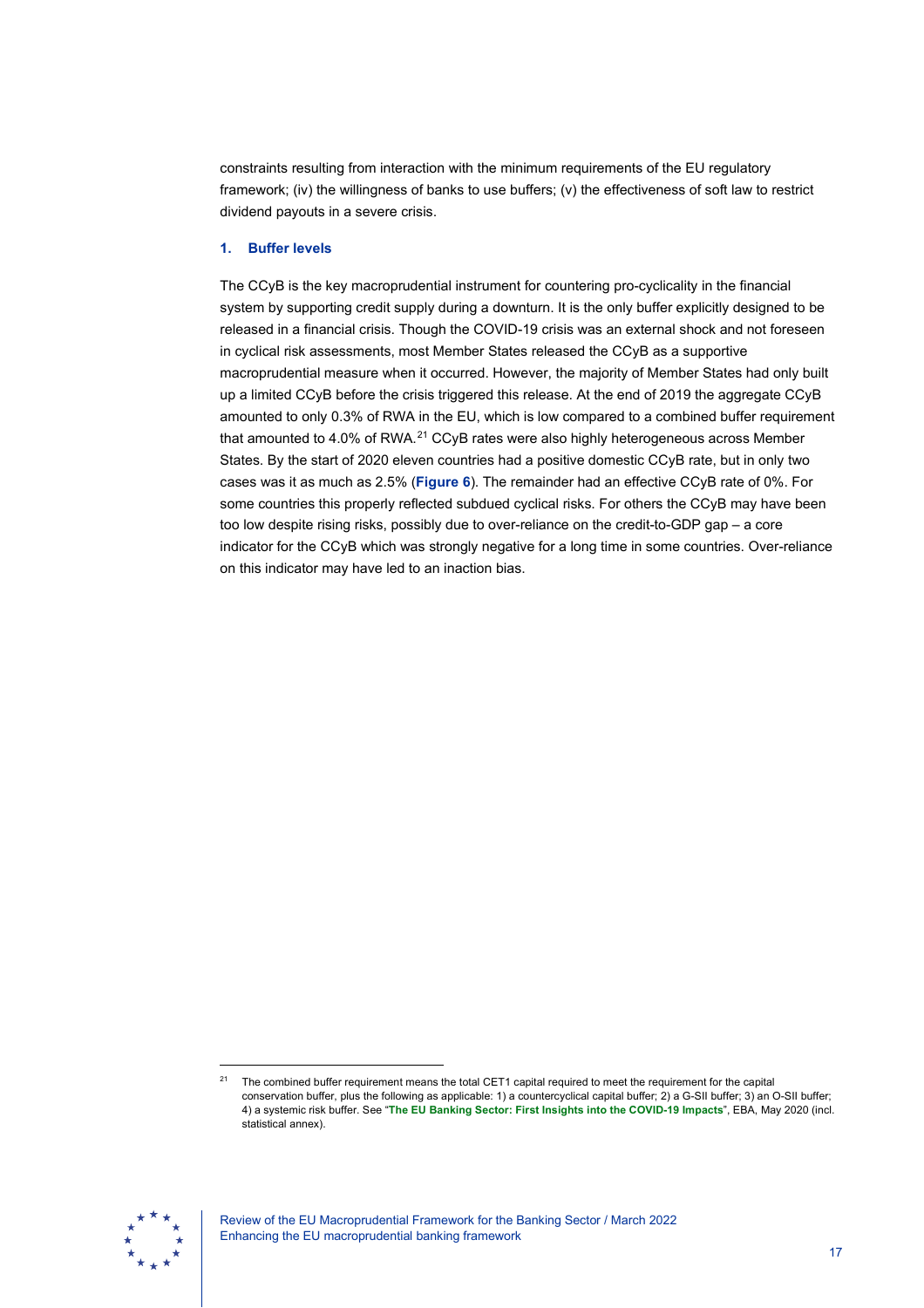constraints resulting from interaction with the minimum requirements of the EU regulatory framework; (iv) the willingness of banks to use buffers; (v) the effectiveness of soft law to restrict dividend payouts in a severe crisis.

### 1. Buffer levels

The CCyB is the key macroprudential instrument for countering pro-cyclicality in the financial system by supporting credit supply during a downturn. It is the only buffer explicitly designed to be released in a financial crisis. Though the COVID-19 crisis was an external shock and not foreseen in cyclical risk assessments, most Member States released the CCyB as a supportive macroprudential measure when it occurred. However, the majority of Member States had only built up a limited CCyB before the crisis triggered this release. At the end of 2019 the aggregate CCyB amounted to only 0.3% of RWA in the EU, which is low compared to a combined buffer requirement that amounted to 4.0% of RWA.[21] CCyB rates were also highly heterogeneous across Member States. By the start of 2020 eleven countries had a positive domestic CCyB rate, but in only two cases was it as much as 2.5% (**Figure 6**). The remainder had an effective CCyB rate of 0%. For some countries this properly reflected subdued cyclical risks. For others the CCyB may have been too low despite rising risks, possibly due to over-reliance on the credit-to-GDP gap – a core indicator for the CCyB which was strongly negative for a long time in some countries. Over-reliance on this indicator may have led to an inaction bias.

---

[21] The combined buffer requirement means the total CET1 capital required to meet the requirement for the capital conservation buffer, plus the following as applicable: 1) a countercyclical capital buffer; 2) a G-SII buffer; 3) an O-SII buffer; 4) a systemic risk buffer. See "**The EU Banking Sector: First Insights into the COVID-19 Impacts**", EBA, May 2020 (incl. statistical annex).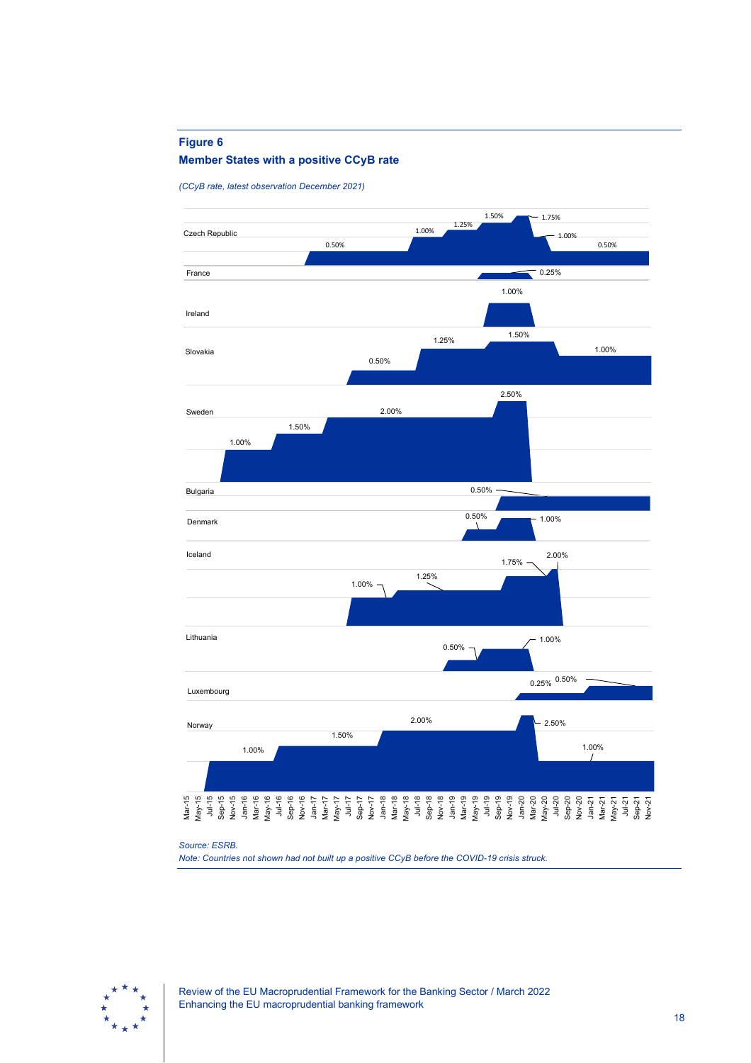**Figure 6**

**Member States with a positive CCyB rate**

*(CCyB rate, latest observation December 2021)*

Czech Republic: 0.50%, 1.00%, 1.25%, 1.50%, 1.75%, 1.00%, 0.50%

France: 0.25%

Ireland: 1.00%

Slovakia: 0.50%, 1.25%, 1.50%, 1.00%

Sweden: 1.00%, 1.50%, 2.00%, 2.50%

Bulgaria: 0.50%

Denmark: 0.50%, 1.00%

Iceland: 1.00%, 1.25%, 1.75%, 2.00%

Lithuania: 0.50%, 1.00%

Luxembourg: 0.25%, 0.50%

Norway: 1.00%, 1.50%, 2.00%, 2.50%, 1.00%

Mar-15, May-15, Jul-15, Sep-15, Nov-15, Jan-16, Mar-16, May-16, Jul-16, Sep-16, Nov-16, Jan-17, Mar-17, May-17, Jul-17, Sep-17, Nov-17, Jan-18, Mar-18, May-18, Jul-18, Sep-18, Nov-18, Jan-19, Mar-19, May-19, Jul-19, Sep-19, Nov-19, Jan-20, Mar-20, May-20, Jul-20, Sep-20, Nov-20, Jan-21, Mar-21, May-21, Jul-21, Sep-21, Nov-21

*Source: ESRB.*

*Note: Countries not shown had not built up a positive CCyB before the COVID-19 crisis struck.*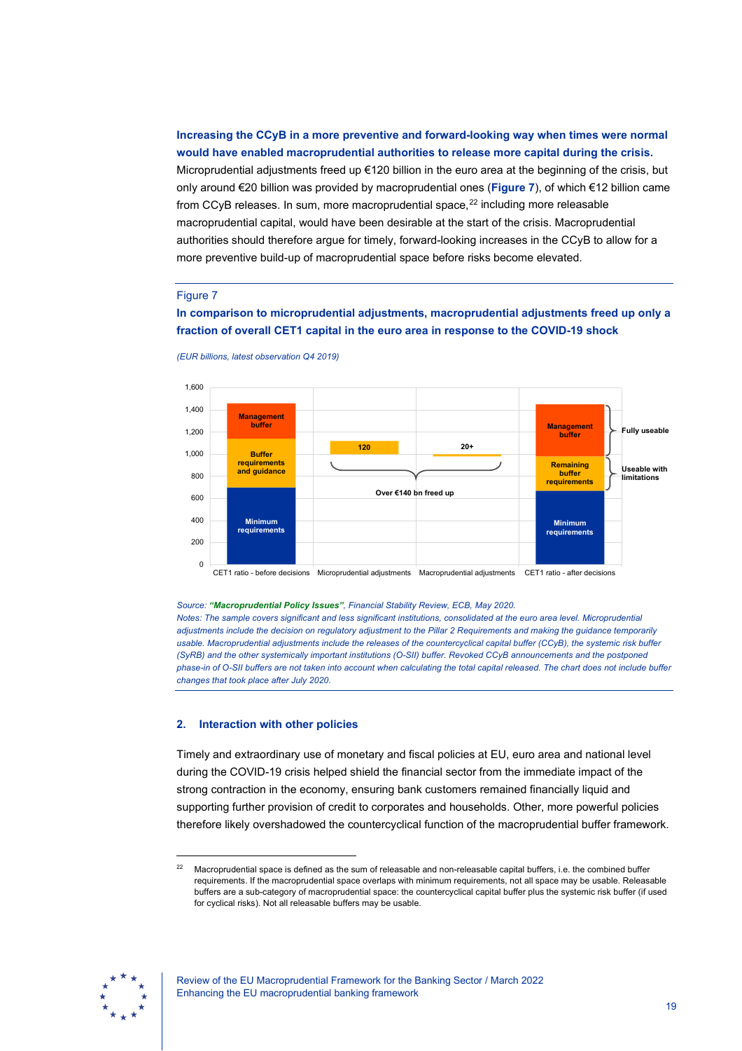**Increasing the CCyB in a more preventive and forward-looking way when times were normal would have enabled macroprudential authorities to release more capital during the crisis.** Microprudential adjustments freed up €120 billion in the euro area at the beginning of the crisis, but only around €20 billion was provided by macroprudential ones (Figure 7), of which €12 billion came from CCyB releases. In sum, more macroprudential space,[22] including more releasable macroprudential capital, would have been desirable at the start of the crisis. Macroprudential authorities should therefore argue for timely, forward-looking increases in the CCyB to allow for a more preventive build-up of macroprudential space before risks become elevated.

Figure 7

**In comparison to microprudential adjustments, macroprudential adjustments freed up only a fraction of overall CET1 capital in the euro area in response to the COVID-19 shock**

*(EUR billions, latest observation Q4 2019)*

*Source: "Macroprudential Policy Issues", Financial Stability Review, ECB, May 2020.*
*Notes: The sample covers significant and less significant institutions, consolidated at the euro area level. Microprudential adjustments include the decision on regulatory adjustment to the Pillar 2 Requirements and making the guidance temporarily usable. Macroprudential adjustments include the releases of the countercyclical capital buffer (CCyB), the systemic risk buffer (SyRB) and the other systemically important institutions (O-SII) buffer. Revoked CCyB announcements and the postponed phase-in of O-SII buffers are not taken into account when calculating the total capital released. The chart does not include buffer changes that took place after July 2020.*

## 2. Interaction with other policies

Timely and extraordinary use of monetary and fiscal policies at EU, euro area and national level during the COVID-19 crisis helped shield the financial sector from the immediate impact of the strong contraction in the economy, ensuring bank customers remained financially liquid and supporting further provision of credit to corporates and households. Other, more powerful policies therefore likely overshadowed the countercyclical function of the macroprudential buffer framework.

[22] Macroprudential space is defined as the sum of releasable and non-releasable capital buffers, i.e. the combined buffer requirements. If the macroprudential space overlaps with minimum requirements, not all space may be usable. Releasable buffers are a sub-category of macroprudential space: the countercyclical capital buffer plus the systemic risk buffer (if used for cyclical risks). Not all releasable buffers may be usable.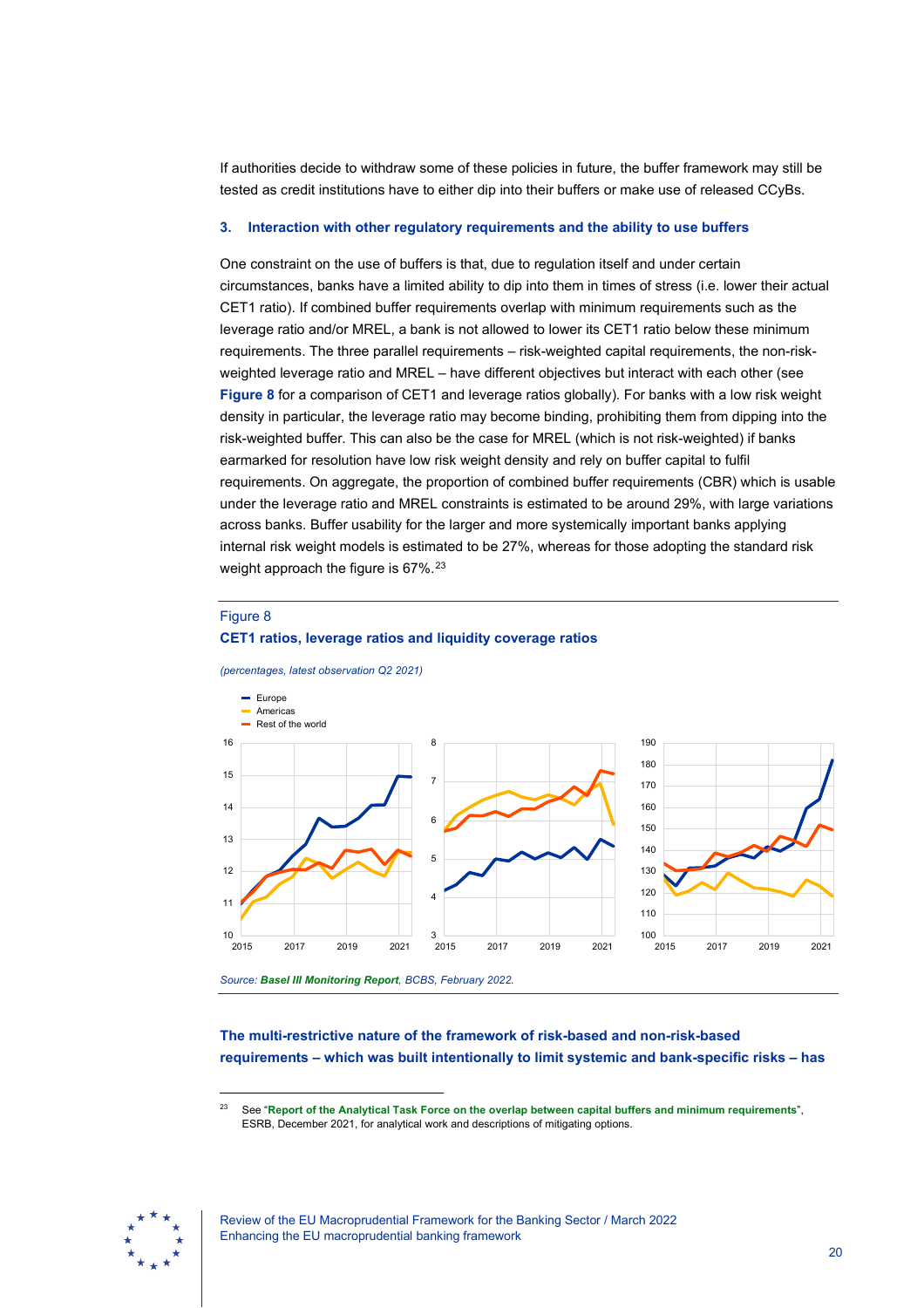If authorities decide to withdraw some of these policies in future, the buffer framework may still be tested as credit institutions have to either dip into their buffers or make use of released CCyBs.

### 3. Interaction with other regulatory requirements and the ability to use buffers

One constraint on the use of buffers is that, due to regulation itself and under certain circumstances, banks have a limited ability to dip into them in times of stress (i.e. lower their actual CET1 ratio). If combined buffer requirements overlap with minimum requirements such as the leverage ratio and/or MREL, a bank is not allowed to lower its CET1 ratio below these minimum requirements. The three parallel requirements – risk-weighted capital requirements, the non-risk-weighted leverage ratio and MREL – have different objectives but interact with each other (see **Figure 8** for a comparison of CET1 and leverage ratios globally). For banks with a low risk weight density in particular, the leverage ratio may become binding, prohibiting them from dipping into the risk-weighted buffer. This can also be the case for MREL (which is not risk-weighted) if banks earmarked for resolution have low risk weight density and rely on buffer capital to fulfil requirements. On aggregate, the proportion of combined buffer requirements (CBR) which is usable under the leverage ratio and MREL constraints is estimated to be around 29%, with large variations across banks. Buffer usability for the larger and more systemically important banks applying internal risk weight models is estimated to be 27%, whereas for those adopting the standard risk weight approach the figure is 67%.[23]

Figure 8

**CET1 ratios, leverage ratios and liquidity coverage ratios**

*(percentages, latest observation Q2 2021)*

*Source: **Basel III Monitoring Report**, BCBS, February 2022.*

**The multi-restrictive nature of the framework of risk-based and non-risk-based requirements – which was built intentionally to limit systemic and bank-specific risks – has**

[23] See "**Report of the Analytical Task Force on the overlap between capital buffers and minimum requirements**", ESRB, December 2021, for analytical work and descriptions of mitigating options.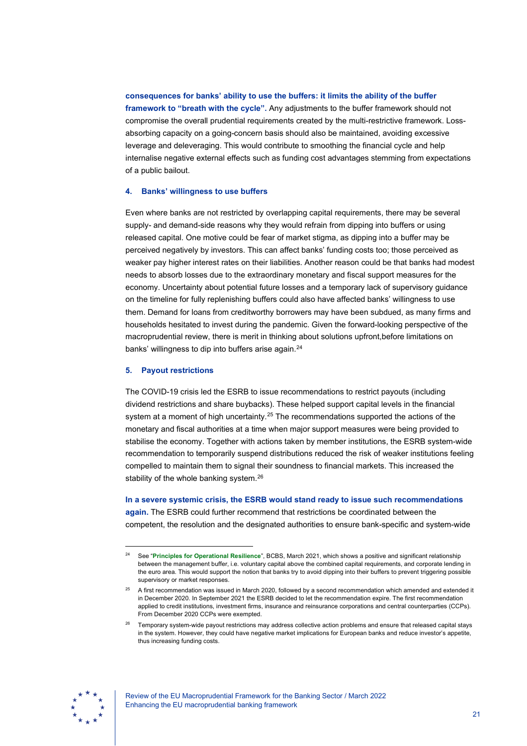**consequences for banks' ability to use the buffers: it limits the ability of the buffer framework to "breath with the cycle".** Any adjustments to the buffer framework should not compromise the overall prudential requirements created by the multi-restrictive framework. Loss-absorbing capacity on a going-concern basis should also be maintained, avoiding excessive leverage and deleveraging. This would contribute to smoothing the financial cycle and help internalise negative external effects such as funding cost advantages stemming from expectations of a public bailout.

#### 4. Banks' willingness to use buffers

Even where banks are not restricted by overlapping capital requirements, there may be several supply- and demand-side reasons why they would refrain from dipping into buffers or using released capital. One motive could be fear of market stigma, as dipping into a buffer may be perceived negatively by investors. This can affect banks' funding costs too; those perceived as weaker pay higher interest rates on their liabilities. Another reason could be that banks had modest needs to absorb losses due to the extraordinary monetary and fiscal support measures for the economy. Uncertainty about potential future losses and a temporary lack of supervisory guidance on the timeline for fully replenishing buffers could also have affected banks' willingness to use them. Demand for loans from creditworthy borrowers may have been subdued, as many firms and households hesitated to invest during the pandemic. Given the forward-looking perspective of the macroprudential review, there is merit in thinking about solutions upfront,before limitations on banks' willingness to dip into buffers arise again.[24]

#### 5. Payout restrictions

The COVID-19 crisis led the ESRB to issue recommendations to restrict payouts (including dividend restrictions and share buybacks). These helped support capital levels in the financial system at a moment of high uncertainty.[25] The recommendations supported the actions of the monetary and fiscal authorities at a time when major support measures were being provided to stabilise the economy. Together with actions taken by member institutions, the ESRB system-wide recommendation to temporarily suspend distributions reduced the risk of weaker institutions feeling compelled to maintain them to signal their soundness to financial markets. This increased the stability of the whole banking system.[26]

**In a severe systemic crisis, the ESRB would stand ready to issue such recommendations again.** The ESRB could further recommend that restrictions be coordinated between the competent, the resolution and the designated authorities to ensure bank-specific and system-wide

---

[24] See "**Principles for Operational Resilience**", BCBS, March 2021, which shows a positive and significant relationship between the management buffer, i.e. voluntary capital above the combined capital requirements, and corporate lending in the euro area. This would support the notion that banks try to avoid dipping into their buffers to prevent triggering possible supervisory or market responses.

[25] A first recommendation was issued in March 2020, followed by a second recommendation which amended and extended it in December 2020. In September 2021 the ESRB decided to let the recommendation expire. The first recommendation applied to credit institutions, investment firms, insurance and reinsurance corporations and central counterparties (CCPs). From December 2020 CCPs were exempted.

[26] Temporary system-wide payout restrictions may address collective action problems and ensure that released capital stays in the system. However, they could have negative market implications for European banks and reduce investor's appetite, thus increasing funding costs.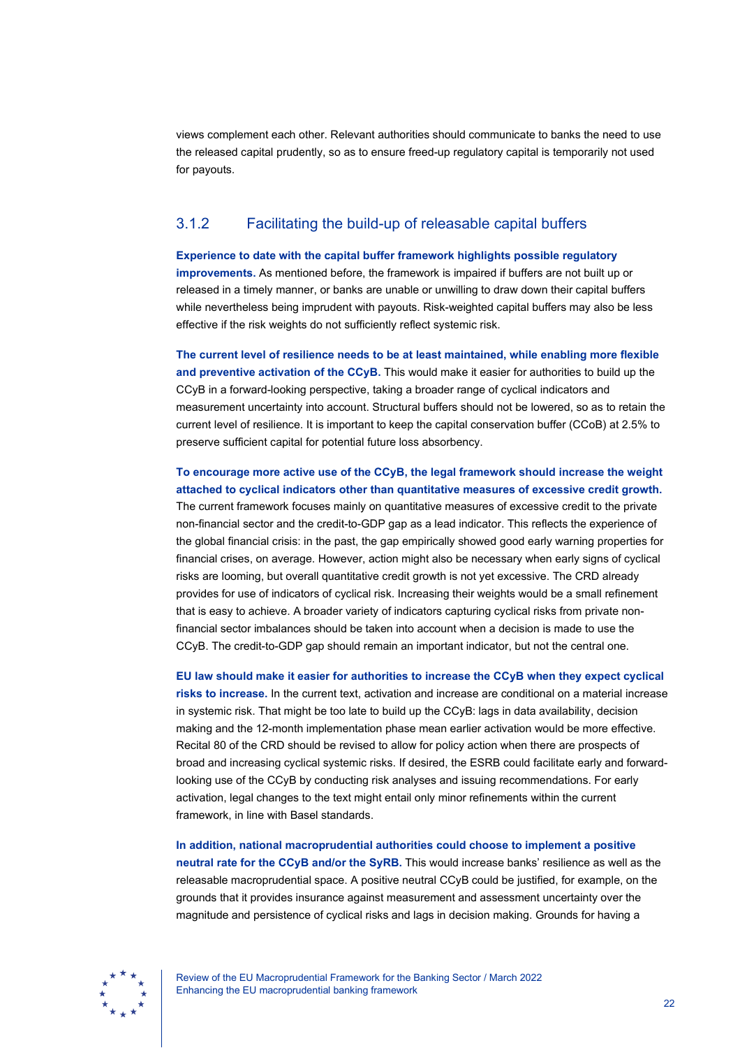views complement each other. Relevant authorities should communicate to banks the need to use the released capital prudently, so as to ensure freed-up regulatory capital is temporarily not used for payouts.

### 3.1.2 Facilitating the build-up of releasable capital buffers

**Experience to date with the capital buffer framework highlights possible regulatory improvements.** As mentioned before, the framework is impaired if buffers are not built up or released in a timely manner, or banks are unable or unwilling to draw down their capital buffers while nevertheless being imprudent with payouts. Risk-weighted capital buffers may also be less effective if the risk weights do not sufficiently reflect systemic risk.

**The current level of resilience needs to be at least maintained, while enabling more flexible and preventive activation of the CCyB.** This would make it easier for authorities to build up the CCyB in a forward-looking perspective, taking a broader range of cyclical indicators and measurement uncertainty into account. Structural buffers should not be lowered, so as to retain the current level of resilience. It is important to keep the capital conservation buffer (CCoB) at 2.5% to preserve sufficient capital for potential future loss absorbency.

**To encourage more active use of the CCyB, the legal framework should increase the weight attached to cyclical indicators other than quantitative measures of excessive credit growth.** The current framework focuses mainly on quantitative measures of excessive credit to the private non-financial sector and the credit-to-GDP gap as a lead indicator. This reflects the experience of the global financial crisis: in the past, the gap empirically showed good early warning properties for financial crises, on average. However, action might also be necessary when early signs of cyclical risks are looming, but overall quantitative credit growth is not yet excessive. The CRD already provides for use of indicators of cyclical risk. Increasing their weights would be a small refinement that is easy to achieve. A broader variety of indicators capturing cyclical risks from private non-financial sector imbalances should be taken into account when a decision is made to use the CCyB. The credit-to-GDP gap should remain an important indicator, but not the central one.

**EU law should make it easier for authorities to increase the CCyB when they expect cyclical risks to increase.** In the current text, activation and increase are conditional on a material increase in systemic risk. That might be too late to build up the CCyB: lags in data availability, decision making and the 12-month implementation phase mean earlier activation would be more effective. Recital 80 of the CRD should be revised to allow for policy action when there are prospects of broad and increasing cyclical systemic risks. If desired, the ESRB could facilitate early and forward-looking use of the CCyB by conducting risk analyses and issuing recommendations. For early activation, legal changes to the text might entail only minor refinements within the current framework, in line with Basel standards.

**In addition, national macroprudential authorities could choose to implement a positive neutral rate for the CCyB and/or the SyRB.** This would increase banks' resilience as well as the releasable macroprudential space. A positive neutral CCyB could be justified, for example, on the grounds that it provides insurance against measurement and assessment uncertainty over the magnitude and persistence of cyclical risks and lags in decision making. Grounds for having a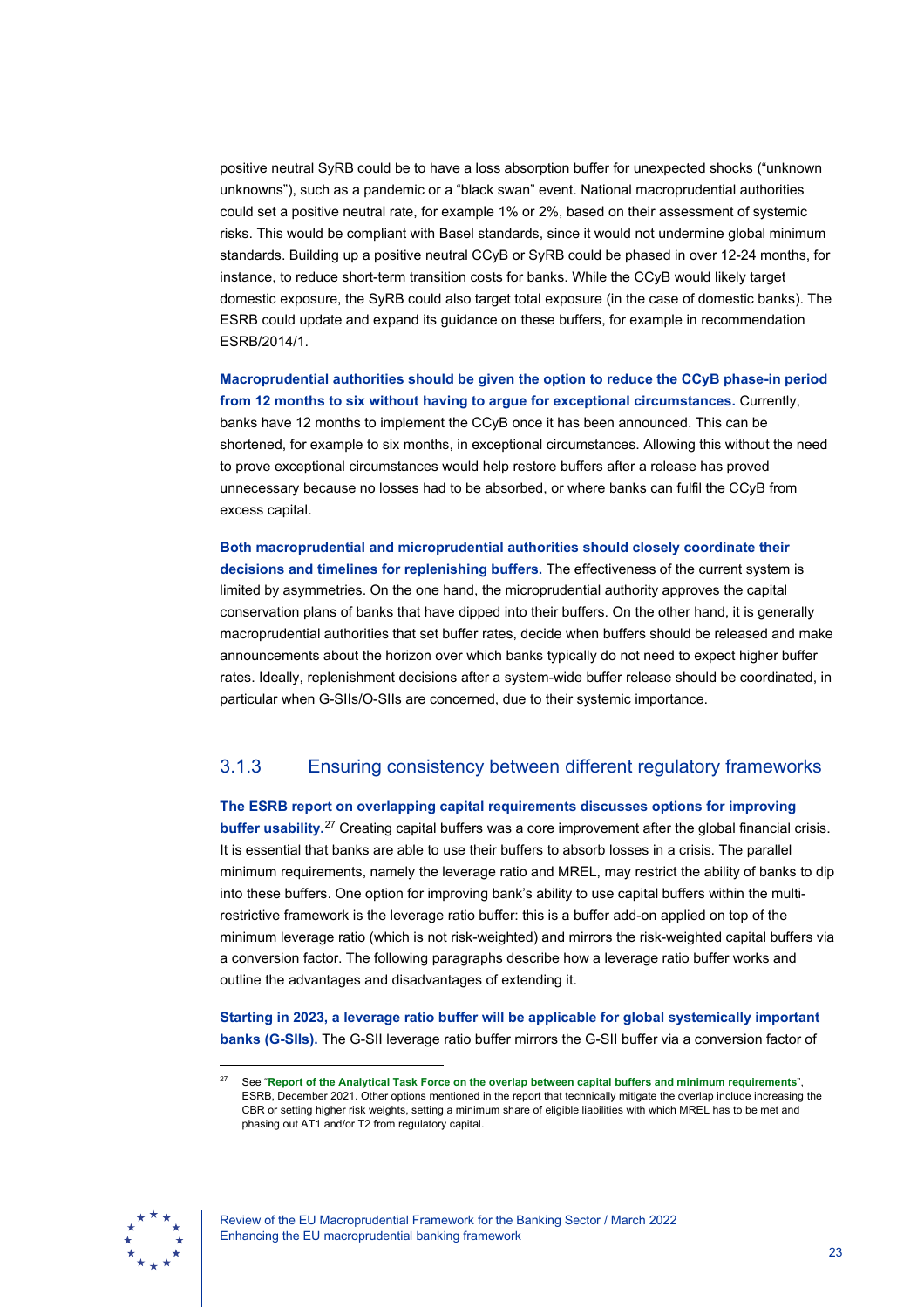positive neutral SyRB could be to have a loss absorption buffer for unexpected shocks ("unknown unknowns"), such as a pandemic or a "black swan" event. National macroprudential authorities could set a positive neutral rate, for example 1% or 2%, based on their assessment of systemic risks. This would be compliant with Basel standards, since it would not undermine global minimum standards. Building up a positive neutral CCyB or SyRB could be phased in over 12-24 months, for instance, to reduce short-term transition costs for banks. While the CCyB would likely target domestic exposure, the SyRB could also target total exposure (in the case of domestic banks). The ESRB could update and expand its guidance on these buffers, for example in recommendation ESRB/2014/1.

**Macroprudential authorities should be given the option to reduce the CCyB phase-in period from 12 months to six without having to argue for exceptional circumstances.** Currently, banks have 12 months to implement the CCyB once it has been announced. This can be shortened, for example to six months, in exceptional circumstances. Allowing this without the need to prove exceptional circumstances would help restore buffers after a release has proved unnecessary because no losses had to be absorbed, or where banks can fulfil the CCyB from excess capital.

**Both macroprudential and microprudential authorities should closely coordinate their decisions and timelines for replenishing buffers.** The effectiveness of the current system is limited by asymmetries. On the one hand, the microprudential authority approves the capital conservation plans of banks that have dipped into their buffers. On the other hand, it is generally macroprudential authorities that set buffer rates, decide when buffers should be released and make announcements about the horizon over which banks typically do not need to expect higher buffer rates. Ideally, replenishment decisions after a system-wide buffer release should be coordinated, in particular when G-SIIs/O-SIIs are concerned, due to their systemic importance.

### 3.1.3 Ensuring consistency between different regulatory frameworks

**The ESRB report on overlapping capital requirements discusses options for improving buffer usability.**[27] Creating capital buffers was a core improvement after the global financial crisis. It is essential that banks are able to use their buffers to absorb losses in a crisis. The parallel minimum requirements, namely the leverage ratio and MREL, may restrict the ability of banks to dip into these buffers. One option for improving bank's ability to use capital buffers within the multi-restrictive framework is the leverage ratio buffer: this is a buffer add-on applied on top of the minimum leverage ratio (which is not risk-weighted) and mirrors the risk-weighted capital buffers via a conversion factor. The following paragraphs describe how a leverage ratio buffer works and outline the advantages and disadvantages of extending it.

**Starting in 2023, a leverage ratio buffer will be applicable for global systemically important banks (G-SIIs).** The G-SII leverage ratio buffer mirrors the G-SII buffer via a conversion factor of

[27] See "**Report of the Analytical Task Force on the overlap between capital buffers and minimum requirements**", ESRB, December 2021. Other options mentioned in the report that technically mitigate the overlap include increasing the CBR or setting higher risk weights, setting a minimum share of eligible liabilities with which MREL has to be met and phasing out AT1 and/or T2 from regulatory capital.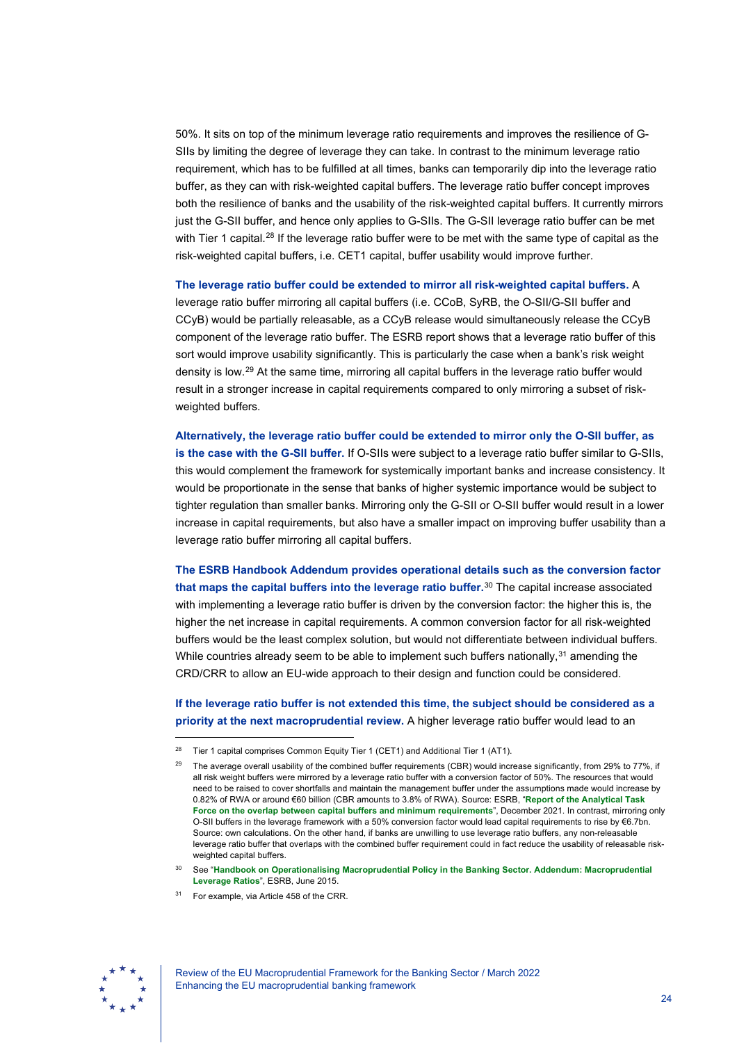50%. It sits on top of the minimum leverage ratio requirements and improves the resilience of G-SIIs by limiting the degree of leverage they can take. In contrast to the minimum leverage ratio requirement, which has to be fulfilled at all times, banks can temporarily dip into the leverage ratio buffer, as they can with risk-weighted capital buffers. The leverage ratio buffer concept improves both the resilience of banks and the usability of the risk-weighted capital buffers. It currently mirrors just the G-SII buffer, and hence only applies to G-SIIs. The G-SII leverage ratio buffer can be met with Tier 1 capital.[28] If the leverage ratio buffer were to be met with the same type of capital as the risk-weighted capital buffers, i.e. CET1 capital, buffer usability would improve further.

**The leverage ratio buffer could be extended to mirror all risk-weighted capital buffers.** A leverage ratio buffer mirroring all capital buffers (i.e. CCoB, SyRB, the O-SII/G-SII buffer and CCyB) would be partially releasable, as a CCyB release would simultaneously release the CCyB component of the leverage ratio buffer. The ESRB report shows that a leverage ratio buffer of this sort would improve usability significantly. This is particularly the case when a bank's risk weight density is low.[29] At the same time, mirroring all capital buffers in the leverage ratio buffer would result in a stronger increase in capital requirements compared to only mirroring a subset of risk-weighted buffers.

**Alternatively, the leverage ratio buffer could be extended to mirror only the O-SII buffer, as is the case with the G-SII buffer.** If O-SIIs were subject to a leverage ratio buffer similar to G-SIIs, this would complement the framework for systemically important banks and increase consistency. It would be proportionate in the sense that banks of higher systemic importance would be subject to tighter regulation than smaller banks. Mirroring only the G-SII or O-SII buffer would result in a lower increase in capital requirements, but also have a smaller impact on improving buffer usability than a leverage ratio buffer mirroring all capital buffers.

**The ESRB Handbook Addendum provides operational details such as the conversion factor that maps the capital buffers into the leverage ratio buffer.**[30] The capital increase associated with implementing a leverage ratio buffer is driven by the conversion factor: the higher this is, the higher the net increase in capital requirements. A common conversion factor for all risk-weighted buffers would be the least complex solution, but would not differentiate between individual buffers. While countries already seem to be able to implement such buffers nationally,[31] amending the CRD/CRR to allow an EU-wide approach to their design and function could be considered.

**If the leverage ratio buffer is not extended this time, the subject should be considered as a priority at the next macroprudential review.** A higher leverage ratio buffer would lead to an

---

[28] Tier 1 capital comprises Common Equity Tier 1 (CET1) and Additional Tier 1 (AT1).

[29] The average overall usability of the combined buffer requirements (CBR) would increase significantly, from 29% to 77%, if all risk weight buffers were mirrored by a leverage ratio buffer with a conversion factor of 50%. The resources that would need to be raised to cover shortfalls and maintain the management buffer under the assumptions made would increase by 0.82% of RWA or around €60 billion (CBR amounts to 3.8% of RWA). Source: ESRB, "**Report of the Analytical Task Force on the overlap between capital buffers and minimum requirements**", December 2021. In contrast, mirroring only O-SII buffers in the leverage framework with a 50% conversion factor would lead capital requirements to rise by €6.7bn. Source: own calculations. On the other hand, if banks are unwilling to use leverage ratio buffers, any non-releasable leverage ratio buffer that overlaps with the combined buffer requirement could in fact reduce the usability of releasable risk-weighted capital buffers.

[30] See "**Handbook on Operationalising Macroprudential Policy in the Banking Sector. Addendum: Macroprudential Leverage Ratios**", ESRB, June 2015.

[31] For example, via Article 458 of the CRR.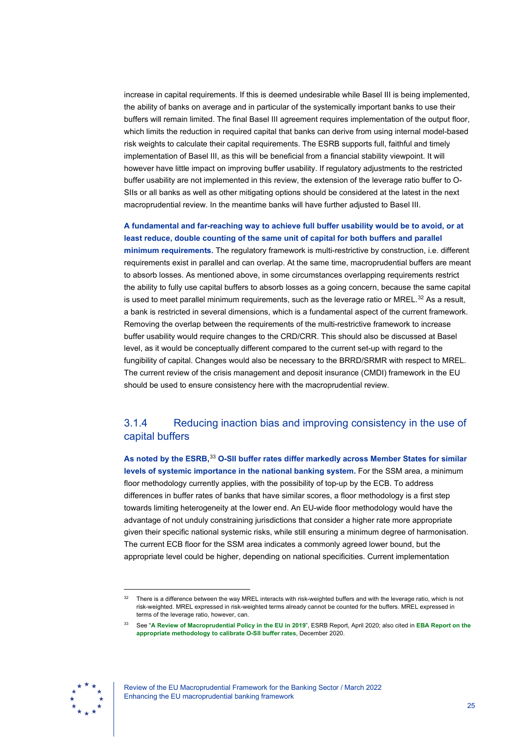increase in capital requirements. If this is deemed undesirable while Basel III is being implemented, the ability of banks on average and in particular of the systemically important banks to use their buffers will remain limited. The final Basel III agreement requires implementation of the output floor, which limits the reduction in required capital that banks can derive from using internal model-based risk weights to calculate their capital requirements. The ESRB supports full, faithful and timely implementation of Basel III, as this will be beneficial from a financial stability viewpoint. It will however have little impact on improving buffer usability. If regulatory adjustments to the restricted buffer usability are not implemented in this review, the extension of the leverage ratio buffer to O-SIIs or all banks as well as other mitigating options should be considered at the latest in the next macroprudential review. In the meantime banks will have further adjusted to Basel III.

**A fundamental and far-reaching way to achieve full buffer usability would be to avoid, or at least reduce, double counting of the same unit of capital for both buffers and parallel minimum requirements.** The regulatory framework is multi-restrictive by construction, i.e. different requirements exist in parallel and can overlap. At the same time, macroprudential buffers are meant to absorb losses. As mentioned above, in some circumstances overlapping requirements restrict the ability to fully use capital buffers to absorb losses as a going concern, because the same capital is used to meet parallel minimum requirements, such as the leverage ratio or MREL.[32] As a result, a bank is restricted in several dimensions, which is a fundamental aspect of the current framework. Removing the overlap between the requirements of the multi-restrictive framework to increase buffer usability would require changes to the CRD/CRR. This should also be discussed at Basel level, as it would be conceptually different compared to the current set-up with regard to the fungibility of capital. Changes would also be necessary to the BRRD/SRMR with respect to MREL. The current review of the crisis management and deposit insurance (CMDI) framework in the EU should be used to ensure consistency here with the macroprudential review.

### 3.1.4 Reducing inaction bias and improving consistency in the use of capital buffers

**As noted by the ESRB,[33] O-SII buffer rates differ markedly across Member States for similar levels of systemic importance in the national banking system.** For the SSM area, a minimum floor methodology currently applies, with the possibility of top-up by the ECB. To address differences in buffer rates of banks that have similar scores, a floor methodology is a first step towards limiting heterogeneity at the lower end. An EU-wide floor methodology would have the advantage of not unduly constraining jurisdictions that consider a higher rate more appropriate given their specific national systemic risks, while still ensuring a minimum degree of harmonisation. The current ECB floor for the SSM area indicates a commonly agreed lower bound, but the appropriate level could be higher, depending on national specificities. Current implementation

---

[32] There is a difference between the way MREL interacts with risk-weighted buffers and with the leverage ratio, which is not risk-weighted. MREL expressed in risk-weighted terms already cannot be counted for the buffers. MREL expressed in terms of the leverage ratio, however, can.

[33] See "**A Review of Macroprudential Policy in the EU in 2019**", ESRB Report, April 2020; also cited in **EBA Report on the appropriate methodology to calibrate O-SII buffer rates**, December 2020.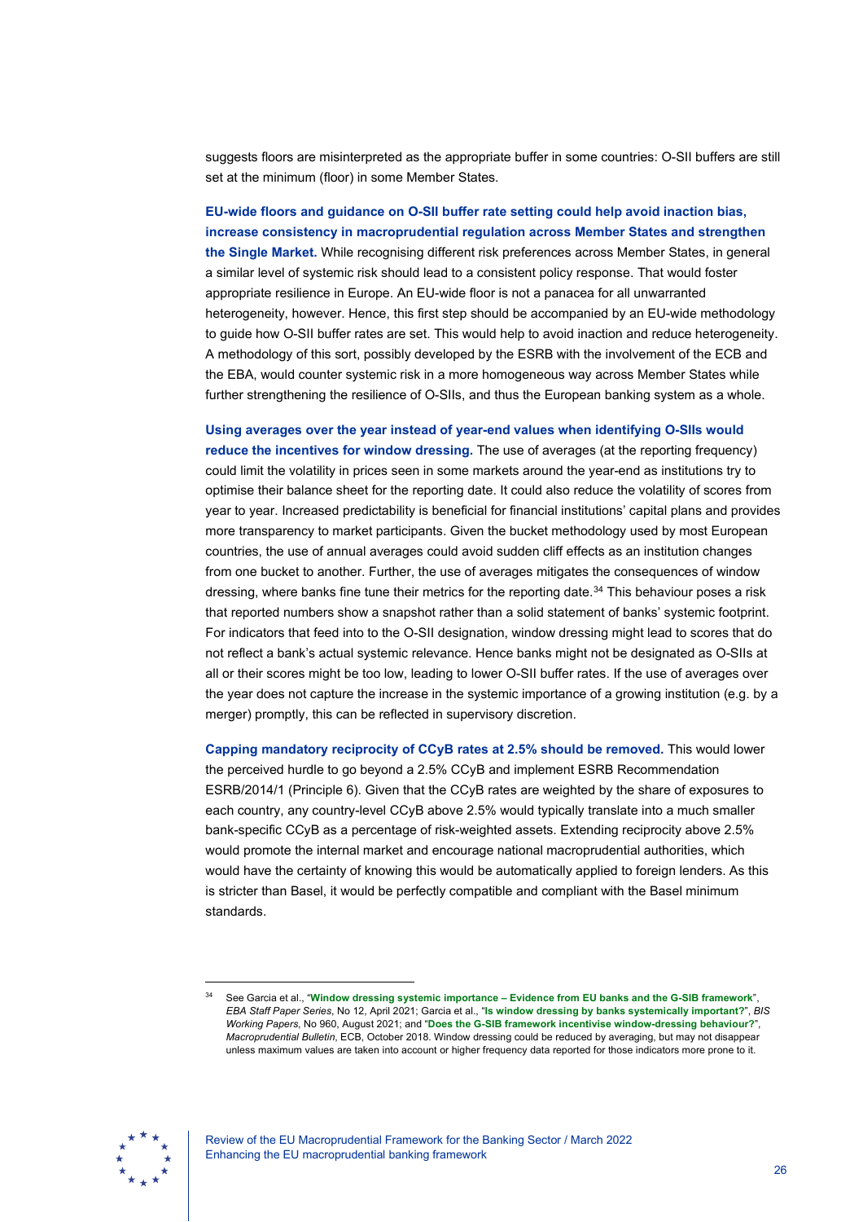suggests floors are misinterpreted as the appropriate buffer in some countries: O-SII buffers are still set at the minimum (floor) in some Member States.

**EU-wide floors and guidance on O-SII buffer rate setting could help avoid inaction bias, increase consistency in macroprudential regulation across Member States and strengthen the Single Market.** While recognising different risk preferences across Member States, in general a similar level of systemic risk should lead to a consistent policy response. That would foster appropriate resilience in Europe. An EU-wide floor is not a panacea for all unwarranted heterogeneity, however. Hence, this first step should be accompanied by an EU-wide methodology to guide how O-SII buffer rates are set. This would help to avoid inaction and reduce heterogeneity. A methodology of this sort, possibly developed by the ESRB with the involvement of the ECB and the EBA, would counter systemic risk in a more homogeneous way across Member States while further strengthening the resilience of O-SIIs, and thus the European banking system as a whole.

**Using averages over the year instead of year-end values when identifying O-SIIs would reduce the incentives for window dressing.** The use of averages (at the reporting frequency) could limit the volatility in prices seen in some markets around the year-end as institutions try to optimise their balance sheet for the reporting date. It could also reduce the volatility of scores from year to year. Increased predictability is beneficial for financial institutions' capital plans and provides more transparency to market participants. Given the bucket methodology used by most European countries, the use of annual averages could avoid sudden cliff effects as an institution changes from one bucket to another. Further, the use of averages mitigates the consequences of window dressing, where banks fine tune their metrics for the reporting date.[34] This behaviour poses a risk that reported numbers show a snapshot rather than a solid statement of banks' systemic footprint. For indicators that feed into to the O-SII designation, window dressing might lead to scores that do not reflect a bank's actual systemic relevance. Hence banks might not be designated as O-SIIs at all or their scores might be too low, leading to lower O-SII buffer rates. If the use of averages over the year does not capture the increase in the systemic importance of a growing institution (e.g. by a merger) promptly, this can be reflected in supervisory discretion.

**Capping mandatory reciprocity of CCyB rates at 2.5% should be removed.** This would lower the perceived hurdle to go beyond a 2.5% CCyB and implement ESRB Recommendation ESRB/2014/1 (Principle 6). Given that the CCyB rates are weighted by the share of exposures to each country, any country-level CCyB above 2.5% would typically translate into a much smaller bank-specific CCyB as a percentage of risk-weighted assets. Extending reciprocity above 2.5% would promote the internal market and encourage national macroprudential authorities, which would have the certainty of knowing this would be automatically applied to foreign lenders. As this is stricter than Basel, it would be perfectly compatible and compliant with the Basel minimum standards.

---

[34] See Garcia et al., "**Window dressing systemic importance – Evidence from EU banks and the G-SIB framework**", *EBA Staff Paper Series*, No 12, April 2021; Garcia et al., "**Is window dressing by banks systemically important?**", *BIS Working Papers*, No 960, August 2021; and "**Does the G-SIB framework incentivise window-dressing behaviour?**", *Macroprudential Bulletin*, ECB, October 2018. Window dressing could be reduced by averaging, but may not disappear unless maximum values are taken into account or higher frequency data reported for those indicators more prone to it.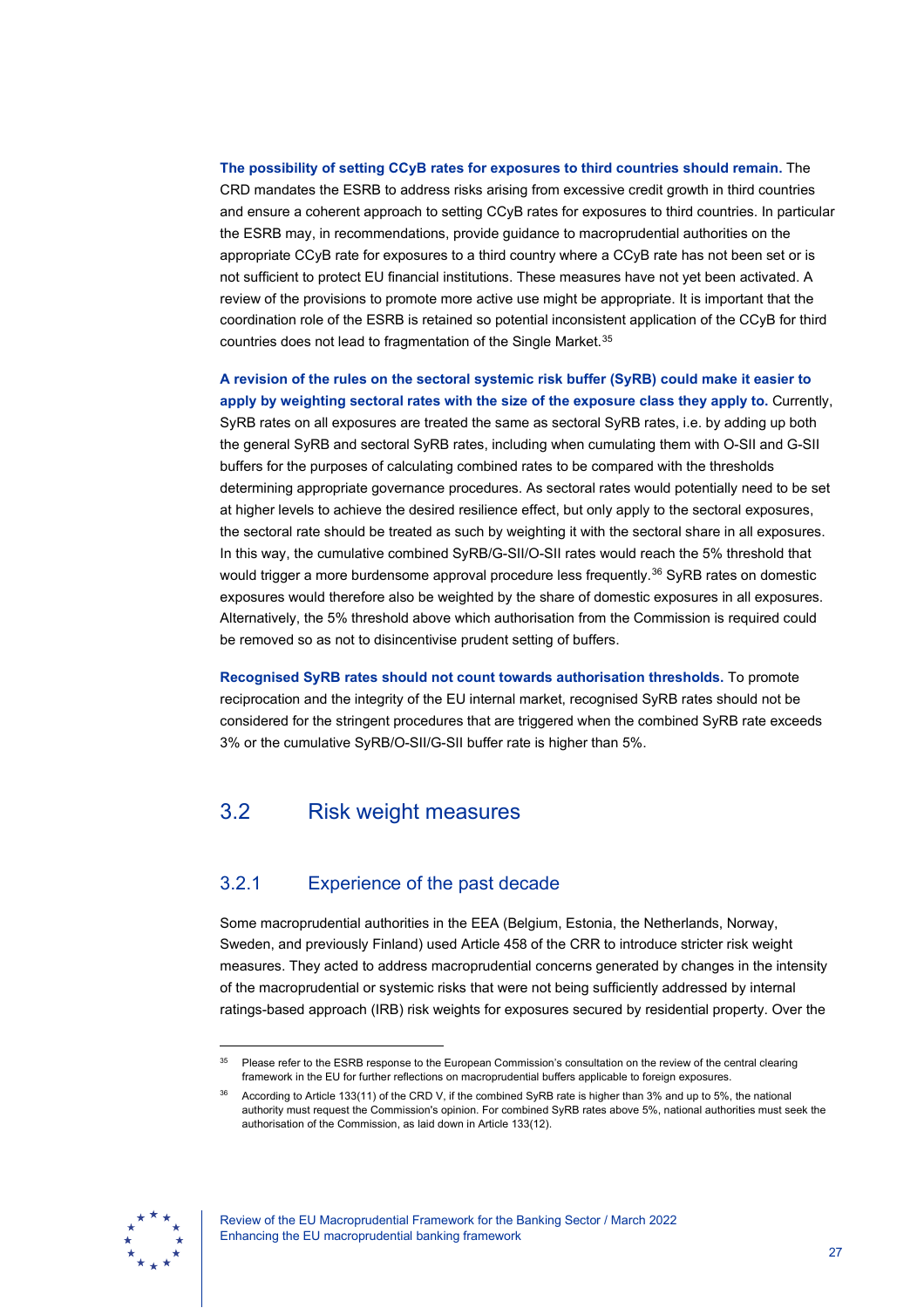**The possibility of setting CCyB rates for exposures to third countries should remain.** The CRD mandates the ESRB to address risks arising from excessive credit growth in third countries and ensure a coherent approach to setting CCyB rates for exposures to third countries. In particular the ESRB may, in recommendations, provide guidance to macroprudential authorities on the appropriate CCyB rate for exposures to a third country where a CCyB rate has not been set or is not sufficient to protect EU financial institutions. These measures have not yet been activated. A review of the provisions to promote more active use might be appropriate. It is important that the coordination role of the ESRB is retained so potential inconsistent application of the CCyB for third countries does not lead to fragmentation of the Single Market.[35]

**A revision of the rules on the sectoral systemic risk buffer (SyRB) could make it easier to apply by weighting sectoral rates with the size of the exposure class they apply to.** Currently, SyRB rates on all exposures are treated the same as sectoral SyRB rates, i.e. by adding up both the general SyRB and sectoral SyRB rates, including when cumulating them with O-SII and G-SII buffers for the purposes of calculating combined rates to be compared with the thresholds determining appropriate governance procedures. As sectoral rates would potentially need to be set at higher levels to achieve the desired resilience effect, but only apply to the sectoral exposures, the sectoral rate should be treated as such by weighting it with the sectoral share in all exposures. In this way, the cumulative combined SyRB/G-SII/O-SII rates would reach the 5% threshold that would trigger a more burdensome approval procedure less frequently.[36] SyRB rates on domestic exposures would therefore also be weighted by the share of domestic exposures in all exposures. Alternatively, the 5% threshold above which authorisation from the Commission is required could be removed so as not to disincentivise prudent setting of buffers.

**Recognised SyRB rates should not count towards authorisation thresholds.** To promote reciprocation and the integrity of the EU internal market, recognised SyRB rates should not be considered for the stringent procedures that are triggered when the combined SyRB rate exceeds 3% or the cumulative SyRB/O-SII/G-SII buffer rate is higher than 5%.

## 3.2 Risk weight measures

### 3.2.1 Experience of the past decade

Some macroprudential authorities in the EEA (Belgium, Estonia, the Netherlands, Norway, Sweden, and previously Finland) used Article 458 of the CRR to introduce stricter risk weight measures. They acted to address macroprudential concerns generated by changes in the intensity of the macroprudential or systemic risks that were not being sufficiently addressed by internal ratings-based approach (IRB) risk weights for exposures secured by residential property. Over the

---

[35] Please refer to the ESRB response to the European Commission's consultation on the review of the central clearing framework in the EU for further reflections on macroprudential buffers applicable to foreign exposures.

[36] According to Article 133(11) of the CRD V, if the combined SyRB rate is higher than 3% and up to 5%, the national authority must request the Commission's opinion. For combined SyRB rates above 5%, national authorities must seek the authorisation of the Commission, as laid down in Article 133(12).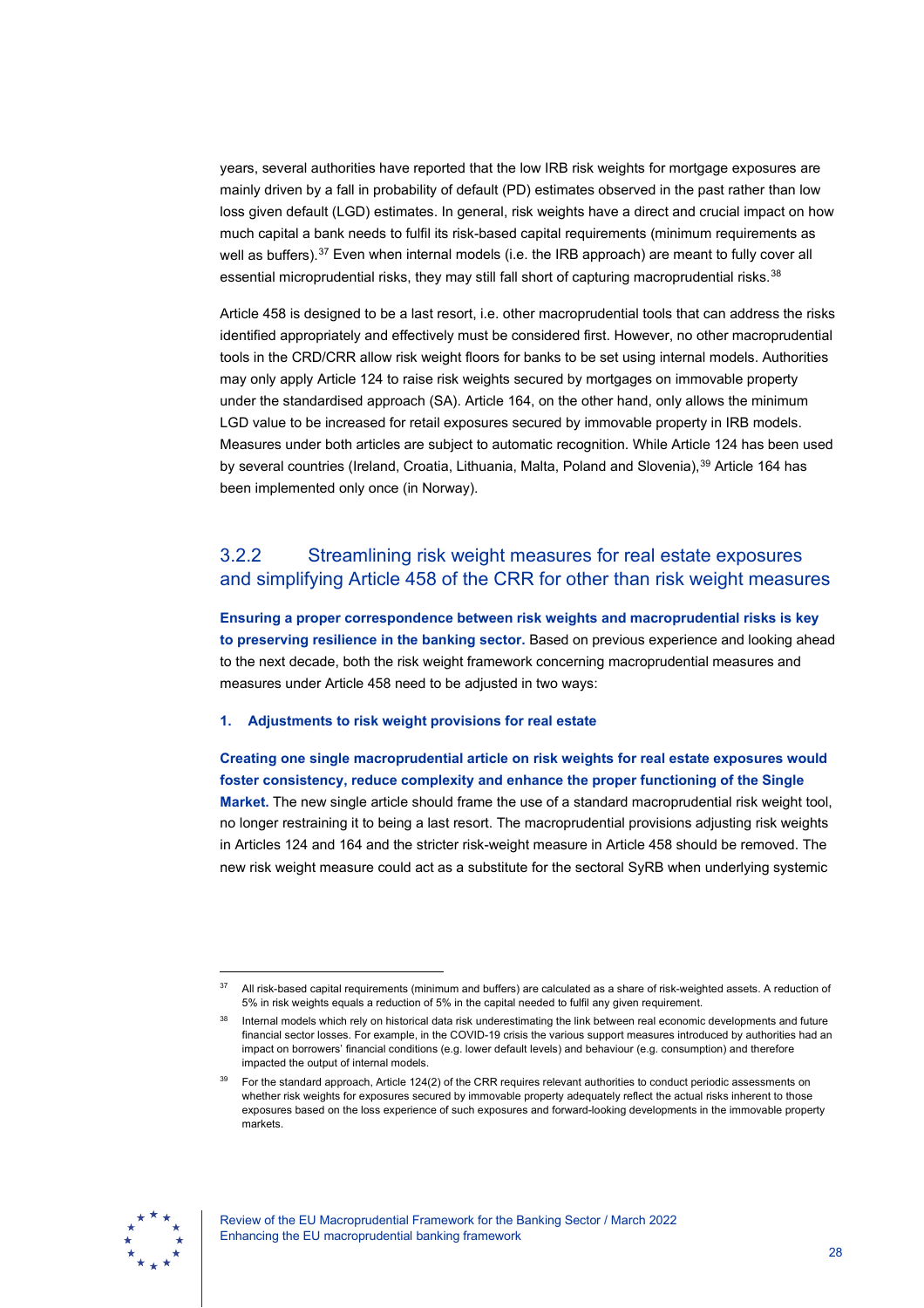years, several authorities have reported that the low IRB risk weights for mortgage exposures are mainly driven by a fall in probability of default (PD) estimates observed in the past rather than low loss given default (LGD) estimates. In general, risk weights have a direct and crucial impact on how much capital a bank needs to fulfil its risk-based capital requirements (minimum requirements as well as buffers).[37] Even when internal models (i.e. the IRB approach) are meant to fully cover all essential microprudential risks, they may still fall short of capturing macroprudential risks.[38]

Article 458 is designed to be a last resort, i.e. other macroprudential tools that can address the risks identified appropriately and effectively must be considered first. However, no other macroprudential tools in the CRD/CRR allow risk weight floors for banks to be set using internal models. Authorities may only apply Article 124 to raise risk weights secured by mortgages on immovable property under the standardised approach (SA). Article 164, on the other hand, only allows the minimum LGD value to be increased for retail exposures secured by immovable property in IRB models. Measures under both articles are subject to automatic recognition. While Article 124 has been used by several countries (Ireland, Croatia, Lithuania, Malta, Poland and Slovenia),[39] Article 164 has been implemented only once (in Norway).

### 3.2.2 Streamlining risk weight measures for real estate exposures and simplifying Article 458 of the CRR for other than risk weight measures

**Ensuring a proper correspondence between risk weights and macroprudential risks is key to preserving resilience in the banking sector.** Based on previous experience and looking ahead to the next decade, both the risk weight framework concerning macroprudential measures and measures under Article 458 need to be adjusted in two ways:

**1. Adjustments to risk weight provisions for real estate**

**Creating one single macroprudential article on risk weights for real estate exposures would foster consistency, reduce complexity and enhance the proper functioning of the Single Market.** The new single article should frame the use of a standard macroprudential risk weight tool, no longer restraining it to being a last resort. The macroprudential provisions adjusting risk weights in Articles 124 and 164 and the stricter risk-weight measure in Article 458 should be removed. The new risk weight measure could act as a substitute for the sectoral SyRB when underlying systemic

---

[37] All risk-based capital requirements (minimum and buffers) are calculated as a share of risk-weighted assets. A reduction of 5% in risk weights equals a reduction of 5% in the capital needed to fulfil any given requirement.

[38] Internal models which rely on historical data risk underestimating the link between real economic developments and future financial sector losses. For example, in the COVID-19 crisis the various support measures introduced by authorities had an impact on borrowers' financial conditions (e.g. lower default levels) and behaviour (e.g. consumption) and therefore impacted the output of internal models.

[39] For the standard approach, Article 124(2) of the CRR requires relevant authorities to conduct periodic assessments on whether risk weights for exposures secured by immovable property adequately reflect the actual risks inherent to those exposures based on the loss experience of such exposures and forward-looking developments in the immovable property markets.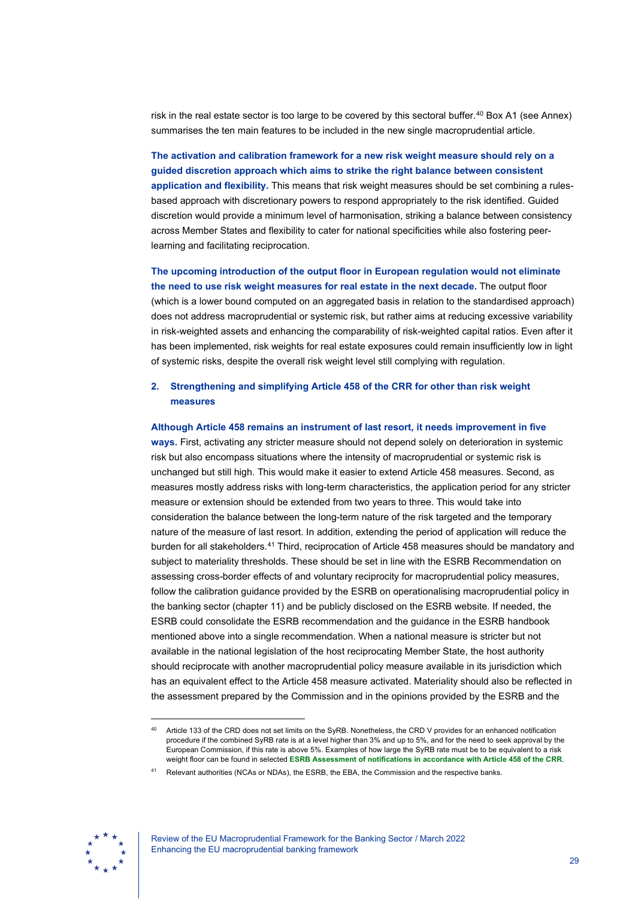risk in the real estate sector is too large to be covered by this sectoral buffer.[40] Box A1 (see Annex) summarises the ten main features to be included in the new single macroprudential article.

**The activation and calibration framework for a new risk weight measure should rely on a guided discretion approach which aims to strike the right balance between consistent application and flexibility.** This means that risk weight measures should be set combining a rules-based approach with discretionary powers to respond appropriately to the risk identified. Guided discretion would provide a minimum level of harmonisation, striking a balance between consistency across Member States and flexibility to cater for national specificities while also fostering peer-learning and facilitating reciprocation.

**The upcoming introduction of the output floor in European regulation would not eliminate the need to use risk weight measures for real estate in the next decade.** The output floor (which is a lower bound computed on an aggregated basis in relation to the standardised approach) does not address macroprudential or systemic risk, but rather aims at reducing excessive variability in risk-weighted assets and enhancing the comparability of risk-weighted capital ratios. Even after it has been implemented, risk weights for real estate exposures could remain insufficiently low in light of systemic risks, despite the overall risk weight level still complying with regulation.

## 2. Strengthening and simplifying Article 458 of the CRR for other than risk weight measures

**Although Article 458 remains an instrument of last resort, it needs improvement in five ways.** First, activating any stricter measure should not depend solely on deterioration in systemic risk but also encompass situations where the intensity of macroprudential or systemic risk is unchanged but still high. This would make it easier to extend Article 458 measures. Second, as measures mostly address risks with long-term characteristics, the application period for any stricter measure or extension should be extended from two years to three. This would take into consideration the balance between the long-term nature of the risk targeted and the temporary nature of the measure of last resort. In addition, extending the period of application will reduce the burden for all stakeholders.[41] Third, reciprocation of Article 458 measures should be mandatory and subject to materiality thresholds. These should be set in line with the ESRB Recommendation on assessing cross-border effects of and voluntary reciprocity for macroprudential policy measures, follow the calibration guidance provided by the ESRB on operationalising macroprudential policy in the banking sector (chapter 11) and be publicly disclosed on the ESRB website. If needed, the ESRB could consolidate the ESRB recommendation and the guidance in the ESRB handbook mentioned above into a single recommendation. When a national measure is stricter but not available in the national legislation of the host reciprocating Member State, the host authority should reciprocate with another macroprudential policy measure available in its jurisdiction which has an equivalent effect to the Article 458 measure activated. Materiality should also be reflected in the assessment prepared by the Commission and in the opinions provided by the ESRB and the

---

[40] Article 133 of the CRD does not set limits on the SyRB. Nonetheless, the CRD V provides for an enhanced notification procedure if the combined SyRB rate is at a level higher than 3% and up to 5%, and for the need to seek approval by the European Commission, if this rate is above 5%. Examples of how large the SyRB rate must be to be equivalent to a risk weight floor can be found in selected **ESRB Assessment of notifications in accordance with Article 458 of the CRR**.

[41] Relevant authorities (NCAs or NDAs), the ESRB, the EBA, the Commission and the respective banks.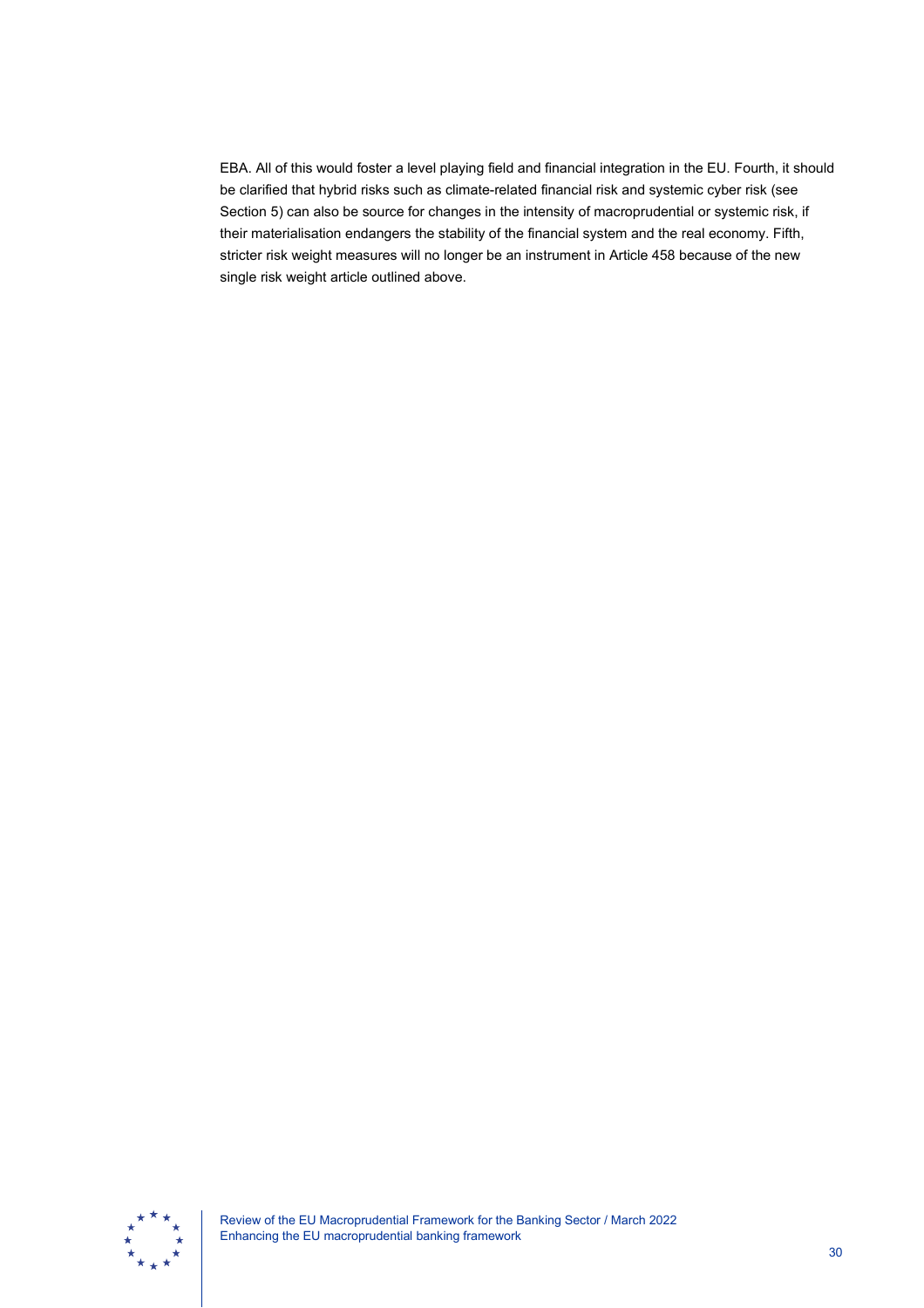EBA. All of this would foster a level playing field and financial integration in the EU. Fourth, it should be clarified that hybrid risks such as climate-related financial risk and systemic cyber risk (see Section 5) can also be source for changes in the intensity of macroprudential or systemic risk, if their materialisation endangers the stability of the financial system and the real economy. Fifth, stricter risk weight measures will no longer be an instrument in Article 458 because of the new single risk weight article outlined above.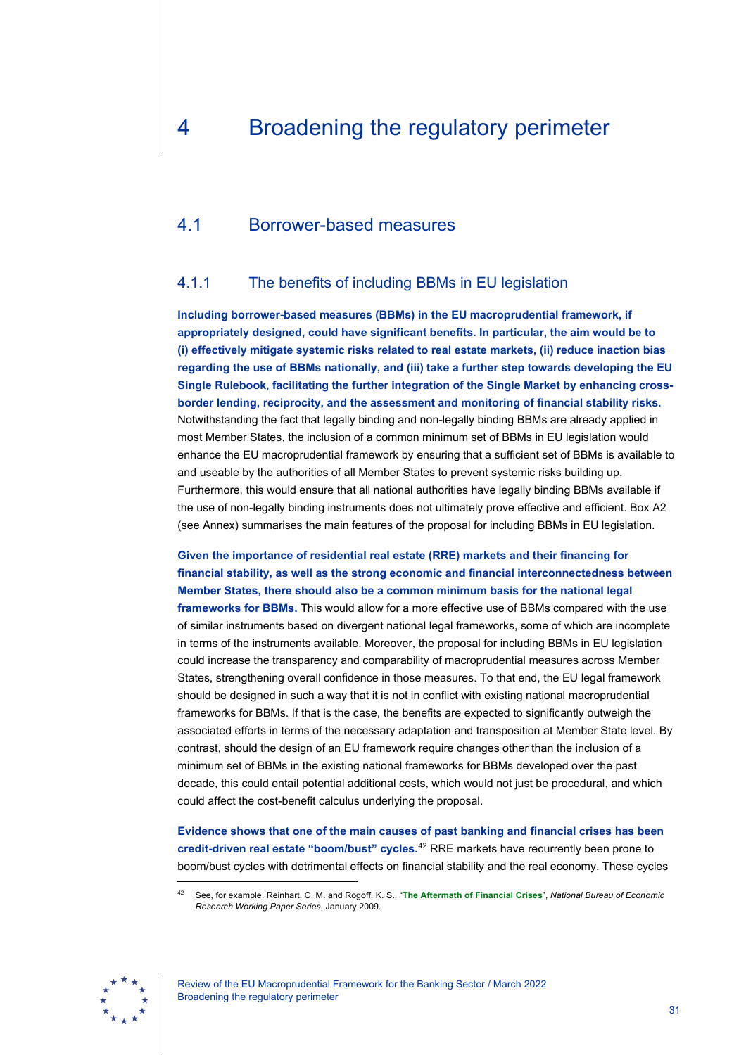# 4 Broadening the regulatory perimeter

## 4.1 Borrower-based measures

### 4.1.1 The benefits of including BBMs in EU legislation

**Including borrower-based measures (BBMs) in the EU macroprudential framework, if appropriately designed, could have significant benefits. In particular, the aim would be to (i) effectively mitigate systemic risks related to real estate markets, (ii) reduce inaction bias regarding the use of BBMs nationally, and (iii) take a further step towards developing the EU Single Rulebook, facilitating the further integration of the Single Market by enhancing cross-border lending, reciprocity, and the assessment and monitoring of financial stability risks.** Notwithstanding the fact that legally binding and non-legally binding BBMs are already applied in most Member States, the inclusion of a common minimum set of BBMs in EU legislation would enhance the EU macroprudential framework by ensuring that a sufficient set of BBMs is available to and useable by the authorities of all Member States to prevent systemic risks building up. Furthermore, this would ensure that all national authorities have legally binding BBMs available if the use of non-legally binding instruments does not ultimately prove effective and efficient. Box A2 (see Annex) summarises the main features of the proposal for including BBMs in EU legislation.

**Given the importance of residential real estate (RRE) markets and their financing for financial stability, as well as the strong economic and financial interconnectedness between Member States, there should also be a common minimum basis for the national legal frameworks for BBMs.** This would allow for a more effective use of BBMs compared with the use of similar instruments based on divergent national legal frameworks, some of which are incomplete in terms of the instruments available. Moreover, the proposal for including BBMs in EU legislation could increase the transparency and comparability of macroprudential measures across Member States, strengthening overall confidence in those measures. To that end, the EU legal framework should be designed in such a way that it is not in conflict with existing national macroprudential frameworks for BBMs. If that is the case, the benefits are expected to significantly outweigh the associated efforts in terms of the necessary adaptation and transposition at Member State level. By contrast, should the design of an EU framework require changes other than the inclusion of a minimum set of BBMs in the existing national frameworks for BBMs developed over the past decade, this could entail potential additional costs, which would not just be procedural, and which could affect the cost-benefit calculus underlying the proposal.

**Evidence shows that one of the main causes of past banking and financial crises has been credit-driven real estate "boom/bust" cycles.**[42] RRE markets have recurrently been prone to boom/bust cycles with detrimental effects on financial stability and the real economy. These cycles

[42] See, for example, Reinhart, C. M. and Rogoff, K. S., "**The Aftermath of Financial Crises**", *National Bureau of Economic Research Working Paper Series*, January 2009.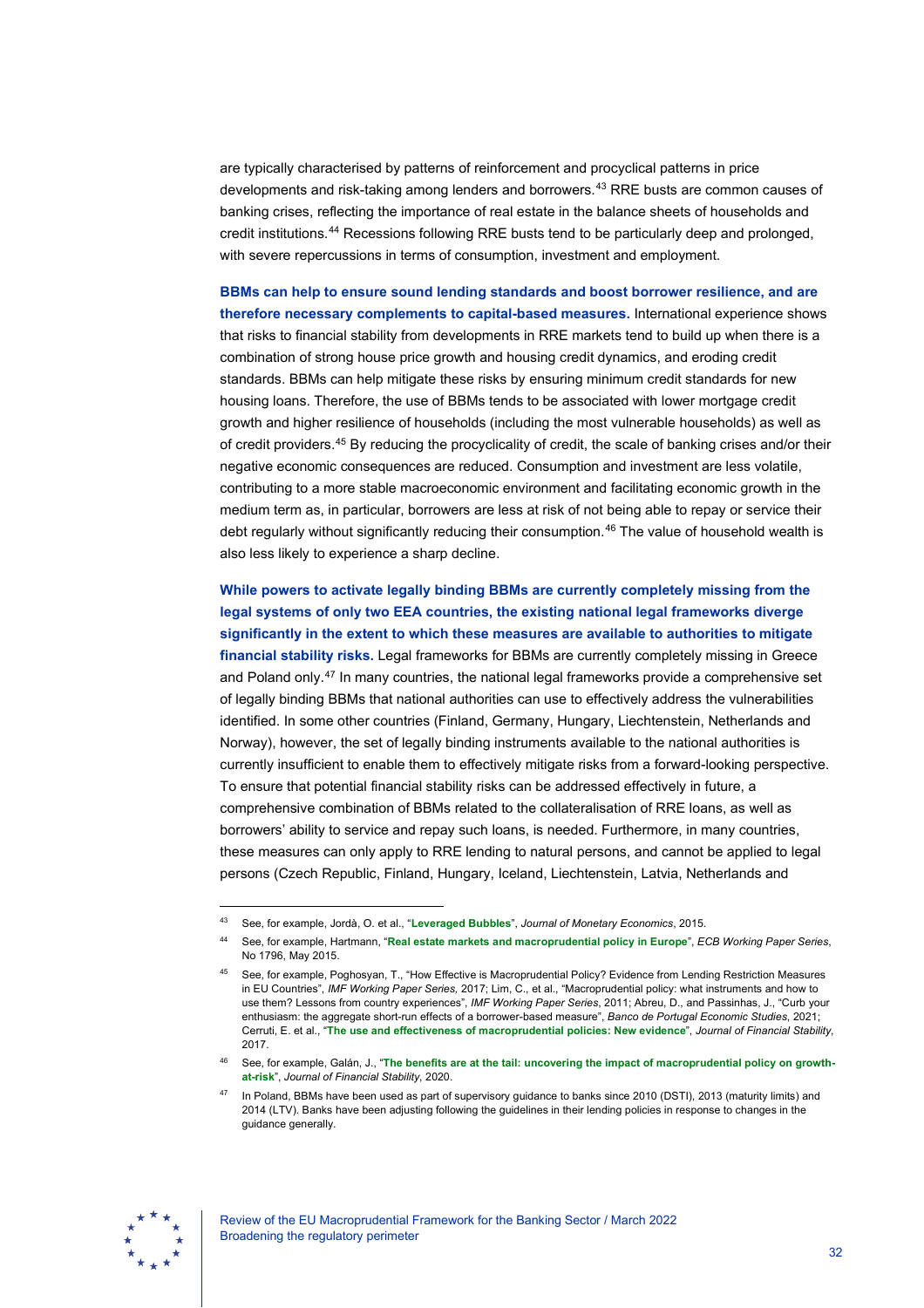are typically characterised by patterns of reinforcement and procyclical patterns in price developments and risk-taking among lenders and borrowers.[43] RRE busts are common causes of banking crises, reflecting the importance of real estate in the balance sheets of households and credit institutions.[44] Recessions following RRE busts tend to be particularly deep and prolonged, with severe repercussions in terms of consumption, investment and employment.

**BBMs can help to ensure sound lending standards and boost borrower resilience, and are therefore necessary complements to capital-based measures.** International experience shows that risks to financial stability from developments in RRE markets tend to build up when there is a combination of strong house price growth and housing credit dynamics, and eroding credit standards. BBMs can help mitigate these risks by ensuring minimum credit standards for new housing loans. Therefore, the use of BBMs tends to be associated with lower mortgage credit growth and higher resilience of households (including the most vulnerable households) as well as of credit providers.[45] By reducing the procyclicality of credit, the scale of banking crises and/or their negative economic consequences are reduced. Consumption and investment are less volatile, contributing to a more stable macroeconomic environment and facilitating economic growth in the medium term as, in particular, borrowers are less at risk of not being able to repay or service their debt regularly without significantly reducing their consumption.[46] The value of household wealth is also less likely to experience a sharp decline.

**While powers to activate legally binding BBMs are currently completely missing from the legal systems of only two EEA countries, the existing national legal frameworks diverge significantly in the extent to which these measures are available to authorities to mitigate financial stability risks.** Legal frameworks for BBMs are currently completely missing in Greece and Poland only.[47] In many countries, the national legal frameworks provide a comprehensive set of legally binding BBMs that national authorities can use to effectively address the vulnerabilities identified. In some other countries (Finland, Germany, Hungary, Liechtenstein, Netherlands and Norway), however, the set of legally binding instruments available to the national authorities is currently insufficient to enable them to effectively mitigate risks from a forward-looking perspective. To ensure that potential financial stability risks can be addressed effectively in future, a comprehensive combination of BBMs related to the collateralisation of RRE loans, as well as borrowers' ability to service and repay such loans, is needed. Furthermore, in many countries, these measures can only apply to RRE lending to natural persons, and cannot be applied to legal persons (Czech Republic, Finland, Hungary, Iceland, Liechtenstein, Latvia, Netherlands and

---

[43] See, for example, Jordà, O. et al., "**Leveraged Bubbles**", *Journal of Monetary Economics*, 2015.

[44] See, for example, Hartmann, "**Real estate markets and macroprudential policy in Europe**", *ECB Working Paper Series*, No 1796, May 2015.

[45] See, for example, Poghosyan, T., "How Effective is Macroprudential Policy? Evidence from Lending Restriction Measures in EU Countries", *IMF Working Paper Series,* 2017; Lim, C., et al., "Macroprudential policy: what instruments and how to use them? Lessons from country experiences", *IMF Working Paper Series*, 2011; Abreu, D., and Passinhas, J., "Curb your enthusiasm: the aggregate short-run effects of a borrower-based measure", *Banco de Portugal Economic Studies*, 2021; Cerruti, E. et al., "**The use and effectiveness of macroprudential policies: New evidence**", *Journal of Financial Stability*, 2017.

[46] See, for example, Galán, J., "**The benefits are at the tail: uncovering the impact of macroprudential policy on growth-at-risk**", *Journal of Financial Stability*, 2020.

[47] In Poland, BBMs have been used as part of supervisory guidance to banks since 2010 (DSTI), 2013 (maturity limits) and 2014 (LTV). Banks have been adjusting following the guidelines in their lending policies in response to changes in the guidance generally.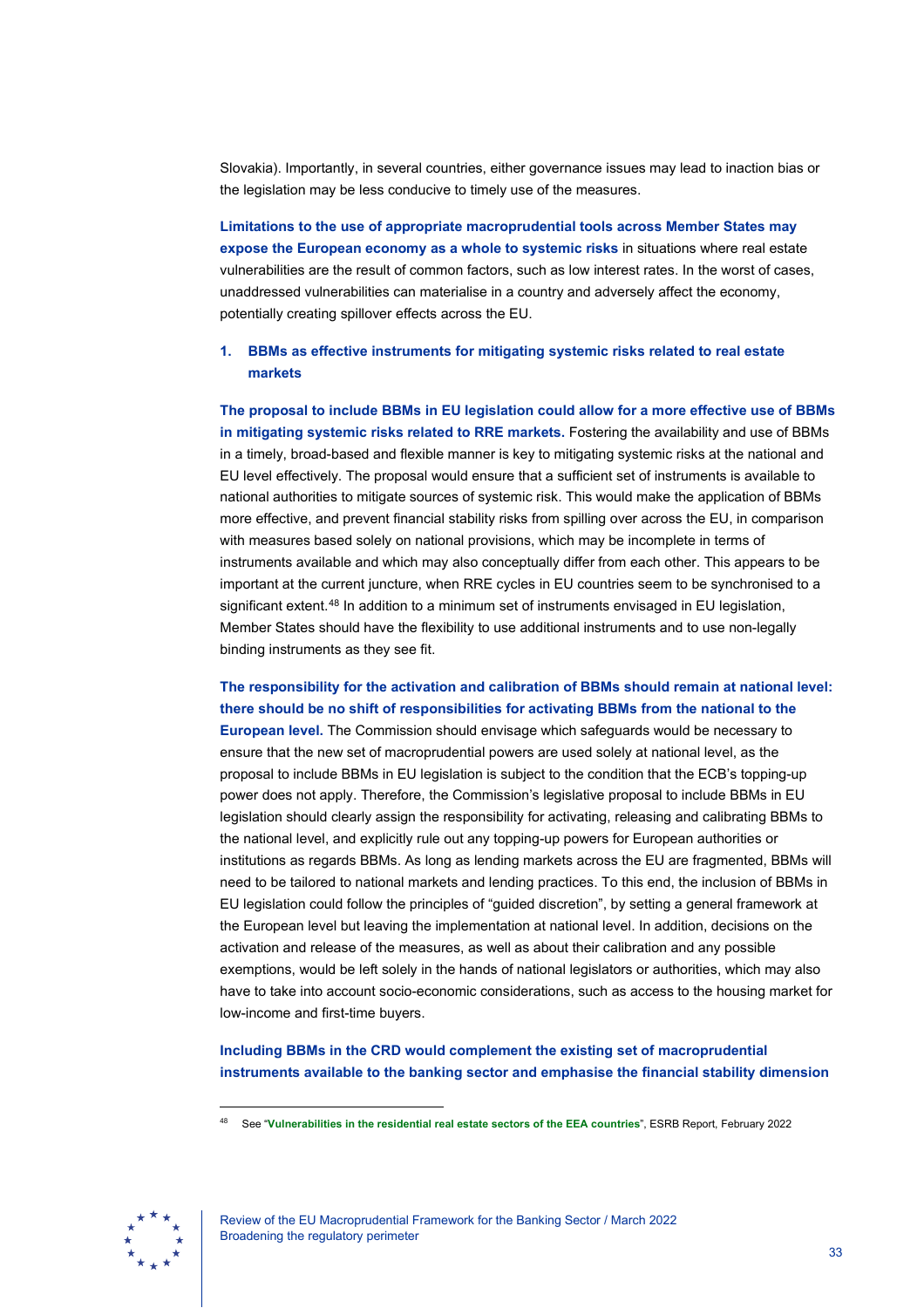Slovakia). Importantly, in several countries, either governance issues may lead to inaction bias or the legislation may be less conducive to timely use of the measures.

**Limitations to the use of appropriate macroprudential tools across Member States may expose the European economy as a whole to systemic risks** in situations where real estate vulnerabilities are the result of common factors, such as low interest rates. In the worst of cases, unaddressed vulnerabilities can materialise in a country and adversely affect the economy, potentially creating spillover effects across the EU.

## 1. BBMs as effective instruments for mitigating systemic risks related to real estate markets

**The proposal to include BBMs in EU legislation could allow for a more effective use of BBMs in mitigating systemic risks related to RRE markets.** Fostering the availability and use of BBMs in a timely, broad-based and flexible manner is key to mitigating systemic risks at the national and EU level effectively. The proposal would ensure that a sufficient set of instruments is available to national authorities to mitigate sources of systemic risk. This would make the application of BBMs more effective, and prevent financial stability risks from spilling over across the EU, in comparison with measures based solely on national provisions, which may be incomplete in terms of instruments available and which may also conceptually differ from each other. This appears to be important at the current juncture, when RRE cycles in EU countries seem to be synchronised to a significant extent.[48] In addition to a minimum set of instruments envisaged in EU legislation, Member States should have the flexibility to use additional instruments and to use non-legally binding instruments as they see fit.

**The responsibility for the activation and calibration of BBMs should remain at national level: there should be no shift of responsibilities for activating BBMs from the national to the European level.** The Commission should envisage which safeguards would be necessary to ensure that the new set of macroprudential powers are used solely at national level, as the proposal to include BBMs in EU legislation is subject to the condition that the ECB's topping-up power does not apply. Therefore, the Commission's legislative proposal to include BBMs in EU legislation should clearly assign the responsibility for activating, releasing and calibrating BBMs to the national level, and explicitly rule out any topping-up powers for European authorities or institutions as regards BBMs. As long as lending markets across the EU are fragmented, BBMs will need to be tailored to national markets and lending practices. To this end, the inclusion of BBMs in EU legislation could follow the principles of "guided discretion", by setting a general framework at the European level but leaving the implementation at national level. In addition, decisions on the activation and release of the measures, as well as about their calibration and any possible exemptions, would be left solely in the hands of national legislators or authorities, which may also have to take into account socio-economic considerations, such as access to the housing market for low-income and first-time buyers.

**Including BBMs in the CRD would complement the existing set of macroprudential instruments available to the banking sector and emphasise the financial stability dimension**

[48] See "**Vulnerabilities in the residential real estate sectors of the EEA countries**", ESRB Report, February 2022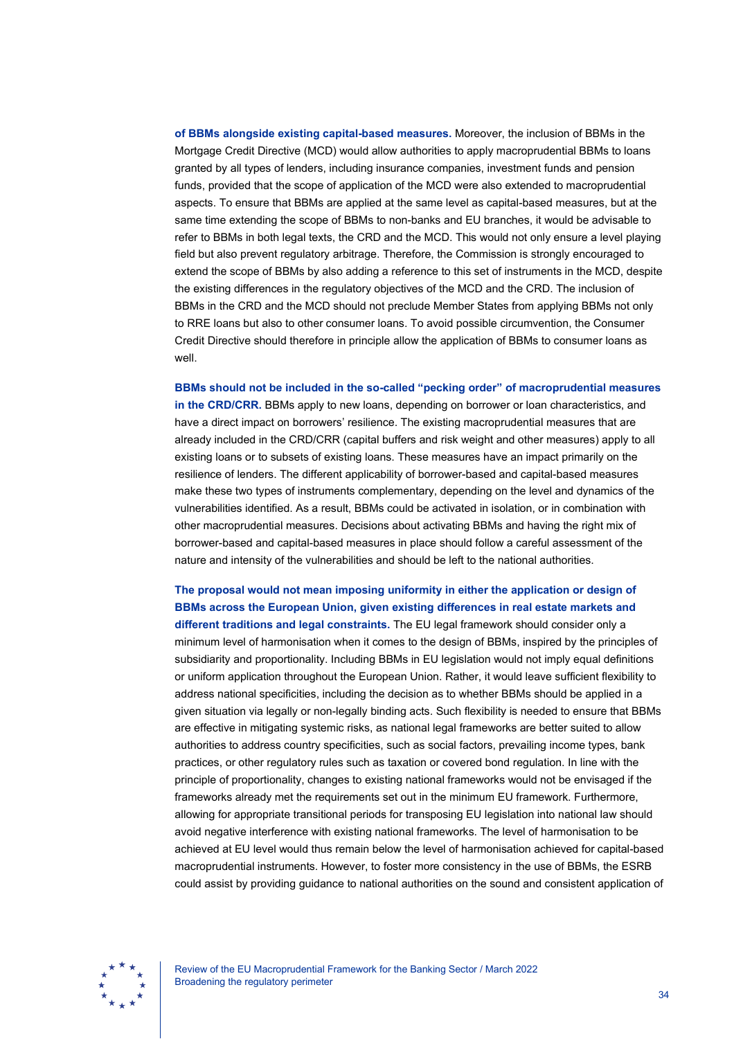**of BBMs alongside existing capital-based measures.** Moreover, the inclusion of BBMs in the Mortgage Credit Directive (MCD) would allow authorities to apply macroprudential BBMs to loans granted by all types of lenders, including insurance companies, investment funds and pension funds, provided that the scope of application of the MCD were also extended to macroprudential aspects. To ensure that BBMs are applied at the same level as capital-based measures, but at the same time extending the scope of BBMs to non-banks and EU branches, it would be advisable to refer to BBMs in both legal texts, the CRD and the MCD. This would not only ensure a level playing field but also prevent regulatory arbitrage. Therefore, the Commission is strongly encouraged to extend the scope of BBMs by also adding a reference to this set of instruments in the MCD, despite the existing differences in the regulatory objectives of the MCD and the CRD. The inclusion of BBMs in the CRD and the MCD should not preclude Member States from applying BBMs not only to RRE loans but also to other consumer loans. To avoid possible circumvention, the Consumer Credit Directive should therefore in principle allow the application of BBMs to consumer loans as well.

**BBMs should not be included in the so-called "pecking order" of macroprudential measures in the CRD/CRR.** BBMs apply to new loans, depending on borrower or loan characteristics, and have a direct impact on borrowers' resilience. The existing macroprudential measures that are already included in the CRD/CRR (capital buffers and risk weight and other measures) apply to all existing loans or to subsets of existing loans. These measures have an impact primarily on the resilience of lenders. The different applicability of borrower-based and capital-based measures make these two types of instruments complementary, depending on the level and dynamics of the vulnerabilities identified. As a result, BBMs could be activated in isolation, or in combination with other macroprudential measures. Decisions about activating BBMs and having the right mix of borrower-based and capital-based measures in place should follow a careful assessment of the nature and intensity of the vulnerabilities and should be left to the national authorities.

**The proposal would not mean imposing uniformity in either the application or design of BBMs across the European Union, given existing differences in real estate markets and different traditions and legal constraints.** The EU legal framework should consider only a minimum level of harmonisation when it comes to the design of BBMs, inspired by the principles of subsidiarity and proportionality. Including BBMs in EU legislation would not imply equal definitions or uniform application throughout the European Union. Rather, it would leave sufficient flexibility to address national specificities, including the decision as to whether BBMs should be applied in a given situation via legally or non-legally binding acts. Such flexibility is needed to ensure that BBMs are effective in mitigating systemic risks, as national legal frameworks are better suited to allow authorities to address country specificities, such as social factors, prevailing income types, bank practices, or other regulatory rules such as taxation or covered bond regulation. In line with the principle of proportionality, changes to existing national frameworks would not be envisaged if the frameworks already met the requirements set out in the minimum EU framework. Furthermore, allowing for appropriate transitional periods for transposing EU legislation into national law should avoid negative interference with existing national frameworks. The level of harmonisation to be achieved at EU level would thus remain below the level of harmonisation achieved for capital-based macroprudential instruments. However, to foster more consistency in the use of BBMs, the ESRB could assist by providing guidance to national authorities on the sound and consistent application of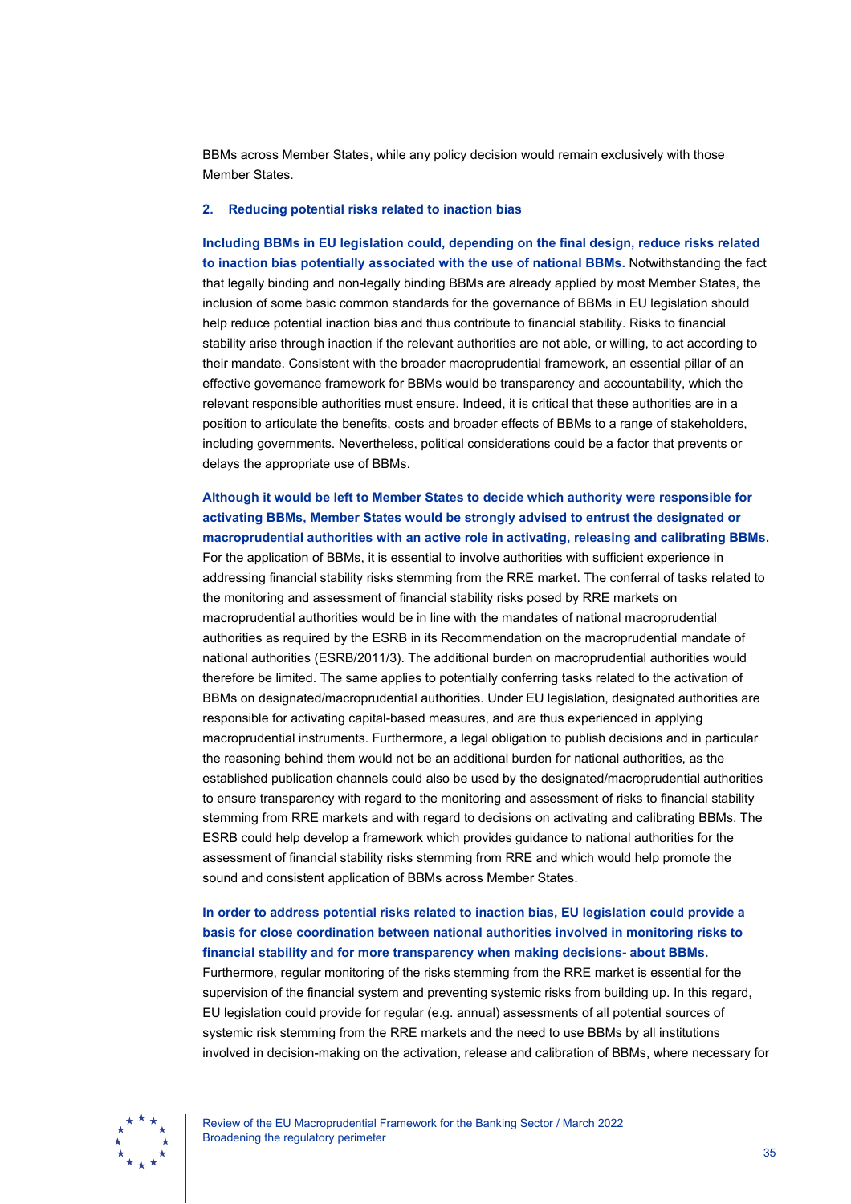BBMs across Member States, while any policy decision would remain exclusively with those Member States.

### 2. Reducing potential risks related to inaction bias

**Including BBMs in EU legislation could, depending on the final design, reduce risks related to inaction bias potentially associated with the use of national BBMs.** Notwithstanding the fact that legally binding and non-legally binding BBMs are already applied by most Member States, the inclusion of some basic common standards for the governance of BBMs in EU legislation should help reduce potential inaction bias and thus contribute to financial stability. Risks to financial stability arise through inaction if the relevant authorities are not able, or willing, to act according to their mandate. Consistent with the broader macroprudential framework, an essential pillar of an effective governance framework for BBMs would be transparency and accountability, which the relevant responsible authorities must ensure. Indeed, it is critical that these authorities are in a position to articulate the benefits, costs and broader effects of BBMs to a range of stakeholders, including governments. Nevertheless, political considerations could be a factor that prevents or delays the appropriate use of BBMs.

**Although it would be left to Member States to decide which authority were responsible for activating BBMs, Member States would be strongly advised to entrust the designated or macroprudential authorities with an active role in activating, releasing and calibrating BBMs.** For the application of BBMs, it is essential to involve authorities with sufficient experience in addressing financial stability risks stemming from the RRE market. The conferral of tasks related to the monitoring and assessment of financial stability risks posed by RRE markets on macroprudential authorities would be in line with the mandates of national macroprudential authorities as required by the ESRB in its Recommendation on the macroprudential mandate of national authorities (ESRB/2011/3). The additional burden on macroprudential authorities would therefore be limited. The same applies to potentially conferring tasks related to the activation of BBMs on designated/macroprudential authorities. Under EU legislation, designated authorities are responsible for activating capital-based measures, and are thus experienced in applying macroprudential instruments. Furthermore, a legal obligation to publish decisions and in particular the reasoning behind them would not be an additional burden for national authorities, as the established publication channels could also be used by the designated/macroprudential authorities to ensure transparency with regard to the monitoring and assessment of risks to financial stability stemming from RRE markets and with regard to decisions on activating and calibrating BBMs. The ESRB could help develop a framework which provides guidance to national authorities for the assessment of financial stability risks stemming from RRE and which would help promote the sound and consistent application of BBMs across Member States.

**In order to address potential risks related to inaction bias, EU legislation could provide a basis for close coordination between national authorities involved in monitoring risks to financial stability and for more transparency when making decisions- about BBMs.** Furthermore, regular monitoring of the risks stemming from the RRE market is essential for the supervision of the financial system and preventing systemic risks from building up. In this regard, EU legislation could provide for regular (e.g. annual) assessments of all potential sources of systemic risk stemming from the RRE markets and the need to use BBMs by all institutions involved in decision-making on the activation, release and calibration of BBMs, where necessary for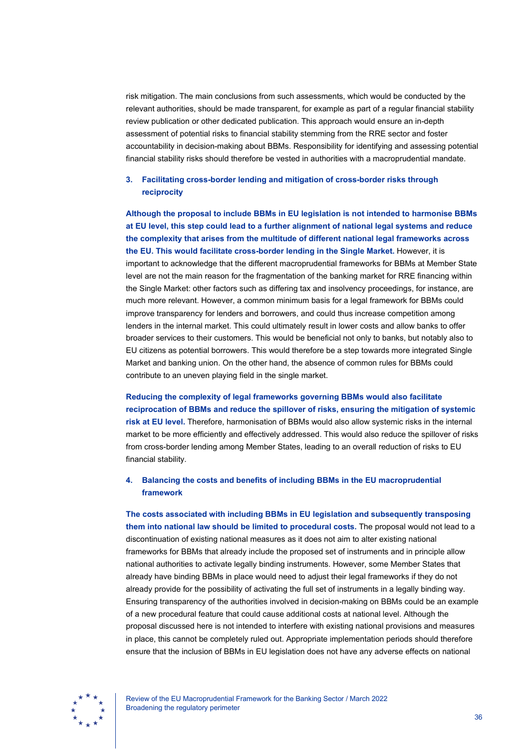risk mitigation. The main conclusions from such assessments, which would be conducted by the relevant authorities, should be made transparent, for example as part of a regular financial stability review publication or other dedicated publication. This approach would ensure an in-depth assessment of potential risks to financial stability stemming from the RRE sector and foster accountability in decision-making about BBMs. Responsibility for identifying and assessing potential financial stability risks should therefore be vested in authorities with a macroprudential mandate.

### 3. Facilitating cross-border lending and mitigation of cross-border risks through reciprocity

**Although the proposal to include BBMs in EU legislation is not intended to harmonise BBMs at EU level, this step could lead to a further alignment of national legal systems and reduce the complexity that arises from the multitude of different national legal frameworks across the EU. This would facilitate cross-border lending in the Single Market.** However, it is important to acknowledge that the different macroprudential frameworks for BBMs at Member State level are not the main reason for the fragmentation of the banking market for RRE financing within the Single Market: other factors such as differing tax and insolvency proceedings, for instance, are much more relevant. However, a common minimum basis for a legal framework for BBMs could improve transparency for lenders and borrowers, and could thus increase competition among lenders in the internal market. This could ultimately result in lower costs and allow banks to offer broader services to their customers. This would be beneficial not only to banks, but notably also to EU citizens as potential borrowers. This would therefore be a step towards more integrated Single Market and banking union. On the other hand, the absence of common rules for BBMs could contribute to an uneven playing field in the single market.

**Reducing the complexity of legal frameworks governing BBMs would also facilitate reciprocation of BBMs and reduce the spillover of risks, ensuring the mitigation of systemic risk at EU level.** Therefore, harmonisation of BBMs would also allow systemic risks in the internal market to be more efficiently and effectively addressed. This would also reduce the spillover of risks from cross-border lending among Member States, leading to an overall reduction of risks to EU financial stability.

### 4. Balancing the costs and benefits of including BBMs in the EU macroprudential framework

**The costs associated with including BBMs in EU legislation and subsequently transposing them into national law should be limited to procedural costs.** The proposal would not lead to a discontinuation of existing national measures as it does not aim to alter existing national frameworks for BBMs that already include the proposed set of instruments and in principle allow national authorities to activate legally binding instruments. However, some Member States that already have binding BBMs in place would need to adjust their legal frameworks if they do not already provide for the possibility of activating the full set of instruments in a legally binding way. Ensuring transparency of the authorities involved in decision-making on BBMs could be an example of a new procedural feature that could cause additional costs at national level. Although the proposal discussed here is not intended to interfere with existing national provisions and measures in place, this cannot be completely ruled out. Appropriate implementation periods should therefore ensure that the inclusion of BBMs in EU legislation does not have any adverse effects on national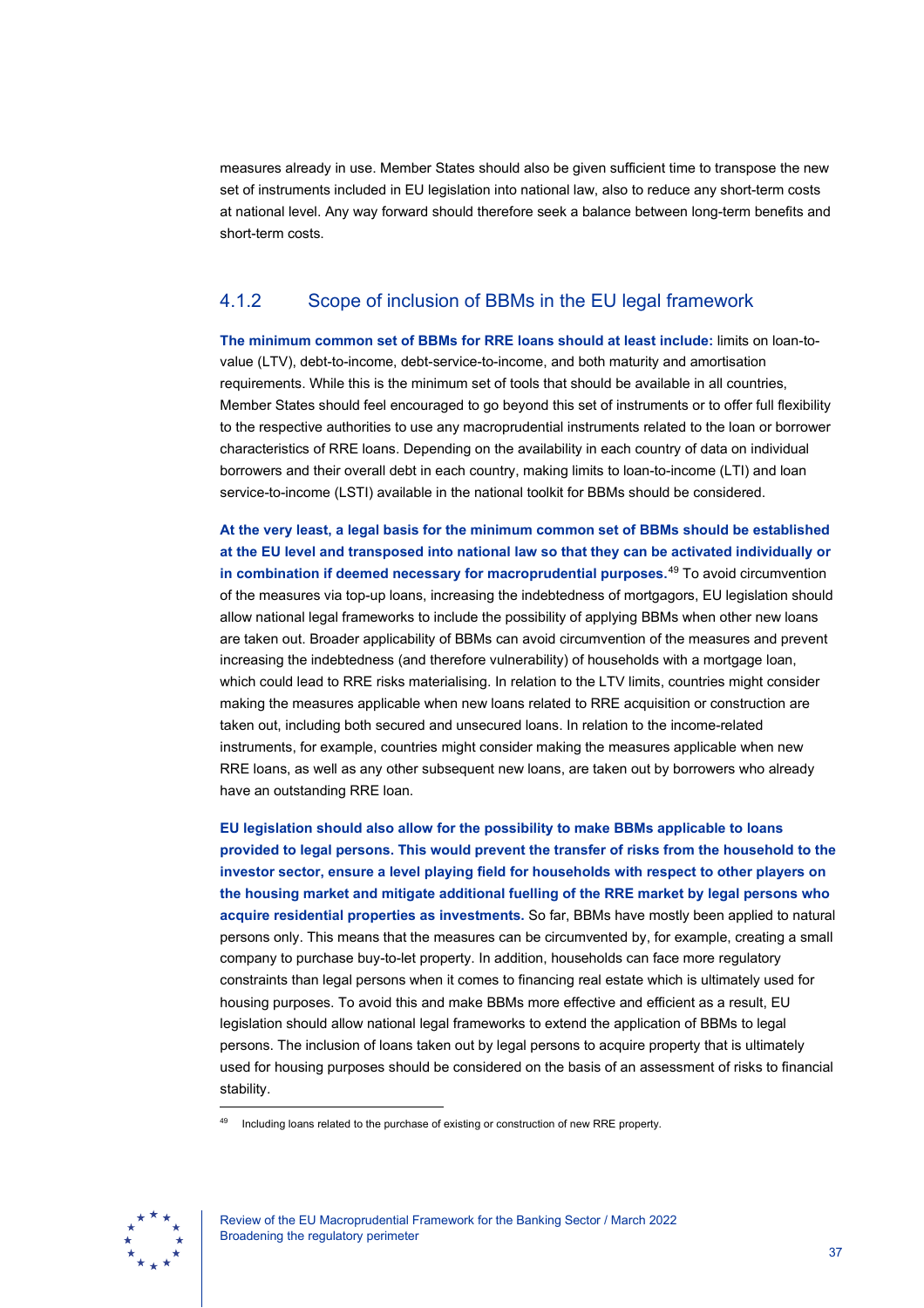measures already in use. Member States should also be given sufficient time to transpose the new set of instruments included in EU legislation into national law, also to reduce any short-term costs at national level. Any way forward should therefore seek a balance between long-term benefits and short-term costs.

### 4.1.2 Scope of inclusion of BBMs in the EU legal framework

**The minimum common set of BBMs for RRE loans should at least include:** limits on loan-to-value (LTV), debt-to-income, debt-service-to-income, and both maturity and amortisation requirements. While this is the minimum set of tools that should be available in all countries, Member States should feel encouraged to go beyond this set of instruments or to offer full flexibility to the respective authorities to use any macroprudential instruments related to the loan or borrower characteristics of RRE loans. Depending on the availability in each country of data on individual borrowers and their overall debt in each country, making limits to loan-to-income (LTI) and loan service-to-income (LSTI) available in the national toolkit for BBMs should be considered.

**At the very least, a legal basis for the minimum common set of BBMs should be established at the EU level and transposed into national law so that they can be activated individually or in combination if deemed necessary for macroprudential purposes.**[49] To avoid circumvention of the measures via top-up loans, increasing the indebtedness of mortgagors, EU legislation should allow national legal frameworks to include the possibility of applying BBMs when other new loans are taken out. Broader applicability of BBMs can avoid circumvention of the measures and prevent increasing the indebtedness (and therefore vulnerability) of households with a mortgage loan, which could lead to RRE risks materialising. In relation to the LTV limits, countries might consider making the measures applicable when new loans related to RRE acquisition or construction are taken out, including both secured and unsecured loans. In relation to the income-related instruments, for example, countries might consider making the measures applicable when new RRE loans, as well as any other subsequent new loans, are taken out by borrowers who already have an outstanding RRE loan.

**EU legislation should also allow for the possibility to make BBMs applicable to loans provided to legal persons. This would prevent the transfer of risks from the household to the investor sector, ensure a level playing field for households with respect to other players on the housing market and mitigate additional fuelling of the RRE market by legal persons who acquire residential properties as investments.** So far, BBMs have mostly been applied to natural persons only. This means that the measures can be circumvented by, for example, creating a small company to purchase buy-to-let property. In addition, households can face more regulatory constraints than legal persons when it comes to financing real estate which is ultimately used for housing purposes. To avoid this and make BBMs more effective and efficient as a result, EU legislation should allow national legal frameworks to extend the application of BBMs to legal persons. The inclusion of loans taken out by legal persons to acquire property that is ultimately used for housing purposes should be considered on the basis of an assessment of risks to financial stability.

---

[49] Including loans related to the purchase of existing or construction of new RRE property.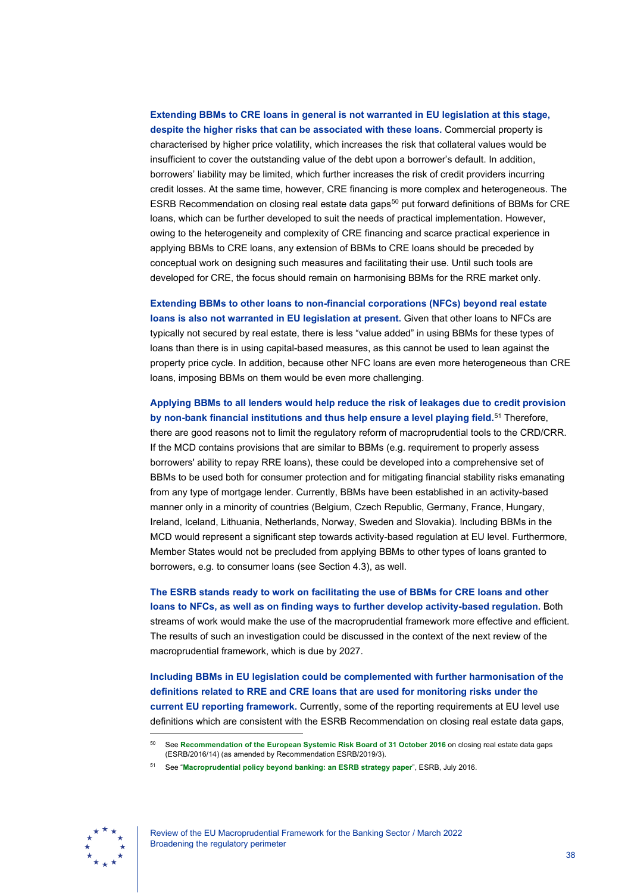**Extending BBMs to CRE loans in general is not warranted in EU legislation at this stage, despite the higher risks that can be associated with these loans.** Commercial property is characterised by higher price volatility, which increases the risk that collateral values would be insufficient to cover the outstanding value of the debt upon a borrower's default. In addition, borrowers' liability may be limited, which further increases the risk of credit providers incurring credit losses. At the same time, however, CRE financing is more complex and heterogeneous. The ESRB Recommendation on closing real estate data gaps[50] put forward definitions of BBMs for CRE loans, which can be further developed to suit the needs of practical implementation. However, owing to the heterogeneity and complexity of CRE financing and scarce practical experience in applying BBMs to CRE loans, any extension of BBMs to CRE loans should be preceded by conceptual work on designing such measures and facilitating their use. Until such tools are developed for CRE, the focus should remain on harmonising BBMs for the RRE market only.

**Extending BBMs to other loans to non-financial corporations (NFCs) beyond real estate loans is also not warranted in EU legislation at present.** Given that other loans to NFCs are typically not secured by real estate, there is less "value added" in using BBMs for these types of loans than there is in using capital-based measures, as this cannot be used to lean against the property price cycle. In addition, because other NFC loans are even more heterogeneous than CRE loans, imposing BBMs on them would be even more challenging.

**Applying BBMs to all lenders would help reduce the risk of leakages due to credit provision by non-bank financial institutions and thus help ensure a level playing field.**[51] Therefore, there are good reasons not to limit the regulatory reform of macroprudential tools to the CRD/CRR. If the MCD contains provisions that are similar to BBMs (e.g. requirement to properly assess borrowers' ability to repay RRE loans), these could be developed into a comprehensive set of BBMs to be used both for consumer protection and for mitigating financial stability risks emanating from any type of mortgage lender. Currently, BBMs have been established in an activity-based manner only in a minority of countries (Belgium, Czech Republic, Germany, France, Hungary, Ireland, Iceland, Lithuania, Netherlands, Norway, Sweden and Slovakia). Including BBMs in the MCD would represent a significant step towards activity-based regulation at EU level. Furthermore, Member States would not be precluded from applying BBMs to other types of loans granted to borrowers, e.g. to consumer loans (see Section 4.3), as well.

**The ESRB stands ready to work on facilitating the use of BBMs for CRE loans and other loans to NFCs, as well as on finding ways to further develop activity-based regulation.** Both streams of work would make the use of the macroprudential framework more effective and efficient. The results of such an investigation could be discussed in the context of the next review of the macroprudential framework, which is due by 2027.

**Including BBMs in EU legislation could be complemented with further harmonisation of the definitions related to RRE and CRE loans that are used for monitoring risks under the current EU reporting framework.** Currently, some of the reporting requirements at EU level use definitions which are consistent with the ESRB Recommendation on closing real estate data gaps,

---

[50] See **Recommendation of the European Systemic Risk Board of 31 October 2016** on closing real estate data gaps (ESRB/2016/14) (as amended by Recommendation ESRB/2019/3).

[51] See "**Macroprudential policy beyond banking: an ESRB strategy paper**", ESRB, July 2016.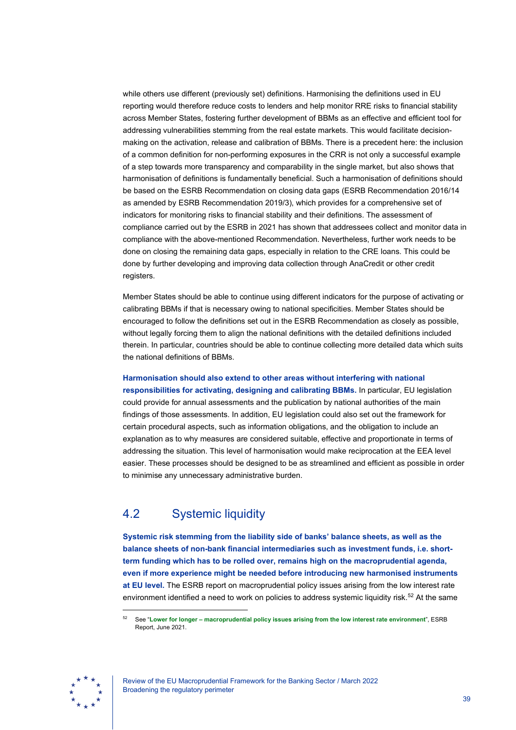while others use different (previously set) definitions. Harmonising the definitions used in EU reporting would therefore reduce costs to lenders and help monitor RRE risks to financial stability across Member States, fostering further development of BBMs as an effective and efficient tool for addressing vulnerabilities stemming from the real estate markets. This would facilitate decision-making on the activation, release and calibration of BBMs. There is a precedent here: the inclusion of a common definition for non-performing exposures in the CRR is not only a successful example of a step towards more transparency and comparability in the single market, but also shows that harmonisation of definitions is fundamentally beneficial. Such a harmonisation of definitions should be based on the ESRB Recommendation on closing data gaps (ESRB Recommendation 2016/14 as amended by ESRB Recommendation 2019/3), which provides for a comprehensive set of indicators for monitoring risks to financial stability and their definitions. The assessment of compliance carried out by the ESRB in 2021 has shown that addressees collect and monitor data in compliance with the above-mentioned Recommendation. Nevertheless, further work needs to be done on closing the remaining data gaps, especially in relation to the CRE loans. This could be done by further developing and improving data collection through AnaCredit or other credit registers.

Member States should be able to continue using different indicators for the purpose of activating or calibrating BBMs if that is necessary owing to national specificities. Member States should be encouraged to follow the definitions set out in the ESRB Recommendation as closely as possible, without legally forcing them to align the national definitions with the detailed definitions included therein. In particular, countries should be able to continue collecting more detailed data which suits the national definitions of BBMs.

**Harmonisation should also extend to other areas without interfering with national responsibilities for activating, designing and calibrating BBMs.** In particular, EU legislation could provide for annual assessments and the publication by national authorities of the main findings of those assessments. In addition, EU legislation could also set out the framework for certain procedural aspects, such as information obligations, and the obligation to include an explanation as to why measures are considered suitable, effective and proportionate in terms of addressing the situation. This level of harmonisation would make reciprocation at the EEA level easier. These processes should be designed to be as streamlined and efficient as possible in order to minimise any unnecessary administrative burden.

## 4.2 Systemic liquidity

**Systemic risk stemming from the liability side of banks' balance sheets, as well as the balance sheets of non-bank financial intermediaries such as investment funds, i.e. short-term funding which has to be rolled over, remains high on the macroprudential agenda, even if more experience might be needed before introducing new harmonised instruments at EU level.** The ESRB report on macroprudential policy issues arising from the low interest rate environment identified a need to work on policies to address systemic liquidity risk.[52] At the same

[52] See "**Lower for longer – macroprudential policy issues arising from the low interest rate environment**", ESRB Report, June 2021.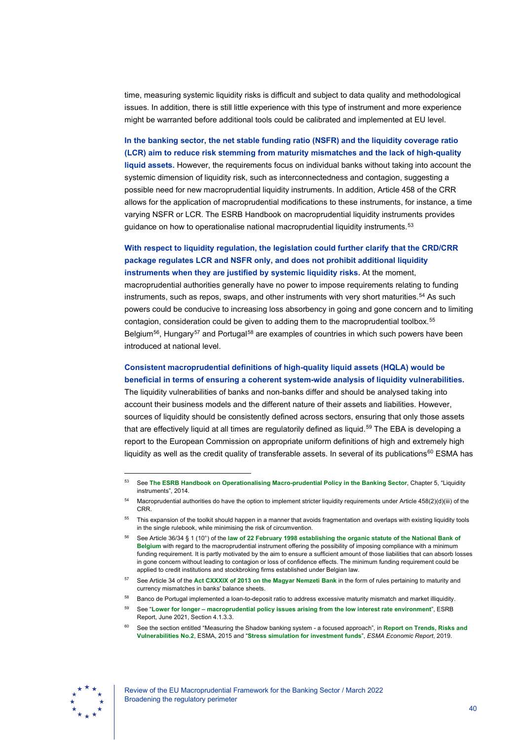time, measuring systemic liquidity risks is difficult and subject to data quality and methodological issues. In addition, there is still little experience with this type of instrument and more experience might be warranted before additional tools could be calibrated and implemented at EU level.

**In the banking sector, the net stable funding ratio (NSFR) and the liquidity coverage ratio (LCR) aim to reduce risk stemming from maturity mismatches and the lack of high-quality liquid assets.** However, the requirements focus on individual banks without taking into account the systemic dimension of liquidity risk, such as interconnectedness and contagion, suggesting a possible need for new macroprudential liquidity instruments. In addition, Article 458 of the CRR allows for the application of macroprudential modifications to these instruments, for instance, a time varying NSFR or LCR. The ESRB Handbook on macroprudential liquidity instruments provides guidance on how to operationalise national macroprudential liquidity instruments.[53]

**With respect to liquidity regulation, the legislation could further clarify that the CRD/CRR package regulates LCR and NSFR only, and does not prohibit additional liquidity instruments when they are justified by systemic liquidity risks.** At the moment, macroprudential authorities generally have no power to impose requirements relating to funding instruments, such as repos, swaps, and other instruments with very short maturities.[54] As such powers could be conducive to increasing loss absorbency in going and gone concern and to limiting contagion, consideration could be given to adding them to the macroprudential toolbox.[55] Belgium[56], Hungary[57] and Portugal[58] are examples of countries in which such powers have been introduced at national level.

**Consistent macroprudential definitions of high-quality liquid assets (HQLA) would be beneficial in terms of ensuring a coherent system-wide analysis of liquidity vulnerabilities.** The liquidity vulnerabilities of banks and non-banks differ and should be analysed taking into account their business models and the different nature of their assets and liabilities. However, sources of liquidity should be consistently defined across sectors, ensuring that only those assets that are effectively liquid at all times are regulatorily defined as liquid.[59] The EBA is developing a report to the European Commission on appropriate uniform definitions of high and extremely high liquidity as well as the credit quality of transferable assets. In several of its publications[60] ESMA has

---

[53] See **The ESRB Handbook on Operationalising Macro-prudential Policy in the Banking Sector**, Chapter 5, "Liquidity instruments", 2014.

[54] Macroprudential authorities do have the option to implement stricter liquidity requirements under Article 458(2)(d)(iii) of the CRR.

[55] This expansion of the toolkit should happen in a manner that avoids fragmentation and overlaps with existing liquidity tools in the single rulebook, while minimising the risk of circumvention.

[56] See Article 36/34 § 1 (10°) of the **law of 22 February 1998 establishing the organic statute of the National Bank of Belgium** with regard to the macroprudential instrument offering the possibility of imposing compliance with a minimum funding requirement. It is partly motivated by the aim to ensure a sufficient amount of those liabilities that can absorb losses in gone concern without leading to contagion or loss of confidence effects. The minimum funding requirement could be applied to credit institutions and stockbroking firms established under Belgian law.

[57] See Article 34 of the **Act CXXXIX of 2013 on the Magyar Nemzeti Bank** in the form of rules pertaining to maturity and currency mismatches in banks' balance sheets.

[58] Banco de Portugal implemented a loan-to-deposit ratio to address excessive maturity mismatch and market illiquidity.

[59] See "**Lower for longer – macroprudential policy issues arising from the low interest rate environment**", ESRB Report, June 2021, Section 4.1.3.3.

[60] See the section entitled "Measuring the Shadow banking system - a focused approach", in **Report on Trends, Risks and Vulnerabilities No.2**, ESMA, 2015 and "**Stress simulation for investment funds**", *ESMA Economic Report*, 2019.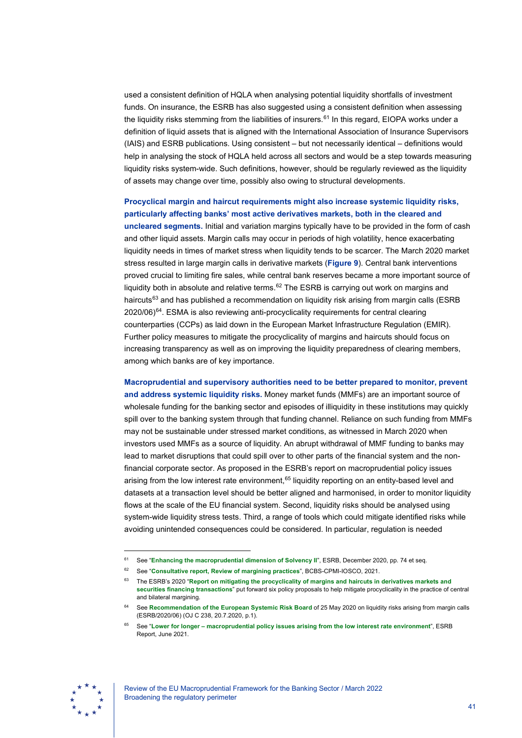used a consistent definition of HQLA when analysing potential liquidity shortfalls of investment funds. On insurance, the ESRB has also suggested using a consistent definition when assessing the liquidity risks stemming from the liabilities of insurers.[61] In this regard, EIOPA works under a definition of liquid assets that is aligned with the International Association of Insurance Supervisors (IAIS) and ESRB publications. Using consistent – but not necessarily identical – definitions would help in analysing the stock of HQLA held across all sectors and would be a step towards measuring liquidity risks system-wide. Such definitions, however, should be regularly reviewed as the liquidity of assets may change over time, possibly also owing to structural developments.

**Procyclical margin and haircut requirements might also increase systemic liquidity risks, particularly affecting banks' most active derivatives markets, both in the cleared and uncleared segments.** Initial and variation margins typically have to be provided in the form of cash and other liquid assets. Margin calls may occur in periods of high volatility, hence exacerbating liquidity needs in times of market stress when liquidity tends to be scarcer. The March 2020 market stress resulted in large margin calls in derivative markets (**Figure 9**). Central bank interventions proved crucial to limiting fire sales, while central bank reserves became a more important source of liquidity both in absolute and relative terms.[62] The ESRB is carrying out work on margins and haircuts[63] and has published a recommendation on liquidity risk arising from margin calls (ESRB 2020/06)[64]. ESMA is also reviewing anti-procyclicality requirements for central clearing counterparties (CCPs) as laid down in the European Market Infrastructure Regulation (EMIR). Further policy measures to mitigate the procyclicality of margins and haircuts should focus on increasing transparency as well as on improving the liquidity preparedness of clearing members, among which banks are of key importance.

**Macroprudential and supervisory authorities need to be better prepared to monitor, prevent and address systemic liquidity risks.** Money market funds (MMFs) are an important source of wholesale funding for the banking sector and episodes of illiquidity in these institutions may quickly spill over to the banking system through that funding channel. Reliance on such funding from MMFs may not be sustainable under stressed market conditions, as witnessed in March 2020 when investors used MMFs as a source of liquidity. An abrupt withdrawal of MMF funding to banks may lead to market disruptions that could spill over to other parts of the financial system and the non-financial corporate sector. As proposed in the ESRB's report on macroprudential policy issues arising from the low interest rate environment,[65] liquidity reporting on an entity-based level and datasets at a transaction level should be better aligned and harmonised, in order to monitor liquidity flows at the scale of the EU financial system. Second, liquidity risks should be analysed using system-wide liquidity stress tests. Third, a range of tools which could mitigate identified risks while avoiding unintended consequences could be considered. In particular, regulation is needed

---

[61] See "**Enhancing the macroprudential dimension of Solvency II**", ESRB, December 2020, pp. 74 et seq.

[62] See "**Consultative report, Review of margining practices**", BCBS-CPMI-IOSCO, 2021.

[63] The ESRB's 2020 "**Report on mitigating the procyclicality of margins and haircuts in derivatives markets and securities financing transactions**" put forward six policy proposals to help mitigate procyclicality in the practice of central and bilateral margining.

[64] See **Recommendation of the European Systemic Risk Board** of 25 May 2020 on liquidity risks arising from margin calls (ESRB/2020/06) (OJ C 238, 20.7.2020, p.1).

[65] See "**Lower for longer – macroprudential policy issues arising from the low interest rate environment**", ESRB Report, June 2021.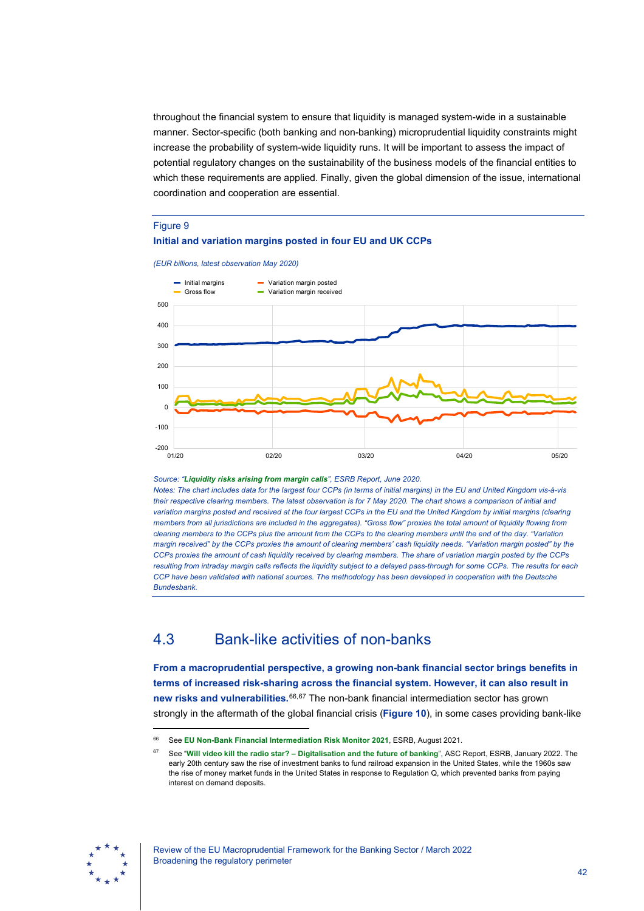throughout the financial system to ensure that liquidity is managed system-wide in a sustainable manner. Sector-specific (both banking and non-banking) microprudential liquidity constraints might increase the probability of system-wide liquidity runs. It will be important to assess the impact of potential regulatory changes on the sustainability of the business models of the financial entities to which these requirements are applied. Finally, given the global dimension of the issue, international coordination and cooperation are essential.

Figure 9

**Initial and variation margins posted in four EU and UK CCPs**

*(EUR billions, latest observation May 2020)*

*Source: "**Liquidity risks arising from margin calls**", ESRB Report, June 2020.*

*Notes: The chart includes data for the largest four CCPs (in terms of initial margins) in the EU and United Kingdom vis-à-vis their respective clearing members. The latest observation is for 7 May 2020. The chart shows a comparison of initial and variation margins posted and received at the four largest CCPs in the EU and the United Kingdom by initial margins (clearing members from all jurisdictions are included in the aggregates). "Gross flow" proxies the total amount of liquidity flowing from clearing members to the CCPs plus the amount from the CCPs to the clearing members until the end of the day. "Variation margin received" by the CCPs proxies the amount of clearing members' cash liquidity needs. "Variation margin posted" by the CCPs proxies the amount of cash liquidity received by clearing members. The share of variation margin posted by the CCPs resulting from intraday margin calls reflects the liquidity subject to a delayed pass-through for some CCPs. The results for each CCP have been validated with national sources. The methodology has been developed in cooperation with the Deutsche Bundesbank.*

## 4.3 Bank-like activities of non-banks

**From a macroprudential perspective, a growing non-bank financial sector brings benefits in terms of increased risk-sharing across the financial system. However, it can also result in new risks and vulnerabilities.**[66,67] The non-bank financial intermediation sector has grown strongly in the aftermath of the global financial crisis (**Figure 10**), in some cases providing bank-like

[66] See **EU Non-Bank Financial Intermediation Risk Monitor 2021**, ESRB, August 2021.

[67] See "**Will video kill the radio star? – Digitalisation and the future of banking**", ASC Report, ESRB, January 2022. The early 20th century saw the rise of investment banks to fund railroad expansion in the United States, while the 1960s saw the rise of money market funds in the United States in response to Regulation Q, which prevented banks from paying interest on demand deposits.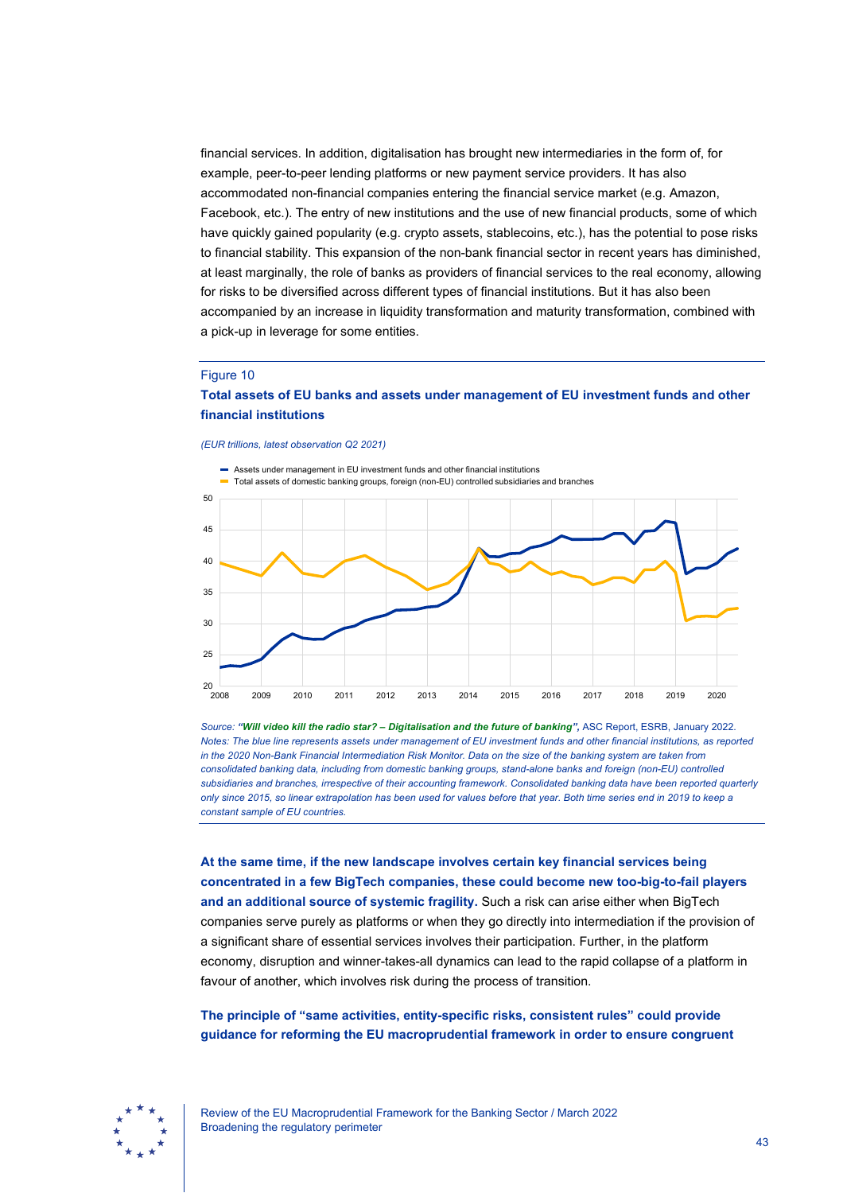financial services. In addition, digitalisation has brought new intermediaries in the form of, for example, peer-to-peer lending platforms or new payment service providers. It has also accommodated non-financial companies entering the financial service market (e.g. Amazon, Facebook, etc.). The entry of new institutions and the use of new financial products, some of which have quickly gained popularity (e.g. crypto assets, stablecoins, etc.), has the potential to pose risks to financial stability. This expansion of the non-bank financial sector in recent years has diminished, at least marginally, the role of banks as providers of financial services to the real economy, allowing for risks to be diversified across different types of financial institutions. But it has also been accompanied by an increase in liquidity transformation and maturity transformation, combined with a pick-up in leverage for some entities.

Figure 10

**Total assets of EU banks and assets under management of EU investment funds and other financial institutions**

*(EUR trillions, latest observation Q2 2021)*

*Source: **"Will video kill the radio star? – Digitalisation and the future of banking"**, ASC Report, ESRB, January 2022.*
*Notes: The blue line represents assets under management of EU investment funds and other financial institutions, as reported in the 2020 Non-Bank Financial Intermediation Risk Monitor. Data on the size of the banking system are taken from consolidated banking data, including from domestic banking groups, stand-alone banks and foreign (non-EU) controlled subsidiaries and branches, irrespective of their accounting framework. Consolidated banking data have been reported quarterly only since 2015, so linear extrapolation has been used for values before that year. Both time series end in 2019 to keep a constant sample of EU countries.*

**At the same time, if the new landscape involves certain key financial services being concentrated in a few BigTech companies, these could become new too-big-to-fail players and an additional source of systemic fragility.** Such a risk can arise either when BigTech companies serve purely as platforms or when they go directly into intermediation if the provision of a significant share of essential services involves their participation. Further, in the platform economy, disruption and winner-takes-all dynamics can lead to the rapid collapse of a platform in favour of another, which involves risk during the process of transition.

**The principle of "same activities, entity-specific risks, consistent rules" could provide guidance for reforming the EU macroprudential framework in order to ensure congruent**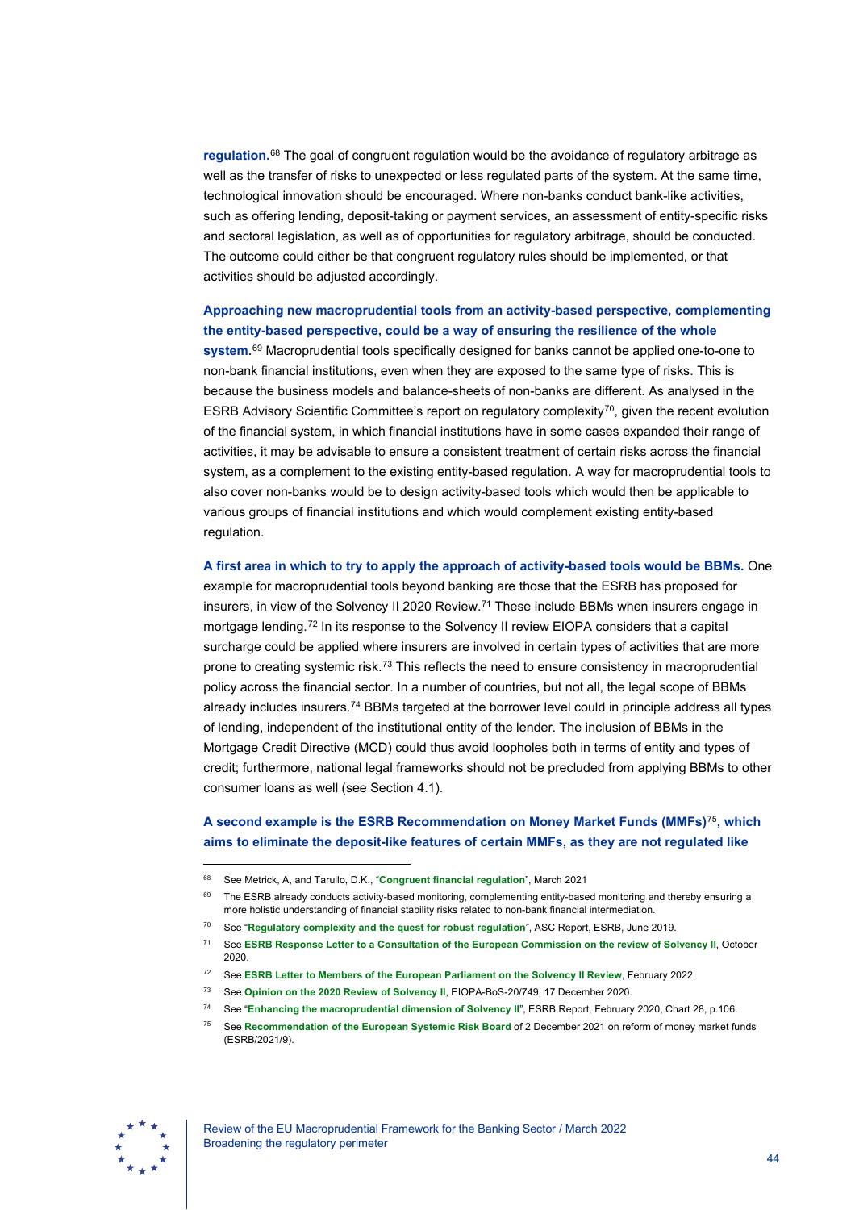**regulation.**[68] The goal of congruent regulation would be the avoidance of regulatory arbitrage as well as the transfer of risks to unexpected or less regulated parts of the system. At the same time, technological innovation should be encouraged. Where non-banks conduct bank-like activities, such as offering lending, deposit-taking or payment services, an assessment of entity-specific risks and sectoral legislation, as well as of opportunities for regulatory arbitrage, should be conducted. The outcome could either be that congruent regulatory rules should be implemented, or that activities should be adjusted accordingly.

**Approaching new macroprudential tools from an activity-based perspective, complementing the entity-based perspective, could be a way of ensuring the resilience of the whole system.**[69] Macroprudential tools specifically designed for banks cannot be applied one-to-one to non-bank financial institutions, even when they are exposed to the same type of risks. This is because the business models and balance-sheets of non-banks are different. As analysed in the ESRB Advisory Scientific Committee's report on regulatory complexity[70], given the recent evolution of the financial system, in which financial institutions have in some cases expanded their range of activities, it may be advisable to ensure a consistent treatment of certain risks across the financial system, as a complement to the existing entity-based regulation. A way for macroprudential tools to also cover non-banks would be to design activity-based tools which would then be applicable to various groups of financial institutions and which would complement existing entity-based regulation.

**A first area in which to try to apply the approach of activity-based tools would be BBMs.** One example for macroprudential tools beyond banking are those that the ESRB has proposed for insurers, in view of the Solvency II 2020 Review.[71] These include BBMs when insurers engage in mortgage lending.[72] In its response to the Solvency II review EIOPA considers that a capital surcharge could be applied where insurers are involved in certain types of activities that are more prone to creating systemic risk.[73] This reflects the need to ensure consistency in macroprudential policy across the financial sector. In a number of countries, but not all, the legal scope of BBMs already includes insurers.[74] BBMs targeted at the borrower level could in principle address all types of lending, independent of the institutional entity of the lender. The inclusion of BBMs in the Mortgage Credit Directive (MCD) could thus avoid loopholes both in terms of entity and types of credit; furthermore, national legal frameworks should not be precluded from applying BBMs to other consumer loans as well (see Section 4.1).

**A second example is the ESRB Recommendation on Money Market Funds (MMFs)**[75]**, which aims to eliminate the deposit-like features of certain MMFs, as they are not regulated like**

---

[68] See Metrick, A, and Tarullo, D.K., "**Congruent financial regulation**", March 2021

[69] The ESRB already conducts activity-based monitoring, complementing entity-based monitoring and thereby ensuring a more holistic understanding of financial stability risks related to non-bank financial intermediation.

[70] See "**Regulatory complexity and the quest for robust regulation**", ASC Report, ESRB, June 2019.

[71] See **ESRB Response Letter to a Consultation of the European Commission on the review of Solvency II**, October 2020.

[72] See **ESRB Letter to Members of the European Parliament on the Solvency II Review**, February 2022.

[73] See **Opinion on the 2020 Review of Solvency II**, EIOPA-BoS-20/749, 17 December 2020.

[74] See "**Enhancing the macroprudential dimension of Solvency II**", ESRB Report, February 2020, Chart 28, p.106.

[75] See **Recommendation of the European Systemic Risk Board** of 2 December 2021 on reform of money market funds (ESRB/2021/9).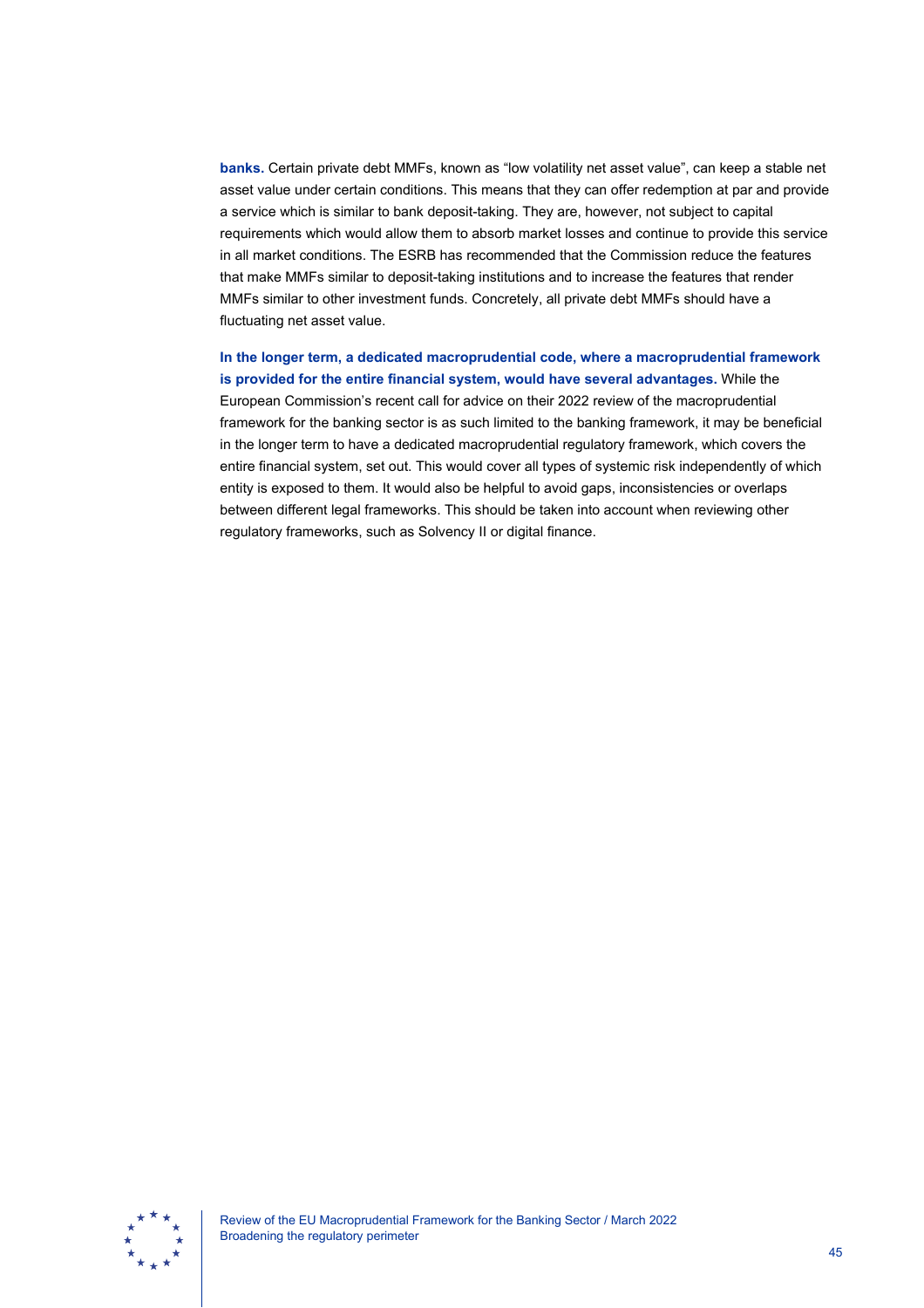**banks.** Certain private debt MMFs, known as "low volatility net asset value", can keep a stable net asset value under certain conditions. This means that they can offer redemption at par and provide a service which is similar to bank deposit-taking. They are, however, not subject to capital requirements which would allow them to absorb market losses and continue to provide this service in all market conditions. The ESRB has recommended that the Commission reduce the features that make MMFs similar to deposit-taking institutions and to increase the features that render MMFs similar to other investment funds. Concretely, all private debt MMFs should have a fluctuating net asset value.

**In the longer term, a dedicated macroprudential code, where a macroprudential framework is provided for the entire financial system, would have several advantages.** While the European Commission's recent call for advice on their 2022 review of the macroprudential framework for the banking sector is as such limited to the banking framework, it may be beneficial in the longer term to have a dedicated macroprudential regulatory framework, which covers the entire financial system, set out. This would cover all types of systemic risk independently of which entity is exposed to them. It would also be helpful to avoid gaps, inconsistencies or overlaps between different legal frameworks. This should be taken into account when reviewing other regulatory frameworks, such as Solvency II or digital finance.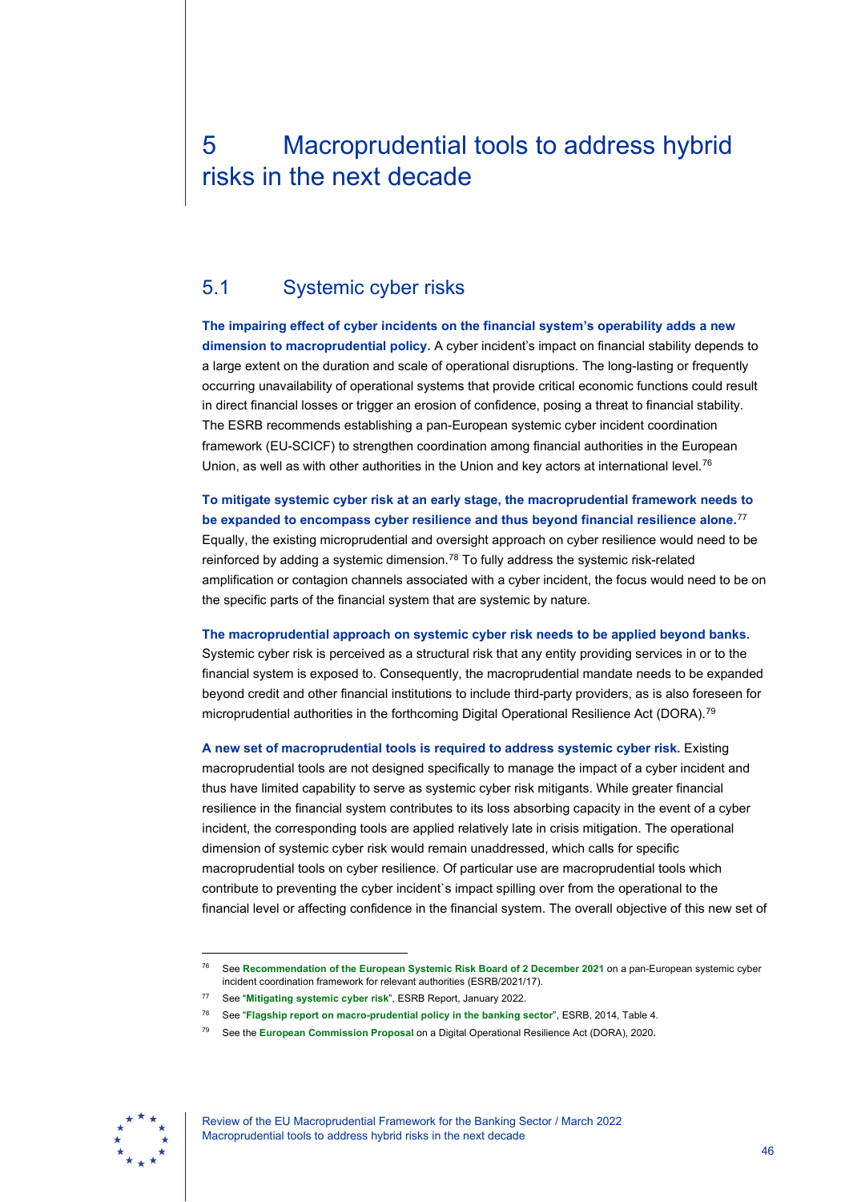# 5 Macroprudential tools to address hybrid risks in the next decade

## 5.1 Systemic cyber risks

**The impairing effect of cyber incidents on the financial system's operability adds a new dimension to macroprudential policy.** A cyber incident's impact on financial stability depends to a large extent on the duration and scale of operational disruptions. The long-lasting or frequently occurring unavailability of operational systems that provide critical economic functions could result in direct financial losses or trigger an erosion of confidence, posing a threat to financial stability. The ESRB recommends establishing a pan-European systemic cyber incident coordination framework (EU-SCICF) to strengthen coordination among financial authorities in the European Union, as well as with other authorities in the Union and key actors at international level.[76]

**To mitigate systemic cyber risk at an early stage, the macroprudential framework needs to be expanded to encompass cyber resilience and thus beyond financial resilience alone.**[77] Equally, the existing microprudential and oversight approach on cyber resilience would need to be reinforced by adding a systemic dimension.[78] To fully address the systemic risk-related amplification or contagion channels associated with a cyber incident, the focus would need to be on the specific parts of the financial system that are systemic by nature.

**The macroprudential approach on systemic cyber risk needs to be applied beyond banks.** Systemic cyber risk is perceived as a structural risk that any entity providing services in or to the financial system is exposed to. Consequently, the macroprudential mandate needs to be expanded beyond credit and other financial institutions to include third-party providers, as is also foreseen for microprudential authorities in the forthcoming Digital Operational Resilience Act (DORA).[79]

**A new set of macroprudential tools is required to address systemic cyber risk.** Existing macroprudential tools are not designed specifically to manage the impact of a cyber incident and thus have limited capability to serve as systemic cyber risk mitigants. While greater financial resilience in the financial system contributes to its loss absorbing capacity in the event of a cyber incident, the corresponding tools are applied relatively late in crisis mitigation. The operational dimension of systemic cyber risk would remain unaddressed, which calls for specific macroprudential tools on cyber resilience. Of particular use are macroprudential tools which contribute to preventing the cyber incident`s impact spilling over from the operational to the financial level or affecting confidence in the financial system. The overall objective of this new set of

---

[76] See **Recommendation of the European Systemic Risk Board of 2 December 2021** on a pan-European systemic cyber incident coordination framework for relevant authorities (ESRB/2021/17).

[77] See "**Mitigating systemic cyber risk**", ESRB Report, January 2022.

[78] See "**Flagship report on macro-prudential policy in the banking sector**", ESRB, 2014, Table 4.

[79] See the **European Commission Proposal** on a Digital Operational Resilience Act (DORA), 2020.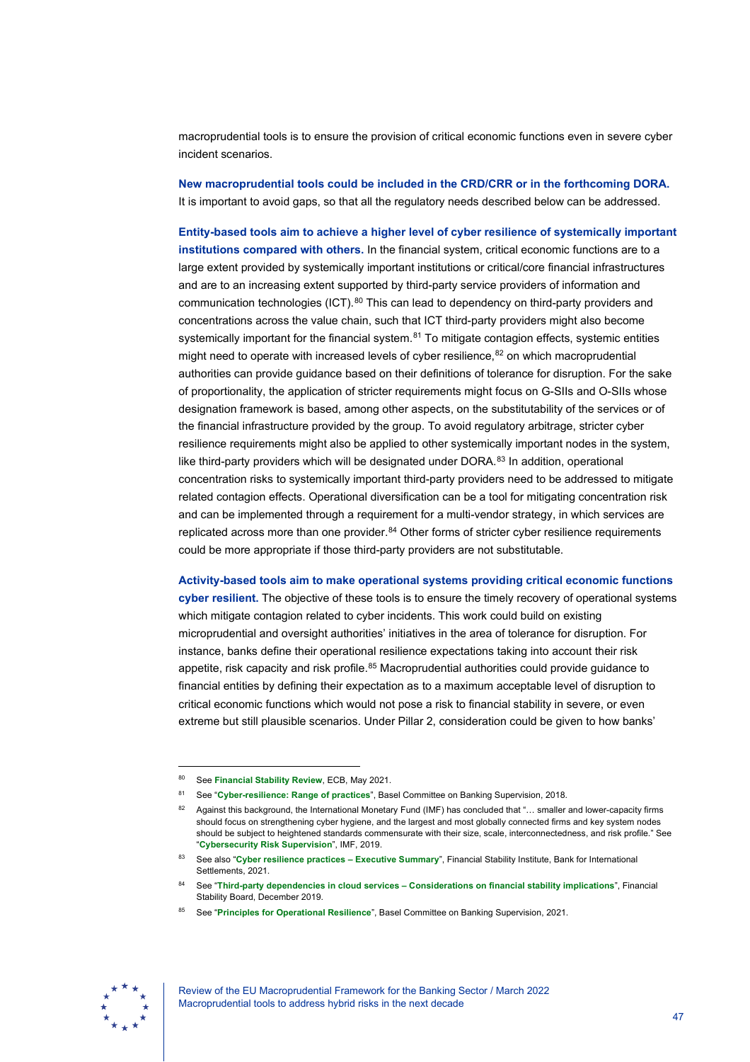macroprudential tools is to ensure the provision of critical economic functions even in severe cyber incident scenarios.

**New macroprudential tools could be included in the CRD/CRR or in the forthcoming DORA.** It is important to avoid gaps, so that all the regulatory needs described below can be addressed.

**Entity-based tools aim to achieve a higher level of cyber resilience of systemically important institutions compared with others.** In the financial system, critical economic functions are to a large extent provided by systemically important institutions or critical/core financial infrastructures and are to an increasing extent supported by third-party service providers of information and communication technologies (ICT).[80] This can lead to dependency on third-party providers and concentrations across the value chain, such that ICT third-party providers might also become systemically important for the financial system.[81] To mitigate contagion effects, systemic entities might need to operate with increased levels of cyber resilience,[82] on which macroprudential authorities can provide guidance based on their definitions of tolerance for disruption. For the sake of proportionality, the application of stricter requirements might focus on G-SIIs and O-SIIs whose designation framework is based, among other aspects, on the substitutability of the services or of the financial infrastructure provided by the group. To avoid regulatory arbitrage, stricter cyber resilience requirements might also be applied to other systemically important nodes in the system, like third-party providers which will be designated under DORA.[83] In addition, operational concentration risks to systemically important third-party providers need to be addressed to mitigate related contagion effects. Operational diversification can be a tool for mitigating concentration risk and can be implemented through a requirement for a multi-vendor strategy, in which services are replicated across more than one provider.[84] Other forms of stricter cyber resilience requirements could be more appropriate if those third-party providers are not substitutable.

**Activity-based tools aim to make operational systems providing critical economic functions cyber resilient.** The objective of these tools is to ensure the timely recovery of operational systems which mitigate contagion related to cyber incidents. This work could build on existing microprudential and oversight authorities' initiatives in the area of tolerance for disruption. For instance, banks define their operational resilience expectations taking into account their risk appetite, risk capacity and risk profile.[85] Macroprudential authorities could provide guidance to financial entities by defining their expectation as to a maximum acceptable level of disruption to critical economic functions which would not pose a risk to financial stability in severe, or even extreme but still plausible scenarios. Under Pillar 2, consideration could be given to how banks'

---

[80] See **Financial Stability Review**, ECB, May 2021.

[81] See "**Cyber-resilience: Range of practices**", Basel Committee on Banking Supervision, 2018.

[82] Against this background, the International Monetary Fund (IMF) has concluded that "… smaller and lower-capacity firms should focus on strengthening cyber hygiene, and the largest and most globally connected firms and key system nodes should be subject to heightened standards commensurate with their size, scale, interconnectedness, and risk profile." See "**Cybersecurity Risk Supervision**", IMF, 2019.

[83] See also "**Cyber resilience practices – Executive Summary**", Financial Stability Institute, Bank for International Settlements, 2021.

[84] See "**Third-party dependencies in cloud services – Considerations on financial stability implications**", Financial Stability Board, December 2019.

[85] See "**Principles for Operational Resilience**", Basel Committee on Banking Supervision, 2021.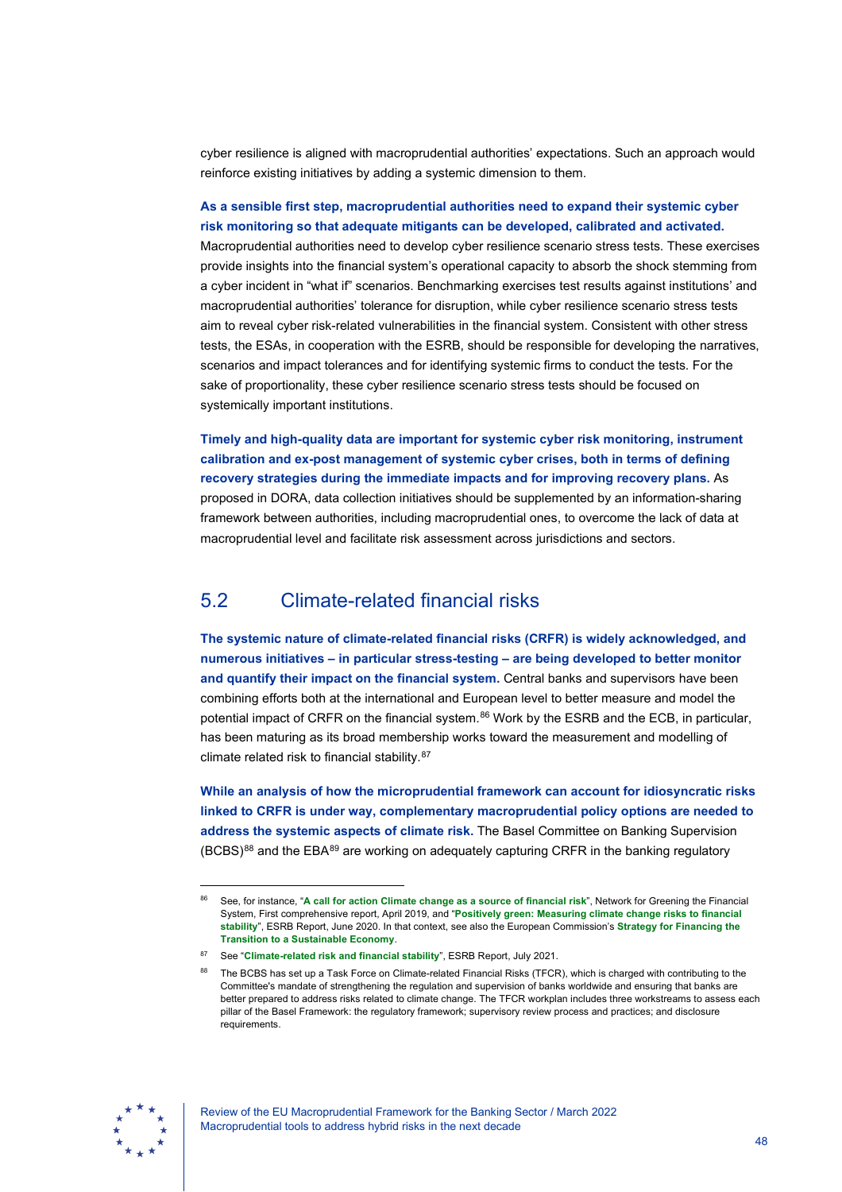cyber resilience is aligned with macroprudential authorities' expectations. Such an approach would reinforce existing initiatives by adding a systemic dimension to them.

**As a sensible first step, macroprudential authorities need to expand their systemic cyber risk monitoring so that adequate mitigants can be developed, calibrated and activated.** Macroprudential authorities need to develop cyber resilience scenario stress tests. These exercises provide insights into the financial system's operational capacity to absorb the shock stemming from a cyber incident in "what if" scenarios. Benchmarking exercises test results against institutions' and macroprudential authorities' tolerance for disruption, while cyber resilience scenario stress tests aim to reveal cyber risk-related vulnerabilities in the financial system. Consistent with other stress tests, the ESAs, in cooperation with the ESRB, should be responsible for developing the narratives, scenarios and impact tolerances and for identifying systemic firms to conduct the tests. For the sake of proportionality, these cyber resilience scenario stress tests should be focused on systemically important institutions.

**Timely and high-quality data are important for systemic cyber risk monitoring, instrument calibration and ex-post management of systemic cyber crises, both in terms of defining recovery strategies during the immediate impacts and for improving recovery plans.** As proposed in DORA, data collection initiatives should be supplemented by an information-sharing framework between authorities, including macroprudential ones, to overcome the lack of data at macroprudential level and facilitate risk assessment across jurisdictions and sectors.

## 5.2 Climate-related financial risks

**The systemic nature of climate-related financial risks (CRFR) is widely acknowledged, and numerous initiatives – in particular stress-testing – are being developed to better monitor and quantify their impact on the financial system.** Central banks and supervisors have been combining efforts both at the international and European level to better measure and model the potential impact of CRFR on the financial system.[86] Work by the ESRB and the ECB, in particular, has been maturing as its broad membership works toward the measurement and modelling of climate related risk to financial stability.[87]

**While an analysis of how the microprudential framework can account for idiosyncratic risks linked to CRFR is under way, complementary macroprudential policy options are needed to address the systemic aspects of climate risk.** The Basel Committee on Banking Supervision (BCBS)[88] and the EBA[89] are working on adequately capturing CRFR in the banking regulatory

[86] See, for instance, "**A call for action Climate change as a source of financial risk**", Network for Greening the Financial System, First comprehensive report, April 2019, and "**Positively green: Measuring climate change risks to financial stability**", ESRB Report, June 2020. In that context, see also the European Commission's **Strategy for Financing the Transition to a Sustainable Economy**.

[87] See "**Climate-related risk and financial stability**", ESRB Report, July 2021.

[88] The BCBS has set up a Task Force on Climate-related Financial Risks (TFCR), which is charged with contributing to the Committee's mandate of strengthening the regulation and supervision of banks worldwide and ensuring that banks are better prepared to address risks related to climate change. The TFCR workplan includes three workstreams to assess each pillar of the Basel Framework: the regulatory framework; supervisory review process and practices; and disclosure requirements.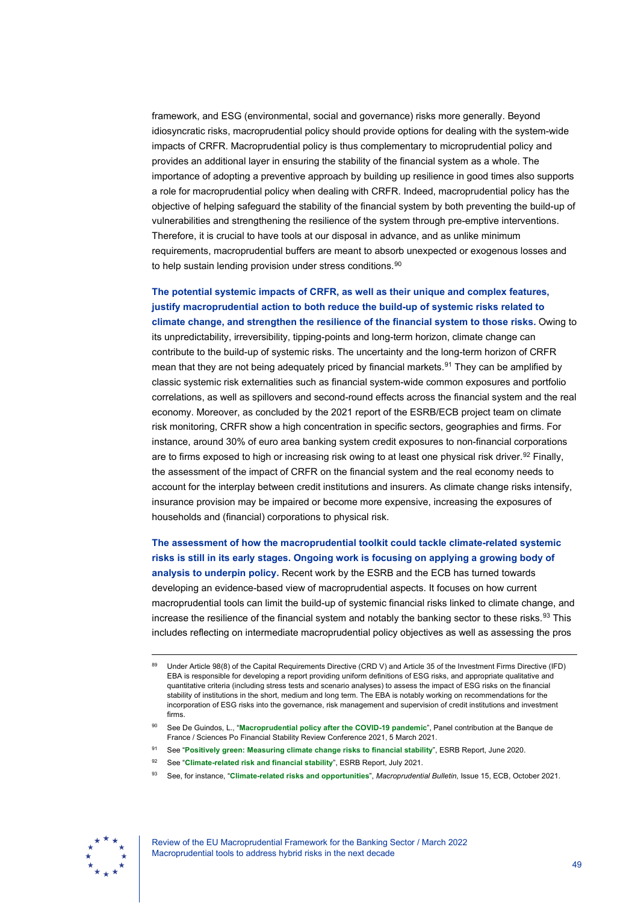framework, and ESG (environmental, social and governance) risks more generally. Beyond idiosyncratic risks, macroprudential policy should provide options for dealing with the system-wide impacts of CRFR. Macroprudential policy is thus complementary to microprudential policy and provides an additional layer in ensuring the stability of the financial system as a whole. The importance of adopting a preventive approach by building up resilience in good times also supports a role for macroprudential policy when dealing with CRFR. Indeed, macroprudential policy has the objective of helping safeguard the stability of the financial system by both preventing the build-up of vulnerabilities and strengthening the resilience of the system through pre-emptive interventions. Therefore, it is crucial to have tools at our disposal in advance, and as unlike minimum requirements, macroprudential buffers are meant to absorb unexpected or exogenous losses and to help sustain lending provision under stress conditions.[90]

**The potential systemic impacts of CRFR, as well as their unique and complex features, justify macroprudential action to both reduce the build-up of systemic risks related to climate change, and strengthen the resilience of the financial system to those risks.** Owing to its unpredictability, irreversibility, tipping-points and long-term horizon, climate change can contribute to the build-up of systemic risks. The uncertainty and the long-term horizon of CRFR mean that they are not being adequately priced by financial markets.[91] They can be amplified by classic systemic risk externalities such as financial system-wide common exposures and portfolio correlations, as well as spillovers and second-round effects across the financial system and the real economy. Moreover, as concluded by the 2021 report of the ESRB/ECB project team on climate risk monitoring, CRFR show a high concentration in specific sectors, geographies and firms. For instance, around 30% of euro area banking system credit exposures to non-financial corporations are to firms exposed to high or increasing risk owing to at least one physical risk driver.[92] Finally, the assessment of the impact of CRFR on the financial system and the real economy needs to account for the interplay between credit institutions and insurers. As climate change risks intensify, insurance provision may be impaired or become more expensive, increasing the exposures of households and (financial) corporations to physical risk.

**The assessment of how the macroprudential toolkit could tackle climate-related systemic risks is still in its early stages. Ongoing work is focusing on applying a growing body of analysis to underpin policy.** Recent work by the ESRB and the ECB has turned towards developing an evidence-based view of macroprudential aspects. It focuses on how current macroprudential tools can limit the build-up of systemic financial risks linked to climate change, and increase the resilience of the financial system and notably the banking sector to these risks.[93] This includes reflecting on intermediate macroprudential policy objectives as well as assessing the pros

---

[89] Under Article 98(8) of the Capital Requirements Directive (CRD V) and Article 35 of the Investment Firms Directive (IFD) EBA is responsible for developing a report providing uniform definitions of ESG risks, and appropriate qualitative and quantitative criteria (including stress tests and scenario analyses) to assess the impact of ESG risks on the financial stability of institutions in the short, medium and long term. The EBA is notably working on recommendations for the incorporation of ESG risks into the governance, risk management and supervision of credit institutions and investment firms.

[90] See De Guindos, L., "**Macroprudential policy after the COVID-19 pandemic**", Panel contribution at the Banque de France / Sciences Po Financial Stability Review Conference 2021, 5 March 2021.

[91] See "**Positively green: Measuring climate change risks to financial stability**", ESRB Report, June 2020.

[92] See "**Climate-related risk and financial stability**", ESRB Report, July 2021.

[93] See, for instance, "**Climate-related risks and opportunities**", *Macroprudential Bulletin*, Issue 15, ECB, October 2021.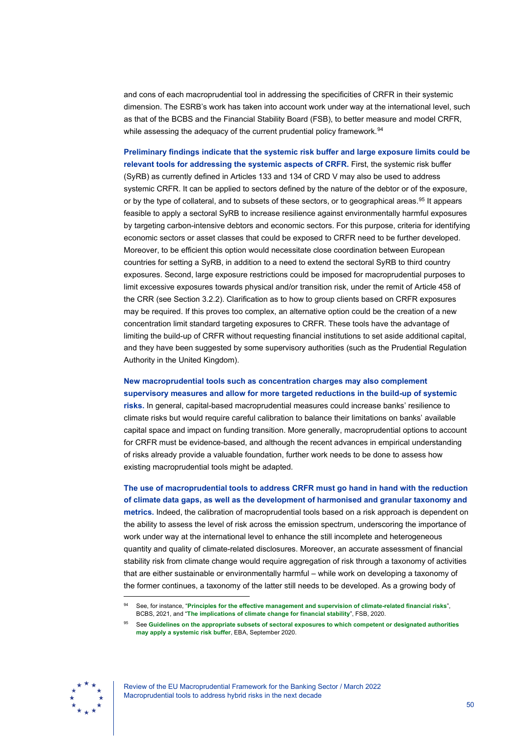and cons of each macroprudential tool in addressing the specificities of CRFR in their systemic dimension. The ESRB's work has taken into account work under way at the international level, such as that of the BCBS and the Financial Stability Board (FSB), to better measure and model CRFR, while assessing the adequacy of the current prudential policy framework.[94]

**Preliminary findings indicate that the systemic risk buffer and large exposure limits could be relevant tools for addressing the systemic aspects of CRFR.** First, the systemic risk buffer (SyRB) as currently defined in Articles 133 and 134 of CRD V may also be used to address systemic CRFR. It can be applied to sectors defined by the nature of the debtor or of the exposure, or by the type of collateral, and to subsets of these sectors, or to geographical areas.[95] It appears feasible to apply a sectoral SyRB to increase resilience against environmentally harmful exposures by targeting carbon-intensive debtors and economic sectors. For this purpose, criteria for identifying economic sectors or asset classes that could be exposed to CRFR need to be further developed. Moreover, to be efficient this option would necessitate close coordination between European countries for setting a SyRB, in addition to a need to extend the sectoral SyRB to third country exposures. Second, large exposure restrictions could be imposed for macroprudential purposes to limit excessive exposures towards physical and/or transition risk, under the remit of Article 458 of the CRR (see Section 3.2.2). Clarification as to how to group clients based on CRFR exposures may be required. If this proves too complex, an alternative option could be the creation of a new concentration limit standard targeting exposures to CRFR. These tools have the advantage of limiting the build-up of CRFR without requesting financial institutions to set aside additional capital, and they have been suggested by some supervisory authorities (such as the Prudential Regulation Authority in the United Kingdom).

**New macroprudential tools such as concentration charges may also complement supervisory measures and allow for more targeted reductions in the build-up of systemic risks.** In general, capital-based macroprudential measures could increase banks' resilience to climate risks but would require careful calibration to balance their limitations on banks' available capital space and impact on funding transition. More generally, macroprudential options to account for CRFR must be evidence-based, and although the recent advances in empirical understanding of risks already provide a valuable foundation, further work needs to be done to assess how existing macroprudential tools might be adapted.

**The use of macroprudential tools to address CRFR must go hand in hand with the reduction of climate data gaps, as well as the development of harmonised and granular taxonomy and metrics.** Indeed, the calibration of macroprudential tools based on a risk approach is dependent on the ability to assess the level of risk across the emission spectrum, underscoring the importance of work under way at the international level to enhance the still incomplete and heterogeneous quantity and quality of climate-related disclosures. Moreover, an accurate assessment of financial stability risk from climate change would require aggregation of risk through a taxonomy of activities that are either sustainable or environmentally harmful – while work on developing a taxonomy of the former continues, a taxonomy of the latter still needs to be developed. As a growing body of

[94] See, for instance, "**Principles for the effective management and supervision of climate-related financial risks**", BCBS, 2021, and "**The implications of climate change for financial stability**", FSB, 2020.

[95] See **Guidelines on the appropriate subsets of sectoral exposures to which competent or designated authorities may apply a systemic risk buffer**, EBA, September 2020.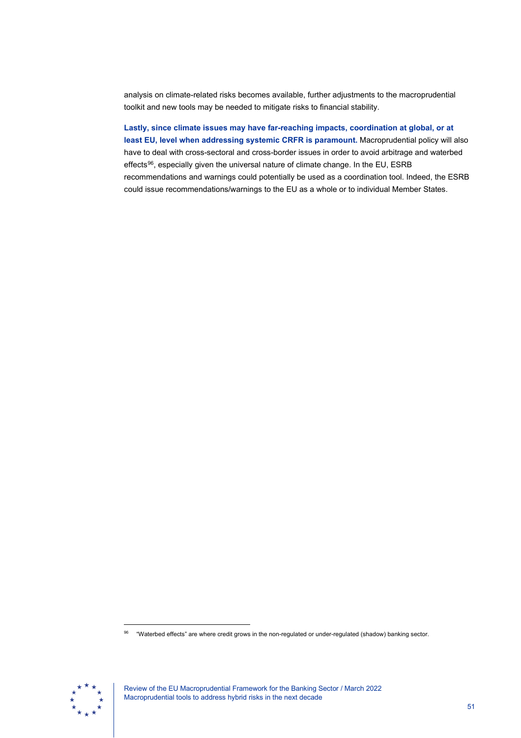analysis on climate-related risks becomes available, further adjustments to the macroprudential toolkit and new tools may be needed to mitigate risks to financial stability.

**Lastly, since climate issues may have far-reaching impacts, coordination at global, or at least EU, level when addressing systemic CRFR is paramount.** Macroprudential policy will also have to deal with cross-sectoral and cross-border issues in order to avoid arbitrage and waterbed effects[96], especially given the universal nature of climate change. In the EU, ESRB recommendations and warnings could potentially be used as a coordination tool. Indeed, the ESRB could issue recommendations/warnings to the EU as a whole or to individual Member States.

[96] "Waterbed effects" are where credit grows in the non-regulated or under-regulated (shadow) banking sector.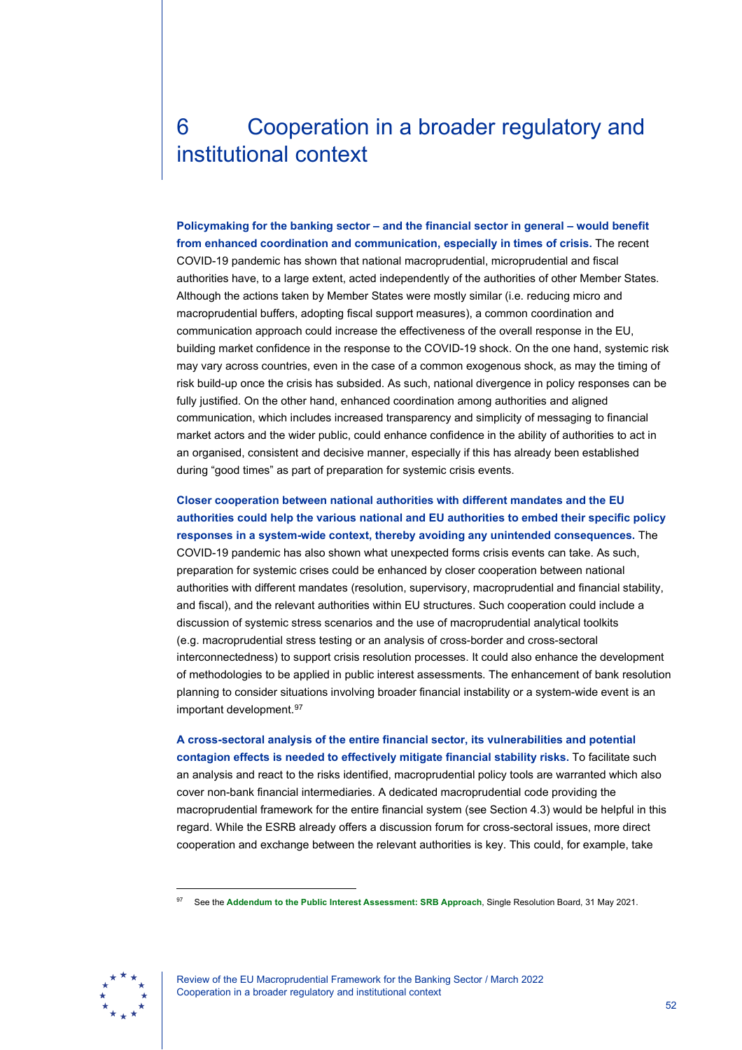# 6 Cooperation in a broader regulatory and institutional context

**Policymaking for the banking sector – and the financial sector in general – would benefit from enhanced coordination and communication, especially in times of crisis.** The recent COVID-19 pandemic has shown that national macroprudential, microprudential and fiscal authorities have, to a large extent, acted independently of the authorities of other Member States. Although the actions taken by Member States were mostly similar (i.e. reducing micro and macroprudential buffers, adopting fiscal support measures), a common coordination and communication approach could increase the effectiveness of the overall response in the EU, building market confidence in the response to the COVID-19 shock. On the one hand, systemic risk may vary across countries, even in the case of a common exogenous shock, as may the timing of risk build-up once the crisis has subsided. As such, national divergence in policy responses can be fully justified. On the other hand, enhanced coordination among authorities and aligned communication, which includes increased transparency and simplicity of messaging to financial market actors and the wider public, could enhance confidence in the ability of authorities to act in an organised, consistent and decisive manner, especially if this has already been established during "good times" as part of preparation for systemic crisis events.

**Closer cooperation between national authorities with different mandates and the EU authorities could help the various national and EU authorities to embed their specific policy responses in a system-wide context, thereby avoiding any unintended consequences.** The COVID-19 pandemic has also shown what unexpected forms crisis events can take. As such, preparation for systemic crises could be enhanced by closer cooperation between national authorities with different mandates (resolution, supervisory, macroprudential and financial stability, and fiscal), and the relevant authorities within EU structures. Such cooperation could include a discussion of systemic stress scenarios and the use of macroprudential analytical toolkits (e.g. macroprudential stress testing or an analysis of cross-border and cross-sectoral interconnectedness) to support crisis resolution processes. It could also enhance the development of methodologies to be applied in public interest assessments. The enhancement of bank resolution planning to consider situations involving broader financial instability or a system-wide event is an important development.[97]

**A cross-sectoral analysis of the entire financial sector, its vulnerabilities and potential contagion effects is needed to effectively mitigate financial stability risks.** To facilitate such an analysis and react to the risks identified, macroprudential policy tools are warranted which also cover non-bank financial intermediaries. A dedicated macroprudential code providing the macroprudential framework for the entire financial system (see Section 4.3) would be helpful in this regard. While the ESRB already offers a discussion forum for cross-sectoral issues, more direct cooperation and exchange between the relevant authorities is key. This could, for example, take

[97] See the **Addendum to the Public Interest Assessment: SRB Approach**, Single Resolution Board, 31 May 2021.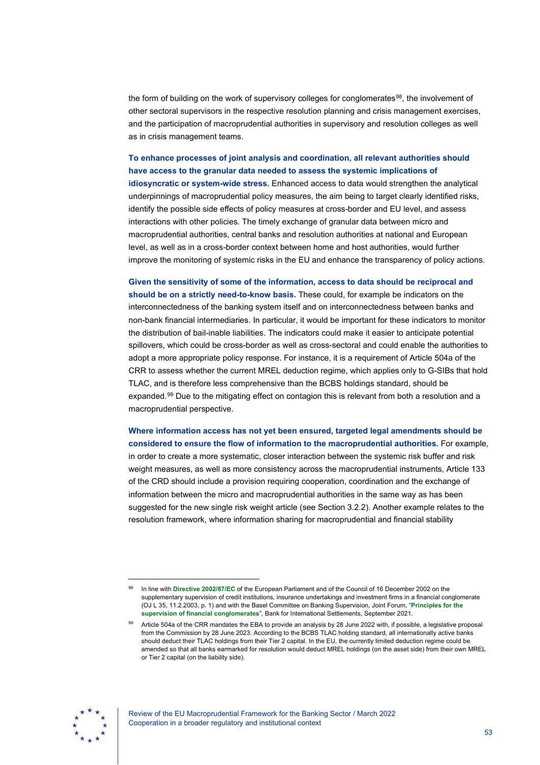the form of building on the work of supervisory colleges for conglomerates[98], the involvement of other sectoral supervisors in the respective resolution planning and crisis management exercises, and the participation of macroprudential authorities in supervisory and resolution colleges as well as in crisis management teams.

**To enhance processes of joint analysis and coordination, all relevant authorities should have access to the granular data needed to assess the systemic implications of idiosyncratic or system-wide stress.** Enhanced access to data would strengthen the analytical underpinnings of macroprudential policy measures, the aim being to target clearly identified risks, identify the possible side effects of policy measures at cross-border and EU level, and assess interactions with other policies. The timely exchange of granular data between micro and macroprudential authorities, central banks and resolution authorities at national and European level, as well as in a cross-border context between home and host authorities, would further improve the monitoring of systemic risks in the EU and enhance the transparency of policy actions.

**Given the sensitivity of some of the information, access to data should be reciprocal and should be on a strictly need-to-know basis.** These could, for example be indicators on the interconnectedness of the banking system itself and on interconnectedness between banks and non-bank financial intermediaries. In particular, it would be important for these indicators to monitor the distribution of bail-inable liabilities. The indicators could make it easier to anticipate potential spillovers, which could be cross-border as well as cross-sectoral and could enable the authorities to adopt a more appropriate policy response. For instance, it is a requirement of Article 504a of the CRR to assess whether the current MREL deduction regime, which applies only to G-SIBs that hold TLAC, and is therefore less comprehensive than the BCBS holdings standard, should be expanded.[99] Due to the mitigating effect on contagion this is relevant from both a resolution and a macroprudential perspective.

**Where information access has not yet been ensured, targeted legal amendments should be considered to ensure the flow of information to the macroprudential authorities.** For example, in order to create a more systematic, closer interaction between the systemic risk buffer and risk weight measures, as well as more consistency across the macroprudential instruments, Article 133 of the CRD should include a provision requiring cooperation, coordination and the exchange of information between the micro and macroprudential authorities in the same way as has been suggested for the new single risk weight article (see Section 3.2.2). Another example relates to the resolution framework, where information sharing for macroprudential and financial stability

[98] In line with **Directive 2002/87/EC** of the European Parliament and of the Council of 16 December 2002 on the supplementary supervision of credit institutions, insurance undertakings and investment firms in a financial conglomerate (OJ L 35, 11.2.2003, p. 1) and with the Basel Committee on Banking Supervision, Joint Forum, "**Principles for the supervision of financial conglomerates**", Bank for International Settlements, September 2021.

[99] Article 504a of the CRR mandates the EBA to provide an analysis by 28 June 2022 with, if possible, a legislative proposal from the Commission by 28 June 2023. According to the BCBS TLAC holding standard, all internationally active banks should deduct their TLAC holdings from their Tier 2 capital. In the EU, the currently limited deduction regime could be amended so that all banks earmarked for resolution would deduct MREL holdings (on the asset side) from their own MREL or Tier 2 capital (on the liability side).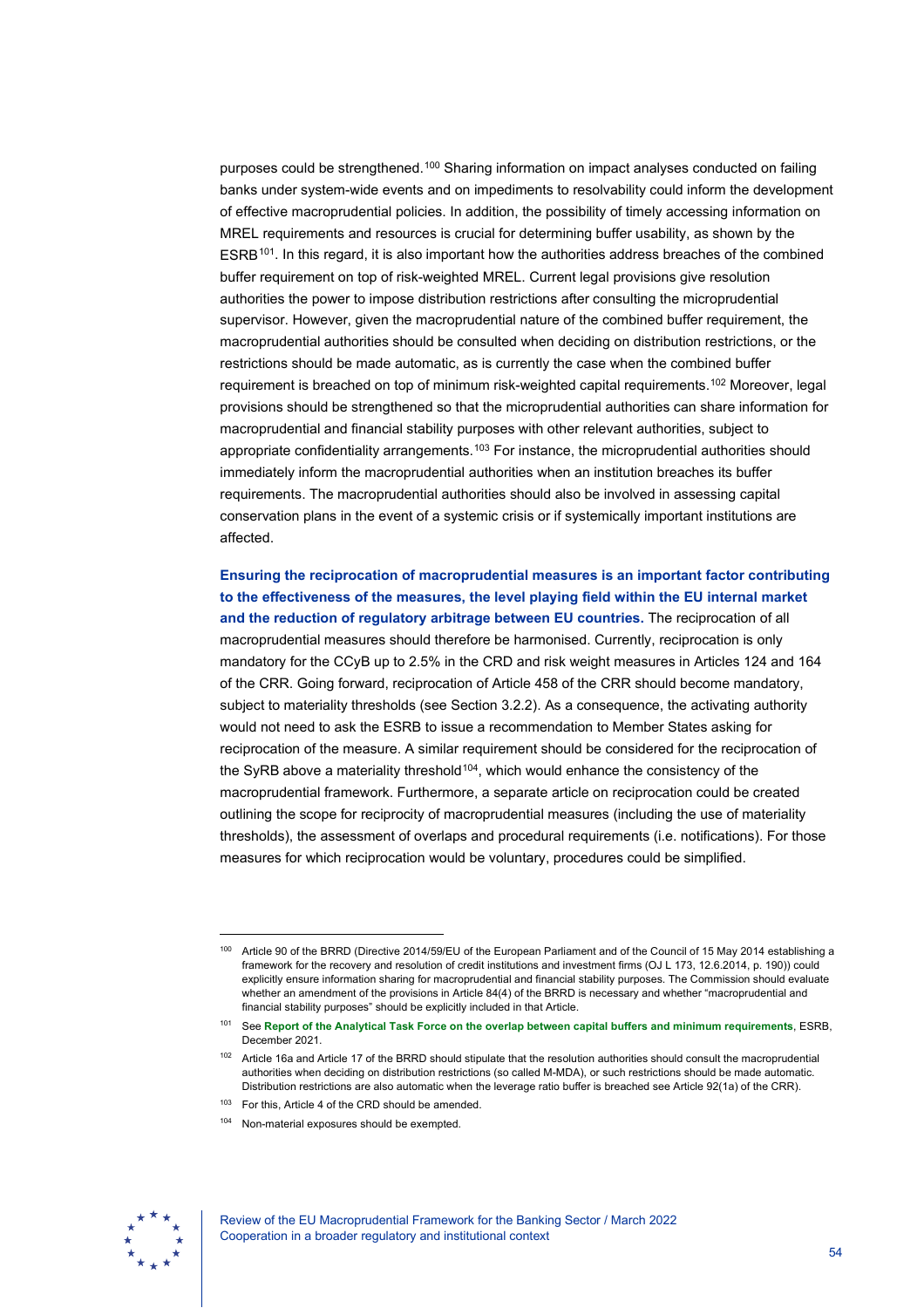purposes could be strengthened.[100] Sharing information on impact analyses conducted on failing banks under system-wide events and on impediments to resolvability could inform the development of effective macroprudential policies. In addition, the possibility of timely accessing information on MREL requirements and resources is crucial for determining buffer usability, as shown by the ESRB[101]. In this regard, it is also important how the authorities address breaches of the combined buffer requirement on top of risk-weighted MREL. Current legal provisions give resolution authorities the power to impose distribution restrictions after consulting the microprudential supervisor. However, given the macroprudential nature of the combined buffer requirement, the macroprudential authorities should be consulted when deciding on distribution restrictions, or the restrictions should be made automatic, as is currently the case when the combined buffer requirement is breached on top of minimum risk-weighted capital requirements.[102] Moreover, legal provisions should be strengthened so that the microprudential authorities can share information for macroprudential and financial stability purposes with other relevant authorities, subject to appropriate confidentiality arrangements.[103] For instance, the microprudential authorities should immediately inform the macroprudential authorities when an institution breaches its buffer requirements. The macroprudential authorities should also be involved in assessing capital conservation plans in the event of a systemic crisis or if systemically important institutions are affected.

**Ensuring the reciprocation of macroprudential measures is an important factor contributing to the effectiveness of the measures, the level playing field within the EU internal market and the reduction of regulatory arbitrage between EU countries.** The reciprocation of all macroprudential measures should therefore be harmonised. Currently, reciprocation is only mandatory for the CCyB up to 2.5% in the CRD and risk weight measures in Articles 124 and 164 of the CRR. Going forward, reciprocation of Article 458 of the CRR should become mandatory, subject to materiality thresholds (see Section 3.2.2). As a consequence, the activating authority would not need to ask the ESRB to issue a recommendation to Member States asking for reciprocation of the measure. A similar requirement should be considered for the reciprocation of the SyRB above a materiality threshold[104], which would enhance the consistency of the macroprudential framework. Furthermore, a separate article on reciprocation could be created outlining the scope for reciprocity of macroprudential measures (including the use of materiality thresholds), the assessment of overlaps and procedural requirements (i.e. notifications). For those measures for which reciprocation would be voluntary, procedures could be simplified.

---

[100] Article 90 of the BRRD (Directive 2014/59/EU of the European Parliament and of the Council of 15 May 2014 establishing a framework for the recovery and resolution of credit institutions and investment firms (OJ L 173, 12.6.2014, p. 190)) could explicitly ensure information sharing for macroprudential and financial stability purposes. The Commission should evaluate whether an amendment of the provisions in Article 84(4) of the BRRD is necessary and whether "macroprudential and financial stability purposes" should be explicitly included in that Article.

[101] See **Report of the Analytical Task Force on the overlap between capital buffers and minimum requirements**, ESRB, December 2021.

[102] Article 16a and Article 17 of the BRRD should stipulate that the resolution authorities should consult the macroprudential authorities when deciding on distribution restrictions (so called M-MDA), or such restrictions should be made automatic. Distribution restrictions are also automatic when the leverage ratio buffer is breached see Article 92(1a) of the CRR).

[103] For this, Article 4 of the CRD should be amended.

[104] Non-material exposures should be exempted.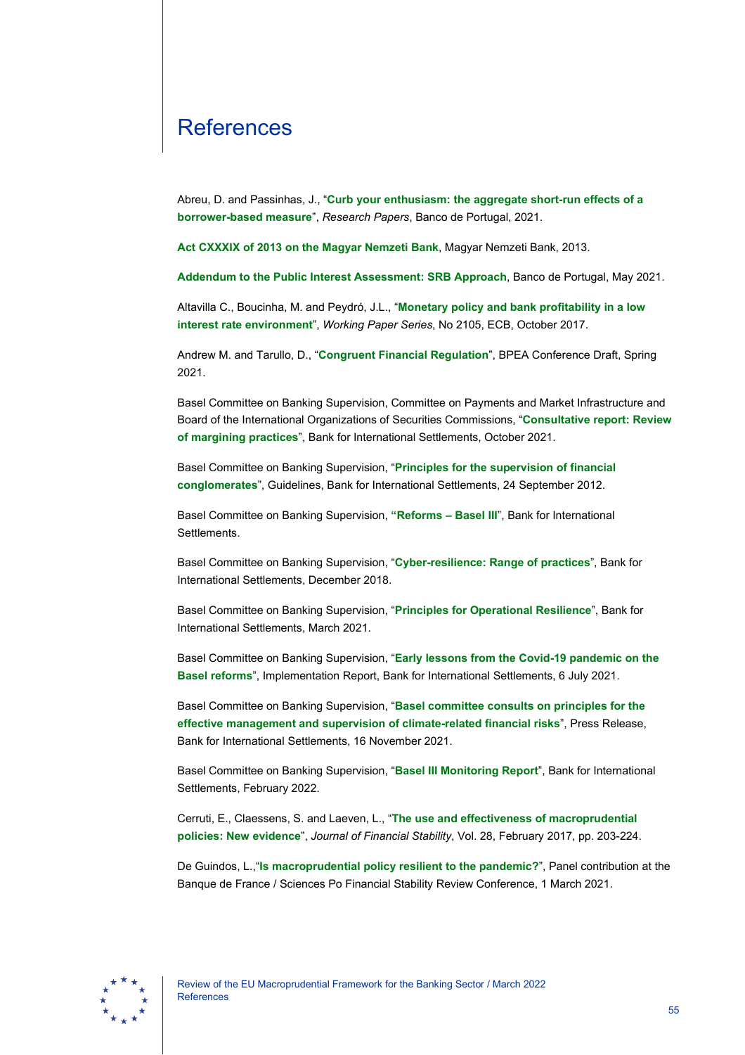# References

Abreu, D. and Passinhas, J., "**Curb your enthusiasm: the aggregate short-run effects of a borrower-based measure**", *Research Papers*, Banco de Portugal, 2021.

**Act CXXXIX of 2013 on the Magyar Nemzeti Bank**, Magyar Nemzeti Bank, 2013.

**Addendum to the Public Interest Assessment: SRB Approach**, Banco de Portugal, May 2021.

Altavilla C., Boucinha, M. and Peydró, J.L., "**Monetary policy and bank profitability in a low interest rate environment**", *Working Paper Series*, No 2105, ECB, October 2017.

Andrew M. and Tarullo, D., "**Congruent Financial Regulation**", BPEA Conference Draft, Spring 2021.

Basel Committee on Banking Supervision, Committee on Payments and Market Infrastructure and Board of the International Organizations of Securities Commissions, "**Consultative report: Review of margining practices**", Bank for International Settlements, October 2021.

Basel Committee on Banking Supervision, "**Principles for the supervision of financial conglomerates**", Guidelines, Bank for International Settlements, 24 September 2012.

Basel Committee on Banking Supervision, "**Reforms – Basel III**", Bank for International Settlements.

Basel Committee on Banking Supervision, "**Cyber-resilience: Range of practices**", Bank for International Settlements, December 2018.

Basel Committee on Banking Supervision, "**Principles for Operational Resilience**", Bank for International Settlements, March 2021.

Basel Committee on Banking Supervision, "**Early lessons from the Covid-19 pandemic on the Basel reforms**", Implementation Report, Bank for International Settlements, 6 July 2021.

Basel Committee on Banking Supervision, "**Basel committee consults on principles for the effective management and supervision of climate-related financial risks**", Press Release, Bank for International Settlements, 16 November 2021.

Basel Committee on Banking Supervision, "**Basel III Monitoring Report**", Bank for International Settlements, February 2022.

Cerruti, E., Claessens, S. and Laeven, L., "**The use and effectiveness of macroprudential policies: New evidence**", *Journal of Financial Stability*, Vol. 28, February 2017, pp. 203-224.

De Guindos, L.,"**Is macroprudential policy resilient to the pandemic?**", Panel contribution at the Banque de France / Sciences Po Financial Stability Review Conference, 1 March 2021.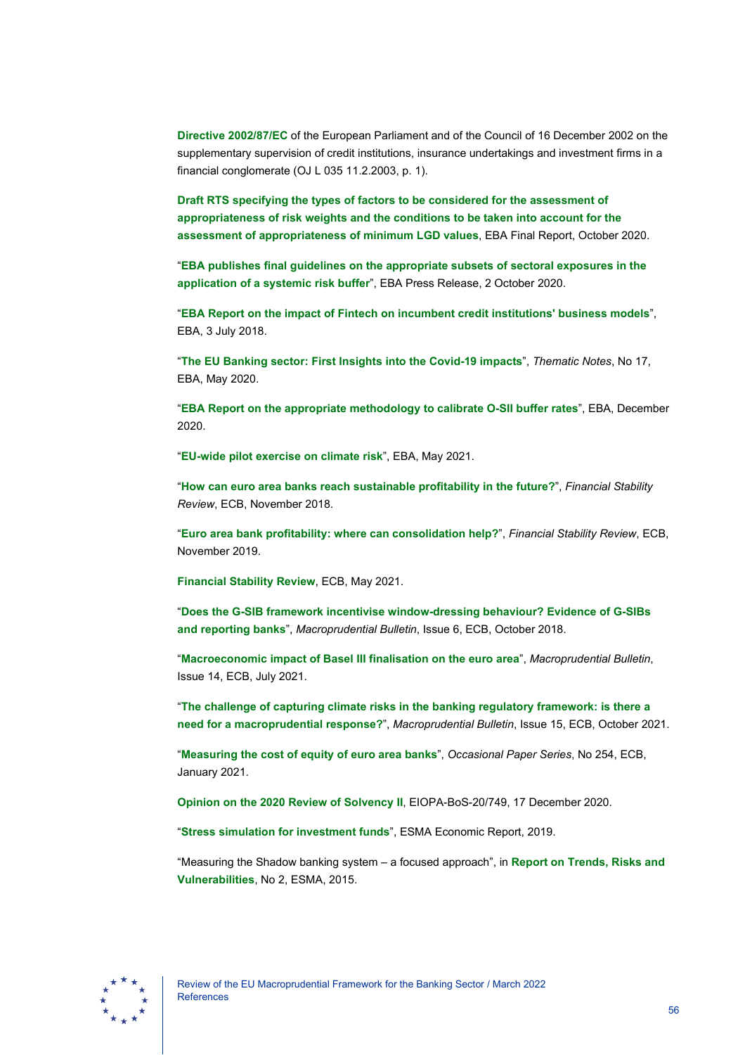**Directive 2002/87/EC** of the European Parliament and of the Council of 16 December 2002 on the supplementary supervision of credit institutions, insurance undertakings and investment firms in a financial conglomerate (OJ L 035 11.2.2003, p. 1).

**Draft RTS specifying the types of factors to be considered for the assessment of appropriateness of risk weights and the conditions to be taken into account for the assessment of appropriateness of minimum LGD values**, EBA Final Report, October 2020.

"**EBA publishes final guidelines on the appropriate subsets of sectoral exposures in the application of a systemic risk buffer**", EBA Press Release, 2 October 2020.

"**EBA Report on the impact of Fintech on incumbent credit institutions' business models**", EBA, 3 July 2018.

"**The EU Banking sector: First Insights into the Covid-19 impacts**", *Thematic Notes*, No 17, EBA, May 2020.

"**EBA Report on the appropriate methodology to calibrate O-SII buffer rates**", EBA, December 2020.

"**EU-wide pilot exercise on climate risk**", EBA, May 2021.

"**How can euro area banks reach sustainable profitability in the future?**", *Financial Stability Review*, ECB, November 2018.

"**Euro area bank profitability: where can consolidation help?**", *Financial Stability Review*, ECB, November 2019.

**Financial Stability Review**, ECB, May 2021.

"**Does the G-SIB framework incentivise window-dressing behaviour? Evidence of G-SIBs and reporting banks**", *Macroprudential Bulletin*, Issue 6, ECB, October 2018.

"**Macroeconomic impact of Basel III finalisation on the euro area**", *Macroprudential Bulletin*, Issue 14, ECB, July 2021.

"**The challenge of capturing climate risks in the banking regulatory framework: is there a need for a macroprudential response?**", *Macroprudential Bulletin*, Issue 15, ECB, October 2021.

"**Measuring the cost of equity of euro area banks**", *Occasional Paper Series*, No 254, ECB, January 2021.

**Opinion on the 2020 Review of Solvency II**, EIOPA-BoS-20/749, 17 December 2020.

"**Stress simulation for investment funds**", ESMA Economic Report, 2019.

"Measuring the Shadow banking system – a focused approach", in **Report on Trends, Risks and Vulnerabilities**, No 2, ESMA, 2015.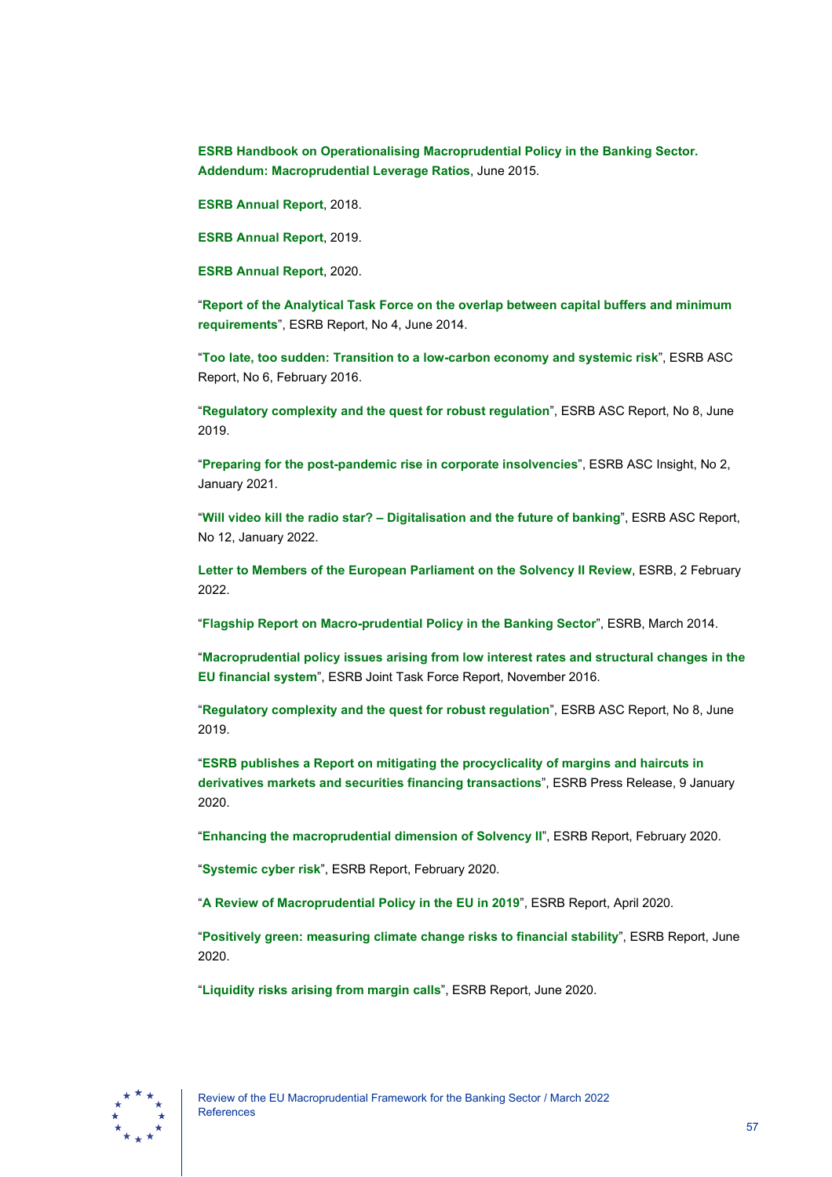**ESRB Handbook on Operationalising Macroprudential Policy in the Banking Sector. Addendum: Macroprudential Leverage Ratios**, June 2015.

**ESRB Annual Report**, 2018.

**ESRB Annual Report**, 2019.

**ESRB Annual Report**, 2020.

"**Report of the Analytical Task Force on the overlap between capital buffers and minimum requirements**", ESRB Report, No 4, June 2014.

"**Too late, too sudden: Transition to a low-carbon economy and systemic risk**", ESRB ASC Report, No 6, February 2016.

"**Regulatory complexity and the quest for robust regulation**", ESRB ASC Report, No 8, June 2019.

"**Preparing for the post-pandemic rise in corporate insolvencies**", ESRB ASC Insight, No 2, January 2021.

"**Will video kill the radio star? – Digitalisation and the future of banking**", ESRB ASC Report, No 12, January 2022.

**Letter to Members of the European Parliament on the Solvency II Review**, ESRB, 2 February 2022.

"**Flagship Report on Macro-prudential Policy in the Banking Sector**", ESRB, March 2014.

"**Macropudential policy issues arising from low interest rates and structural changes in the EU financial system**", ESRB Joint Task Force Report, November 2016.

"**Regulatory complexity and the quest for robust regulation**", ESRB ASC Report, No 8, June 2019.

"**ESRB publishes a Report on mitigating the procyclicality of margins and haircuts in derivatives markets and securities financing transactions**", ESRB Press Release, 9 January 2020.

"**Enhancing the macroprudential dimension of Solvency II**", ESRB Report, February 2020.

"**Systemic cyber risk**", ESRB Report, February 2020.

"**A Review of Macroprudential Policy in the EU in 2019**", ESRB Report, April 2020.

"**Positively green: measuring climate change risks to financial stability**", ESRB Report, June 2020.

"**Liquidity risks arising from margin calls**", ESRB Report, June 2020.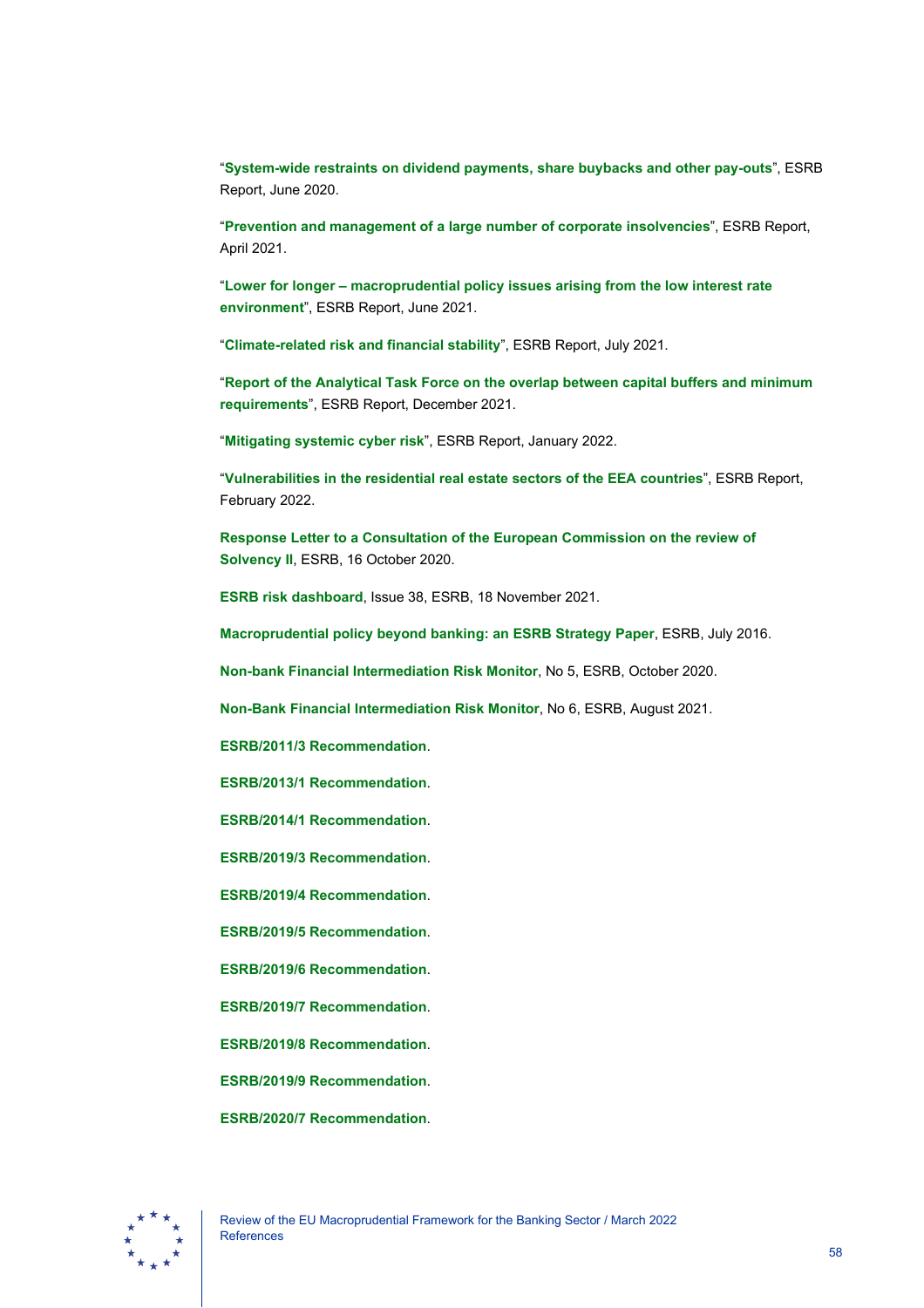"**System-wide restraints on dividend payments, share buybacks and other pay-outs**", ESRB Report, June 2020.

"**Prevention and management of a large number of corporate insolvencies**", ESRB Report, April 2021.

"**Lower for longer – macroprudential policy issues arising from the low interest rate environment**", ESRB Report, June 2021.

"**Climate-related risk and financial stability**", ESRB Report, July 2021.

"**Report of the Analytical Task Force on the overlap between capital buffers and minimum requirements**", ESRB Report, December 2021.

"**Mitigating systemic cyber risk**", ESRB Report, January 2022.

"**Vulnerabilities in the residential real estate sectors of the EEA countries**", ESRB Report, February 2022.

**Response Letter to a Consultation of the European Commission on the review of Solvency II**, ESRB, 16 October 2020.

**ESRB risk dashboard**, Issue 38, ESRB, 18 November 2021.

**Macroprudential policy beyond banking: an ESRB Strategy Paper**, ESRB, July 2016.

**Non-bank Financial Intermediation Risk Monitor**, No 5, ESRB, October 2020.

**Non-Bank Financial Intermediation Risk Monitor**, No 6, ESRB, August 2021.

**ESRB/2011/3 Recommendation**.

**ESRB/2013/1 Recommendation**.

**ESRB/2014/1 Recommendation**.

**ESRB/2019/3 Recommendation**.

**ESRB/2019/4 Recommendation**.

**ESRB/2019/5 Recommendation**.

**ESRB/2019/6 Recommendation**.

**ESRB/2019/7 Recommendation**.

**ESRB/2019/8 Recommendation**.

**ESRB/2019/9 Recommendation**.

**ESRB/2020/7 Recommendation**.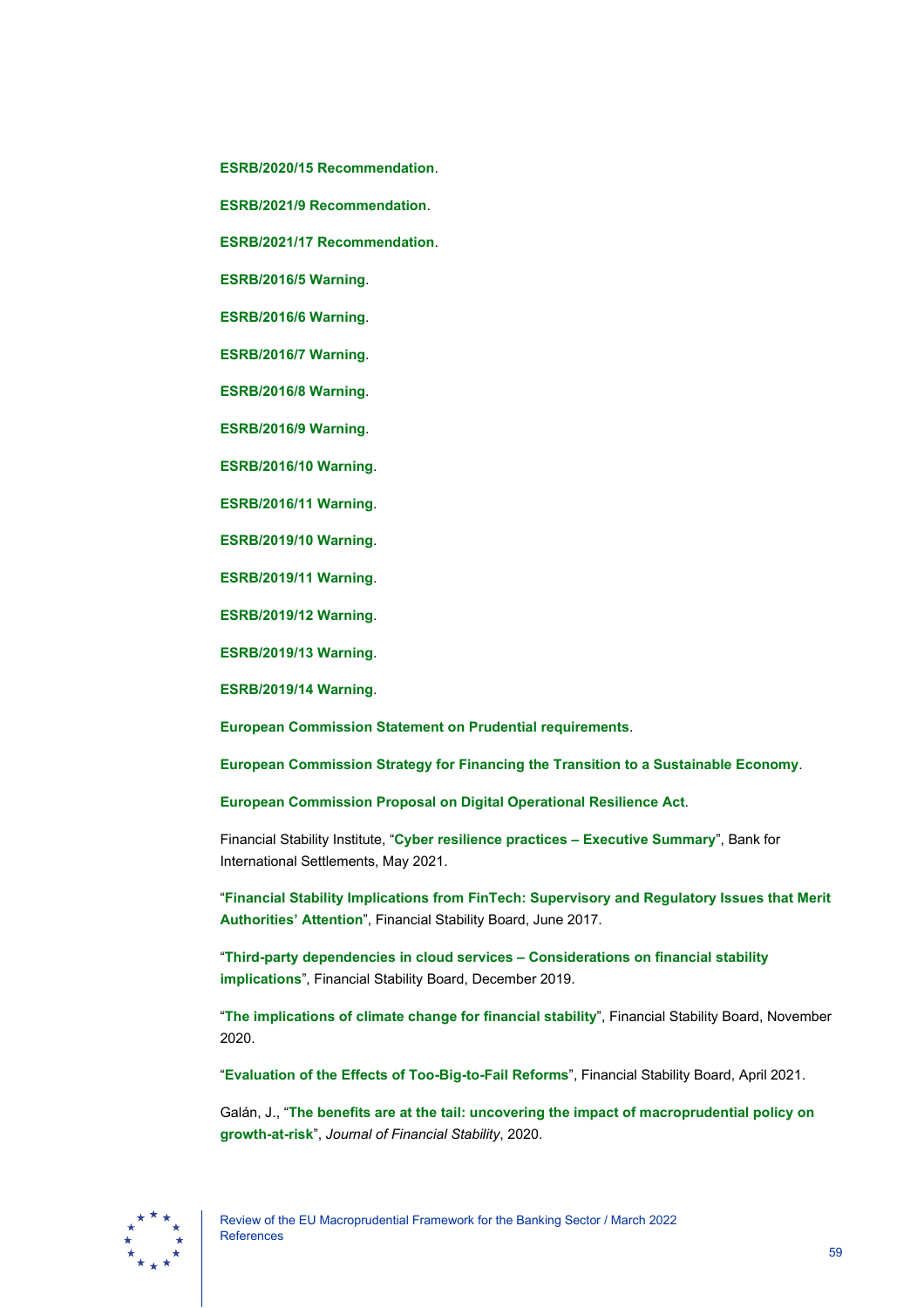**ESRB/2020/15 Recommendation**.

**ESRB/2021/9 Recommendation**.

**ESRB/2021/17 Recommendation**.

**ESRB/2016/5 Warning**.

**ESRB/2016/6 Warning**.

**ESRB/2016/7 Warning**.

**ESRB/2016/8 Warning**.

**ESRB/2016/9 Warning**.

**ESRB/2016/10 Warning**.

**ESRB/2016/11 Warning**.

**ESRB/2019/10 Warning**.

**ESRB/2019/11 Warning**.

**ESRB/2019/12 Warning**.

**ESRB/2019/13 Warning**.

**ESRB/2019/14 Warning**.

**European Commission Statement on Prudential requirements**.

**European Commission Strategy for Financing the Transition to a Sustainable Economy**.

**European Commission Proposal on Digital Operational Resilience Act**.

Financial Stability Institute, "**Cyber resilience practices – Executive Summary**", Bank for International Settlements, May 2021.

"**Financial Stability Implications from FinTech: Supervisory and Regulatory Issues that Merit Authorities' Attention**", Financial Stability Board, June 2017.

"**Third-party dependencies in cloud services – Considerations on financial stability implications**", Financial Stability Board, December 2019.

"**The implications of climate change for financial stability**", Financial Stability Board, November 2020.

"**Evaluation of the Effects of Too-Big-to-Fail Reforms**", Financial Stability Board, April 2021.

Galán, J., "**The benefits are at the tail: uncovering the impact of macroprudential policy on growth-at-risk**", *Journal of Financial Stability*, 2020.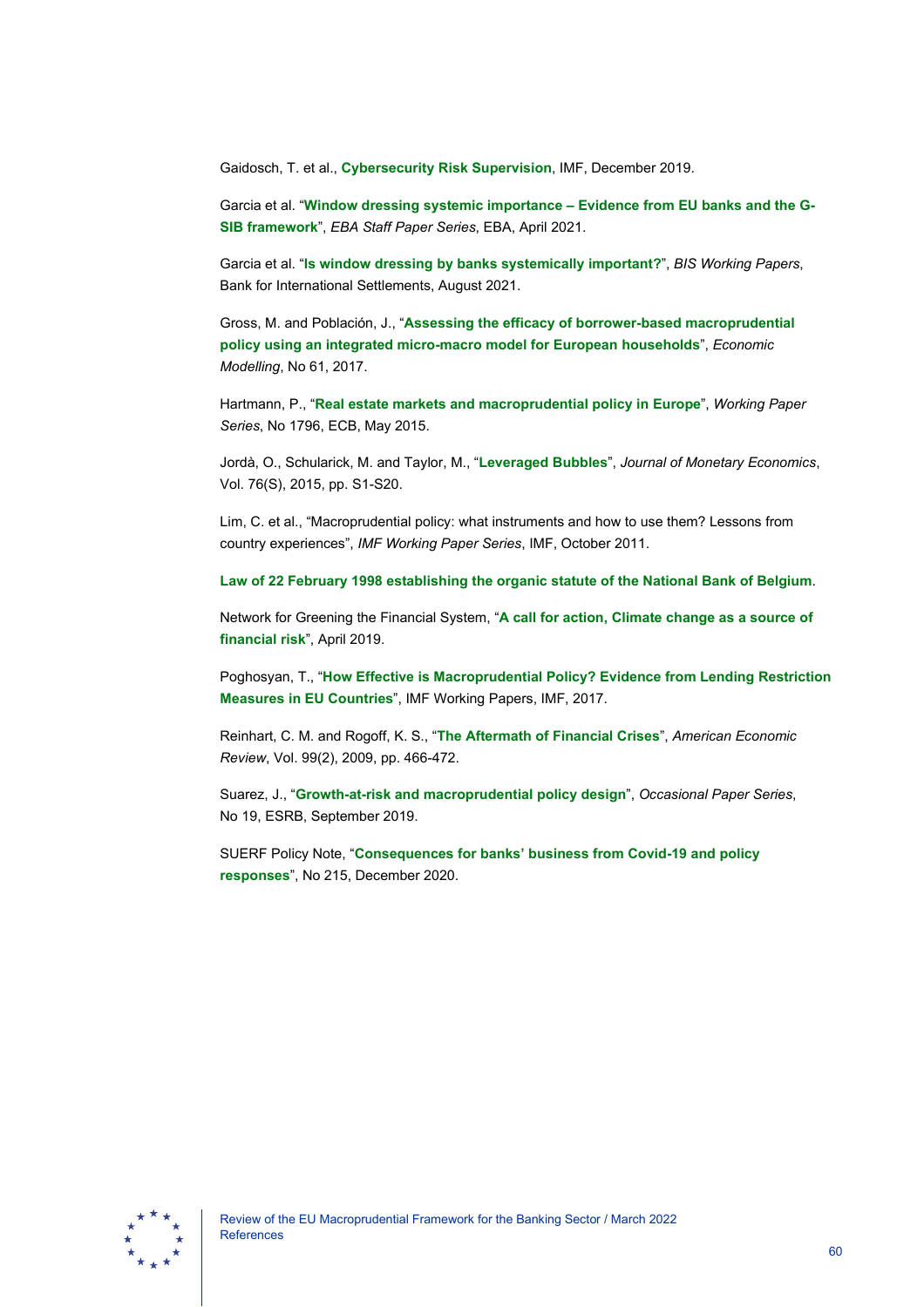Gaidosch, T. et al., **Cybersecurity Risk Supervision**, IMF, December 2019.

Garcia et al. "**Window dressing systemic importance – Evidence from EU banks and the G-SIB framework**", *EBA Staff Paper Series*, EBA, April 2021.

Garcia et al. "**Is window dressing by banks systemically important?**", *BIS Working Papers*, Bank for International Settlements, August 2021.

Gross, M. and Población, J., "**Assessing the efficacy of borrower-based macroprudential policy using an integrated micro-macro model for European households**", *Economic Modelling*, No 61, 2017.

Hartmann, P., "**Real estate markets and macroprudential policy in Europe**", *Working Paper Series*, No 1796, ECB, May 2015.

Jordà, O., Schularick, M. and Taylor, M., "**Leveraged Bubbles**", *Journal of Monetary Economics*, Vol. 76(S), 2015, pp. S1-S20.

Lim, C. et al., "Macroprudential policy: what instruments and how to use them? Lessons from country experiences", *IMF Working Paper Series*, IMF, October 2011.

**Law of 22 February 1998 establishing the organic statute of the National Bank of Belgium**.

Network for Greening the Financial System, "**A call for action, Climate change as a source of financial risk**", April 2019.

Poghosyan, T., "**How Effective is Macroprudential Policy? Evidence from Lending Restriction Measures in EU Countries**", IMF Working Papers, IMF, 2017.

Reinhart, C. M. and Rogoff, K. S., "**The Aftermath of Financial Crises**", *American Economic Review*, Vol. 99(2), 2009, pp. 466-472.

Suarez, J., "**Growth-at-risk and macroprudential policy design**", *Occasional Paper Series*, No 19, ESRB, September 2019.

SUERF Policy Note, "**Consequences for banks' business from Covid-19 and policy responses**", No 215, December 2020.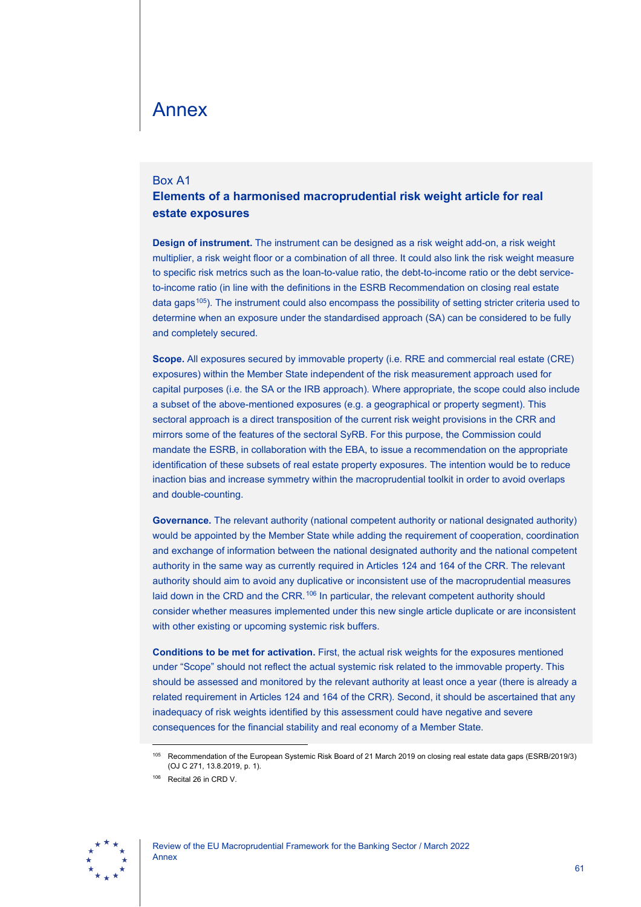# Annex

## Box A1

### Elements of a harmonised macroprudential risk weight article for real estate exposures

**Design of instrument.** The instrument can be designed as a risk weight add-on, a risk weight multiplier, a risk weight floor or a combination of all three. It could also link the risk weight measure to specific risk metrics such as the loan-to-value ratio, the debt-to-income ratio or the debt service-to-income ratio (in line with the definitions in the ESRB Recommendation on closing real estate data gaps[105]). The instrument could also encompass the possibility of setting stricter criteria used to determine when an exposure under the standardised approach (SA) can be considered to be fully and completely secured.

**Scope.** All exposures secured by immovable property (i.e. RRE and commercial real estate (CRE) exposures) within the Member State independent of the risk measurement approach used for capital purposes (i.e. the SA or the IRB approach). Where appropriate, the scope could also include a subset of the above-mentioned exposures (e.g. a geographical or property segment). This sectoral approach is a direct transposition of the current risk weight provisions in the CRR and mirrors some of the features of the sectoral SyRB. For this purpose, the Commission could mandate the ESRB, in collaboration with the EBA, to issue a recommendation on the appropriate identification of these subsets of real estate property exposures. The intention would be to reduce inaction bias and increase symmetry within the macroprudential toolkit in order to avoid overlaps and double-counting.

**Governance.** The relevant authority (national competent authority or national designated authority) would be appointed by the Member State while adding the requirement of cooperation, coordination and exchange of information between the national designated authority and the national competent authority in the same way as currently required in Articles 124 and 164 of the CRR. The relevant authority should aim to avoid any duplicative or inconsistent use of the macroprudential measures laid down in the CRD and the CRR.[106] In particular, the relevant competent authority should consider whether measures implemented under this new single article duplicate or are inconsistent with other existing or upcoming systemic risk buffers.

**Conditions to be met for activation.** First, the actual risk weights for the exposures mentioned under "Scope" should not reflect the actual systemic risk related to the immovable property. This should be assessed and monitored by the relevant authority at least once a year (there is already a related requirement in Articles 124 and 164 of the CRR). Second, it should be ascertained that any inadequacy of risk weights identified by this assessment could have negative and severe consequences for the financial stability and real economy of a Member State.

[105] Recommendation of the European Systemic Risk Board of 21 March 2019 on closing real estate data gaps (ESRB/2019/3) (OJ C 271, 13.8.2019, p. 1).

[106] Recital 26 in CRD V.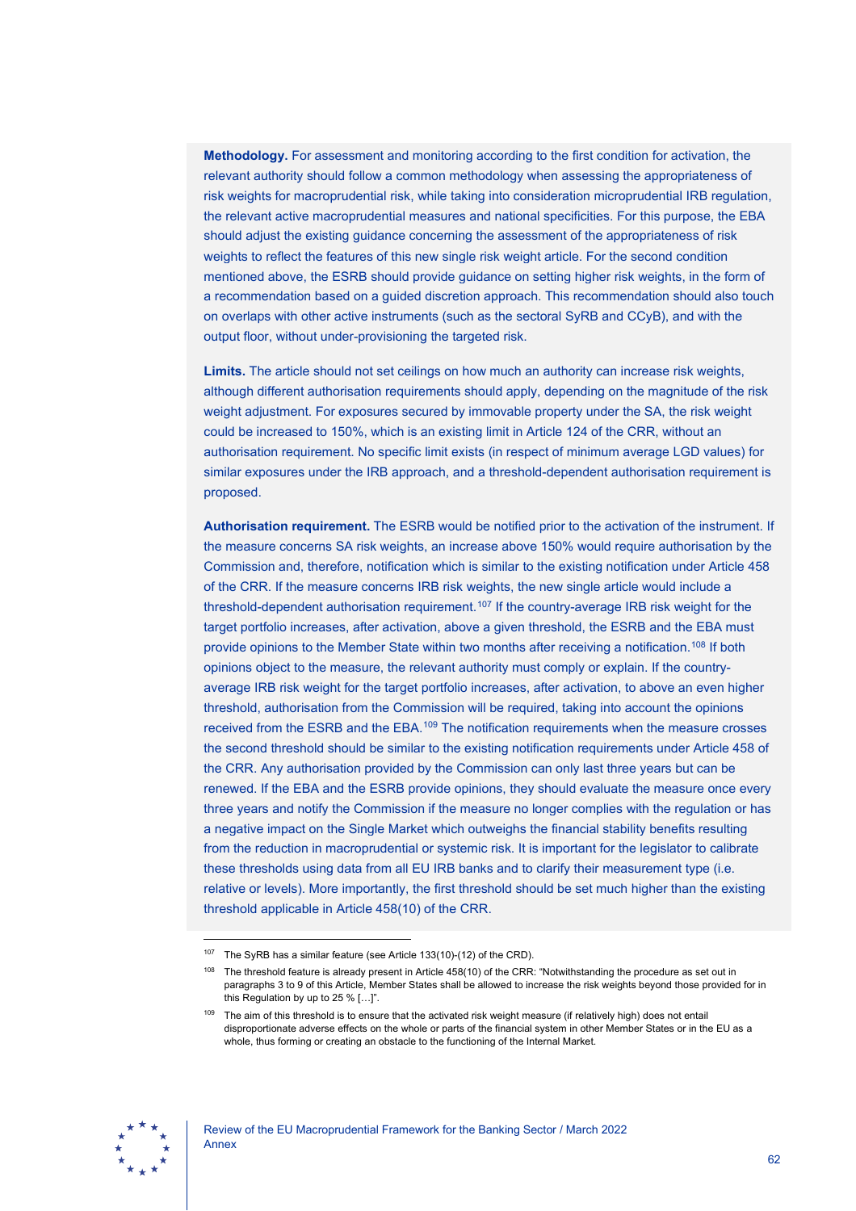**Methodology.** For assessment and monitoring according to the first condition for activation, the relevant authority should follow a common methodology when assessing the appropriateness of risk weights for macroprudential risk, while taking into consideration microprudential IRB regulation, the relevant active macroprudential measures and national specificities. For this purpose, the EBA should adjust the existing guidance concerning the assessment of the appropriateness of risk weights to reflect the features of this new single risk weight article. For the second condition mentioned above, the ESRB should provide guidance on setting higher risk weights, in the form of a recommendation based on a guided discretion approach. This recommendation should also touch on overlaps with other active instruments (such as the sectoral SyRB and CCyB), and with the output floor, without under-provisioning the targeted risk.

**Limits.** The article should not set ceilings on how much an authority can increase risk weights, although different authorisation requirements should apply, depending on the magnitude of the risk weight adjustment. For exposures secured by immovable property under the SA, the risk weight could be increased to 150%, which is an existing limit in Article 124 of the CRR, without an authorisation requirement. No specific limit exists (in respect of minimum average LGD values) for similar exposures under the IRB approach, and a threshold-dependent authorisation requirement is proposed.

**Authorisation requirement.** The ESRB would be notified prior to the activation of the instrument. If the measure concerns SA risk weights, an increase above 150% would require authorisation by the Commission and, therefore, notification which is similar to the existing notification under Article 458 of the CRR. If the measure concerns IRB risk weights, the new single article would include a threshold-dependent authorisation requirement.[107] If the country-average IRB risk weight for the target portfolio increases, after activation, above a given threshold, the ESRB and the EBA must provide opinions to the Member State within two months after receiving a notification.[108] If both opinions object to the measure, the relevant authority must comply or explain. If the country-average IRB risk weight for the target portfolio increases, after activation, to above an even higher threshold, authorisation from the Commission will be required, taking into account the opinions received from the ESRB and the EBA.[109] The notification requirements when the measure crosses the second threshold should be similar to the existing notification requirements under Article 458 of the CRR. Any authorisation provided by the Commission can only last three years but can be renewed. If the EBA and the ESRB provide opinions, they should evaluate the measure once every three years and notify the Commission if the measure no longer complies with the regulation or has a negative impact on the Single Market which outweighs the financial stability benefits resulting from the reduction in macroprudential or systemic risk. It is important for the legislator to calibrate these thresholds using data from all EU IRB banks and to clarify their measurement type (i.e. relative or levels). More importantly, the first threshold should be set much higher than the existing threshold applicable in Article 458(10) of the CRR.

---

[107] The SyRB has a similar feature (see Article 133(10)-(12) of the CRD).

[108] The threshold feature is already present in Article 458(10) of the CRR: "Notwithstanding the procedure as set out in paragraphs 3 to 9 of this Article, Member States shall be allowed to increase the risk weights beyond those provided for in this Regulation by up to 25 % […]".

[109] The aim of this threshold is to ensure that the activated risk weight measure (if relatively high) does not entail disproportionate adverse effects on the whole or parts of the financial system in other Member States or in the EU as a whole, thus forming or creating an obstacle to the functioning of the Internal Market.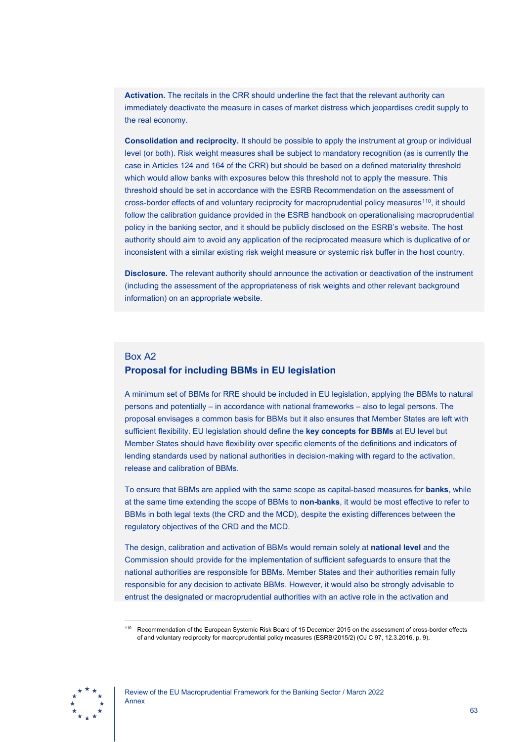**Activation.** The recitals in the CRR should underline the fact that the relevant authority can immediately deactivate the measure in cases of market distress which jeopardises credit supply to the real economy.

**Consolidation and reciprocity.** It should be possible to apply the instrument at group or individual level (or both). Risk weight measures shall be subject to mandatory recognition (as is currently the case in Articles 124 and 164 of the CRR) but should be based on a defined materiality threshold which would allow banks with exposures below this threshold not to apply the measure. This threshold should be set in accordance with the ESRB Recommendation on the assessment of cross-border effects of and voluntary reciprocity for macroprudential policy measures[110], it should follow the calibration guidance provided in the ESRB handbook on operationalising macroprudential policy in the banking sector, and it should be publicly disclosed on the ESRB's website. The host authority should aim to avoid any application of the reciprocated measure which is duplicative of or inconsistent with a similar existing risk weight measure or systemic risk buffer in the host country.

**Disclosure.** The relevant authority should announce the activation or deactivation of the instrument (including the assessment of the appropriateness of risk weights and other relevant background information) on an appropriate website.

### Box A2
### Proposal for including BBMs in EU legislation

A minimum set of BBMs for RRE should be included in EU legislation, applying the BBMs to natural persons and potentially – in accordance with national frameworks – also to legal persons. The proposal envisages a common basis for BBMs but it also ensures that Member States are left with sufficient flexibility. EU legislation should define the **key concepts for BBMs** at EU level but Member States should have flexibility over specific elements of the definitions and indicators of lending standards used by national authorities in decision-making with regard to the activation, release and calibration of BBMs.

To ensure that BBMs are applied with the same scope as capital-based measures for **banks**, while at the same time extending the scope of BBMs to **non-banks**, it would be most effective to refer to BBMs in both legal texts (the CRD and the MCD), despite the existing differences between the regulatory objectives of the CRD and the MCD.

The design, calibration and activation of BBMs would remain solely at **national level** and the Commission should provide for the implementation of sufficient safeguards to ensure that the national authorities are responsible for BBMs. Member States and their authorities remain fully responsible for any decision to activate BBMs. However, it would also be strongly advisable to entrust the designated or macroprudential authorities with an active role in the activation and

[110] Recommendation of the European Systemic Risk Board of 15 December 2015 on the assessment of cross-border effects of and voluntary reciprocity for macroprudential policy measures (ESRB/2015/2) (OJ C 97, 12.3.2016, p. 9).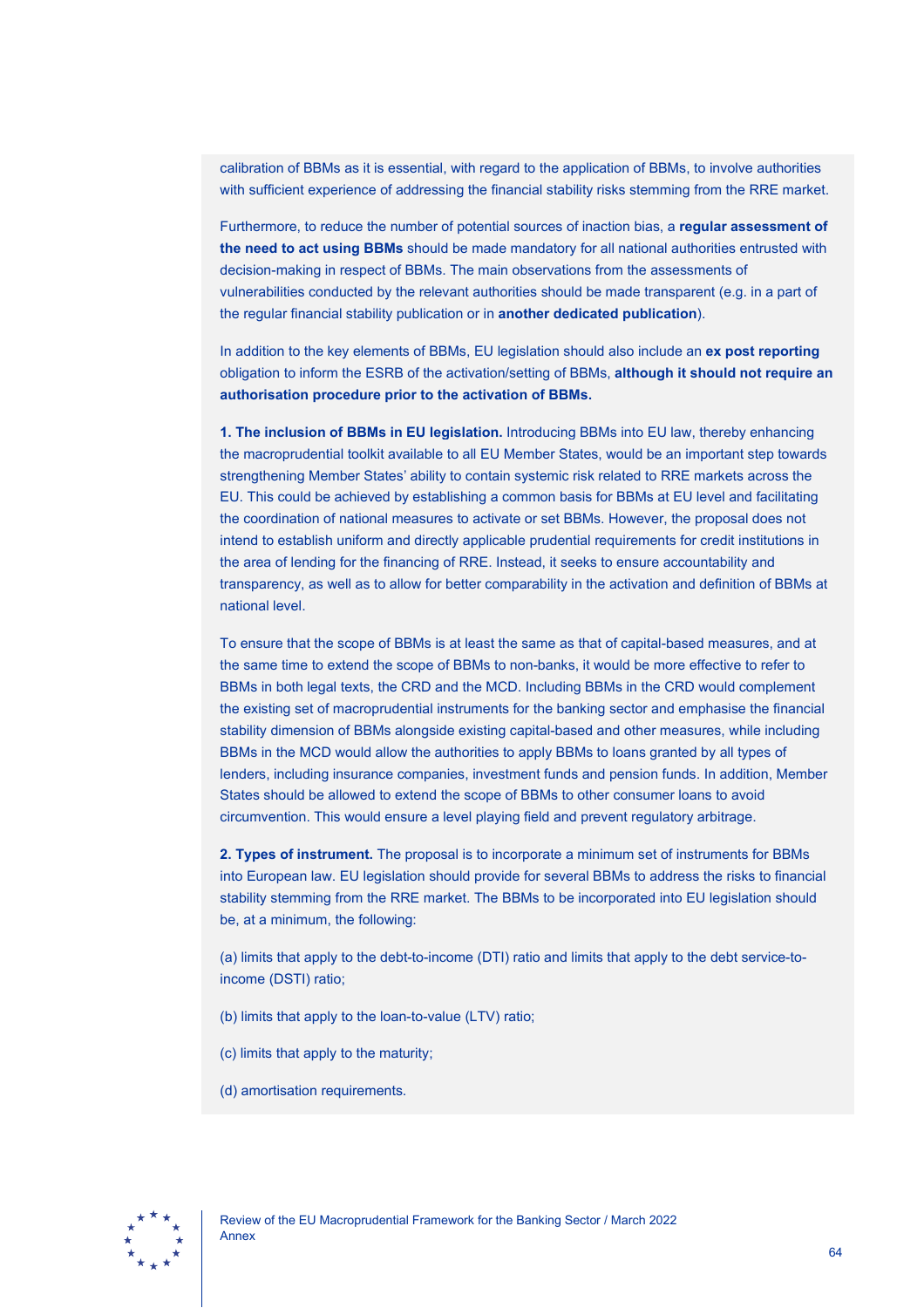calibration of BBMs as it is essential, with regard to the application of BBMs, to involve authorities with sufficient experience of addressing the financial stability risks stemming from the RRE market.

Furthermore, to reduce the number of potential sources of inaction bias, a **regular assessment of the need to act using BBMs** should be made mandatory for all national authorities entrusted with decision-making in respect of BBMs. The main observations from the assessments of vulnerabilities conducted by the relevant authorities should be made transparent (e.g. in a part of the regular financial stability publication or in **another dedicated publication**).

In addition to the key elements of BBMs, EU legislation should also include an **ex post reporting** obligation to inform the ESRB of the activation/setting of BBMs, **although it should not require an authorisation procedure prior to the activation of BBMs.**

**1. The inclusion of BBMs in EU legislation.** Introducing BBMs into EU law, thereby enhancing the macroprudential toolkit available to all EU Member States, would be an important step towards strengthening Member States' ability to contain systemic risk related to RRE markets across the EU. This could be achieved by establishing a common basis for BBMs at EU level and facilitating the coordination of national measures to activate or set BBMs. However, the proposal does not intend to establish uniform and directly applicable prudential requirements for credit institutions in the area of lending for the financing of RRE. Instead, it seeks to ensure accountability and transparency, as well as to allow for better comparability in the activation and definition of BBMs at national level.

To ensure that the scope of BBMs is at least the same as that of capital-based measures, and at the same time to extend the scope of BBMs to non-banks, it would be more effective to refer to BBMs in both legal texts, the CRD and the MCD. Including BBMs in the CRD would complement the existing set of macroprudential instruments for the banking sector and emphasise the financial stability dimension of BBMs alongside existing capital-based and other measures, while including BBMs in the MCD would allow the authorities to apply BBMs to loans granted by all types of lenders, including insurance companies, investment funds and pension funds. In addition, Member States should be allowed to extend the scope of BBMs to other consumer loans to avoid circumvention. This would ensure a level playing field and prevent regulatory arbitrage.

**2. Types of instrument.** The proposal is to incorporate a minimum set of instruments for BBMs into European law. EU legislation should provide for several BBMs to address the risks to financial stability stemming from the RRE market. The BBMs to be incorporated into EU legislation should be, at a minimum, the following:

(a) limits that apply to the debt-to-income (DTI) ratio and limits that apply to the debt service-to-income (DSTI) ratio;

(b) limits that apply to the loan-to-value (LTV) ratio;

(c) limits that apply to the maturity;

(d) amortisation requirements.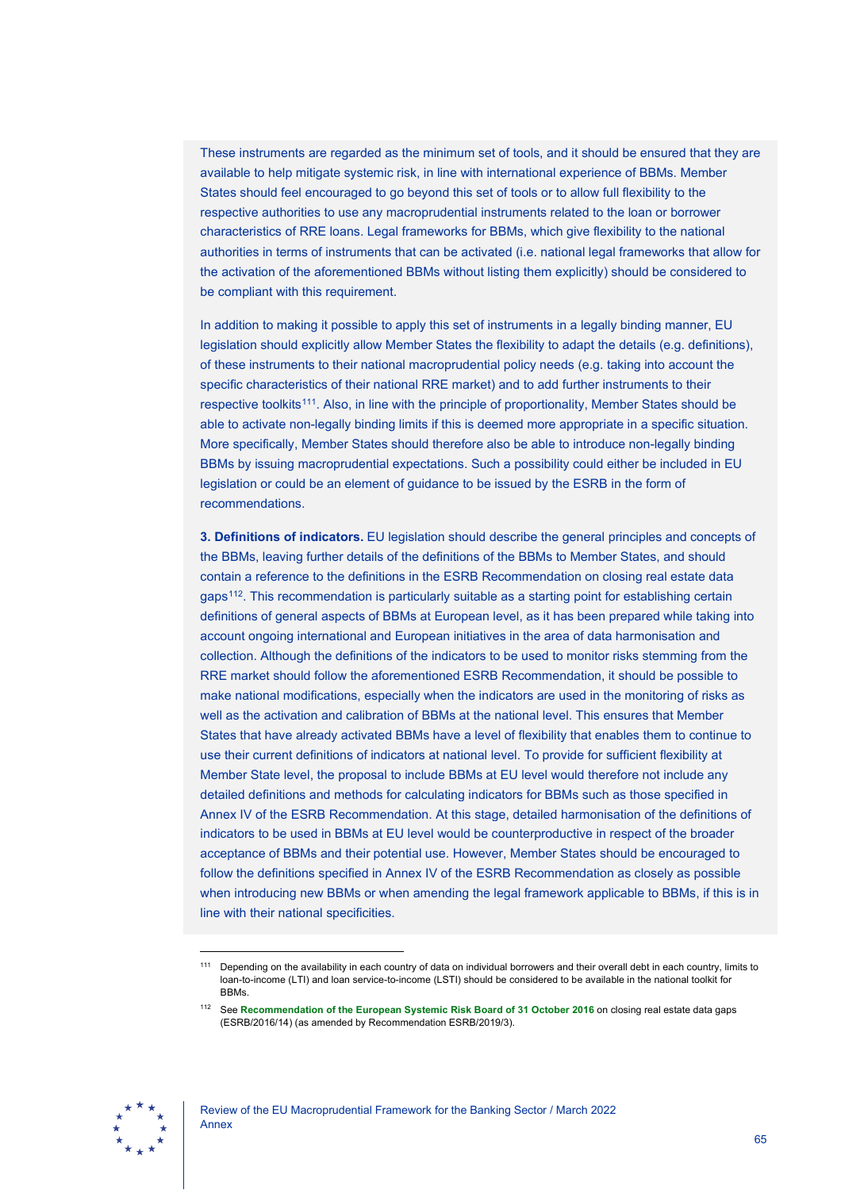These instruments are regarded as the minimum set of tools, and it should be ensured that they are available to help mitigate systemic risk, in line with international experience of BBMs. Member States should feel encouraged to go beyond this set of tools or to allow full flexibility to the respective authorities to use any macroprudential instruments related to the loan or borrower characteristics of RRE loans. Legal frameworks for BBMs, which give flexibility to the national authorities in terms of instruments that can be activated (i.e. national legal frameworks that allow for the activation of the aforementioned BBMs without listing them explicitly) should be considered to be compliant with this requirement.

In addition to making it possible to apply this set of instruments in a legally binding manner, EU legislation should explicitly allow Member States the flexibility to adapt the details (e.g. definitions), of these instruments to their national macroprudential policy needs (e.g. taking into account the specific characteristics of their national RRE market) and to add further instruments to their respective toolkits[111]. Also, in line with the principle of proportionality, Member States should be able to activate non-legally binding limits if this is deemed more appropriate in a specific situation. More specifically, Member States should therefore also be able to introduce non-legally binding BBMs by issuing macroprudential expectations. Such a possibility could either be included in EU legislation or could be an element of guidance to be issued by the ESRB in the form of recommendations.

**3. Definitions of indicators.** EU legislation should describe the general principles and concepts of the BBMs, leaving further details of the definitions of the BBMs to Member States, and should contain a reference to the definitions in the ESRB Recommendation on closing real estate data gaps[112]. This recommendation is particularly suitable as a starting point for establishing certain definitions of general aspects of BBMs at European level, as it has been prepared while taking into account ongoing international and European initiatives in the area of data harmonisation and collection. Although the definitions of the indicators to be used to monitor risks stemming from the RRE market should follow the aforementioned ESRB Recommendation, it should be possible to make national modifications, especially when the indicators are used in the monitoring of risks as well as the activation and calibration of BBMs at the national level. This ensures that Member States that have already activated BBMs have a level of flexibility that enables them to continue to use their current definitions of indicators at national level. To provide for sufficient flexibility at Member State level, the proposal to include BBMs at EU level would therefore not include any detailed definitions and methods for calculating indicators for BBMs such as those specified in Annex IV of the ESRB Recommendation. At this stage, detailed harmonisation of the definitions of indicators to be used in BBMs at EU level would be counterproductive in respect of the broader acceptance of BBMs and their potential use. However, Member States should be encouraged to follow the definitions specified in Annex IV of the ESRB Recommendation as closely as possible when introducing new BBMs or when amending the legal framework applicable to BBMs, if this is in line with their national specificities.

---

[111] Depending on the availability in each country of data on individual borrowers and their overall debt in each country, limits to loan-to-income (LTI) and loan service-to-income (LSTI) should be considered to be available in the national toolkit for BBMs.

[112] See **Recommendation of the European Systemic Risk Board of 31 October 2016** on closing real estate data gaps (ESRB/2016/14) (as amended by Recommendation ESRB/2019/3).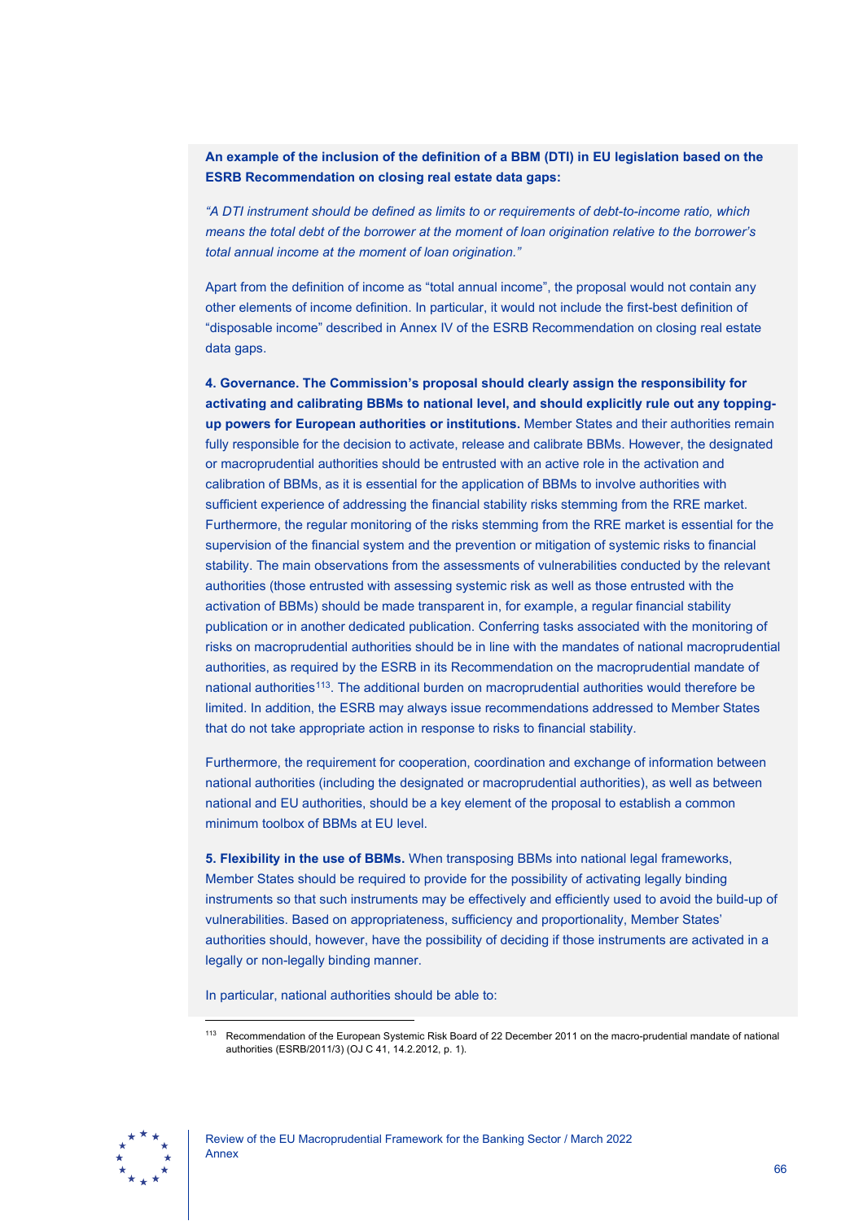**An example of the inclusion of the definition of a BBM (DTI) in EU legislation based on the ESRB Recommendation on closing real estate data gaps:**

*"A DTI instrument should be defined as limits to or requirements of debt-to-income ratio, which means the total debt of the borrower at the moment of loan origination relative to the borrower's total annual income at the moment of loan origination."*

Apart from the definition of income as "total annual income", the proposal would not contain any other elements of income definition. In particular, it would not include the first-best definition of "disposable income" described in Annex IV of the ESRB Recommendation on closing real estate data gaps.

**4. Governance. The Commission's proposal should clearly assign the responsibility for activating and calibrating BBMs to national level, and should explicitly rule out any topping-up powers for European authorities or institutions.** Member States and their authorities remain fully responsible for the decision to activate, release and calibrate BBMs. However, the designated or macroprudential authorities should be entrusted with an active role in the activation and calibration of BBMs, as it is essential for the application of BBMs to involve authorities with sufficient experience of addressing the financial stability risks stemming from the RRE market. Furthermore, the regular monitoring of the risks stemming from the RRE market is essential for the supervision of the financial system and the prevention or mitigation of systemic risks to financial stability. The main observations from the assessments of vulnerabilities conducted by the relevant authorities (those entrusted with assessing systemic risk as well as those entrusted with the activation of BBMs) should be made transparent in, for example, a regular financial stability publication or in another dedicated publication. Conferring tasks associated with the monitoring of risks on macroprudential authorities should be in line with the mandates of national macroprudential authorities, as required by the ESRB in its Recommendation on the macroprudential mandate of national authorities[113]. The additional burden on macroprudential authorities would therefore be limited. In addition, the ESRB may always issue recommendations addressed to Member States that do not take appropriate action in response to risks to financial stability.

Furthermore, the requirement for cooperation, coordination and exchange of information between national authorities (including the designated or macroprudential authorities), as well as between national and EU authorities, should be a key element of the proposal to establish a common minimum toolbox of BBMs at EU level.

**5. Flexibility in the use of BBMs.** When transposing BBMs into national legal frameworks, Member States should be required to provide for the possibility of activating legally binding instruments so that such instruments may be effectively and efficiently used to avoid the build-up of vulnerabilities. Based on appropriateness, sufficiency and proportionality, Member States' authorities should, however, have the possibility of deciding if those instruments are activated in a legally or non-legally binding manner.

In particular, national authorities should be able to:

[113] Recommendation of the European Systemic Risk Board of 22 December 2011 on the macro-prudential mandate of national authorities (ESRB/2011/3) (OJ C 41, 14.2.2012, p. 1).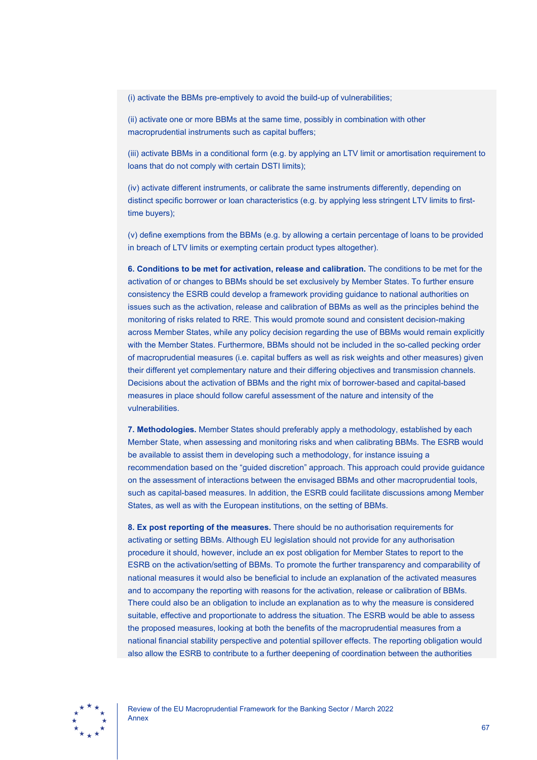(i) activate the BBMs pre-emptively to avoid the build-up of vulnerabilities;

(ii) activate one or more BBMs at the same time, possibly in combination with other macroprudential instruments such as capital buffers;

(iii) activate BBMs in a conditional form (e.g. by applying an LTV limit or amortisation requirement to loans that do not comply with certain DSTI limits);

(iv) activate different instruments, or calibrate the same instruments differently, depending on distinct specific borrower or loan characteristics (e.g. by applying less stringent LTV limits to first-time buyers);

(v) define exemptions from the BBMs (e.g. by allowing a certain percentage of loans to be provided in breach of LTV limits or exempting certain product types altogether).

**6. Conditions to be met for activation, release and calibration.** The conditions to be met for the activation of or changes to BBMs should be set exclusively by Member States. To further ensure consistency the ESRB could develop a framework providing guidance to national authorities on issues such as the activation, release and calibration of BBMs as well as the principles behind the monitoring of risks related to RRE. This would promote sound and consistent decision-making across Member States, while any policy decision regarding the use of BBMs would remain explicitly with the Member States. Furthermore, BBMs should not be included in the so-called pecking order of macroprudential measures (i.e. capital buffers as well as risk weights and other measures) given their different yet complementary nature and their differing objectives and transmission channels. Decisions about the activation of BBMs and the right mix of borrower-based and capital-based measures in place should follow careful assessment of the nature and intensity of the vulnerabilities.

**7. Methodologies.** Member States should preferably apply a methodology, established by each Member State, when assessing and monitoring risks and when calibrating BBMs. The ESRB would be available to assist them in developing such a methodology, for instance issuing a recommendation based on the "guided discretion" approach. This approach could provide guidance on the assessment of interactions between the envisaged BBMs and other macroprudential tools, such as capital-based measures. In addition, the ESRB could facilitate discussions among Member States, as well as with the European institutions, on the setting of BBMs.

**8. Ex post reporting of the measures.** There should be no authorisation requirements for activating or setting BBMs. Although EU legislation should not provide for any authorisation procedure it should, however, include an ex post obligation for Member States to report to the ESRB on the activation/setting of BBMs. To promote the further transparency and comparability of national measures it would also be beneficial to include an explanation of the activated measures and to accompany the reporting with reasons for the activation, release or calibration of BBMs. There could also be an obligation to include an explanation as to why the measure is considered suitable, effective and proportionate to address the situation. The ESRB would be able to assess the proposed measures, looking at both the benefits of the macroprudential measures from a national financial stability perspective and potential spillover effects. The reporting obligation would also allow the ESRB to contribute to a further deepening of coordination between the authorities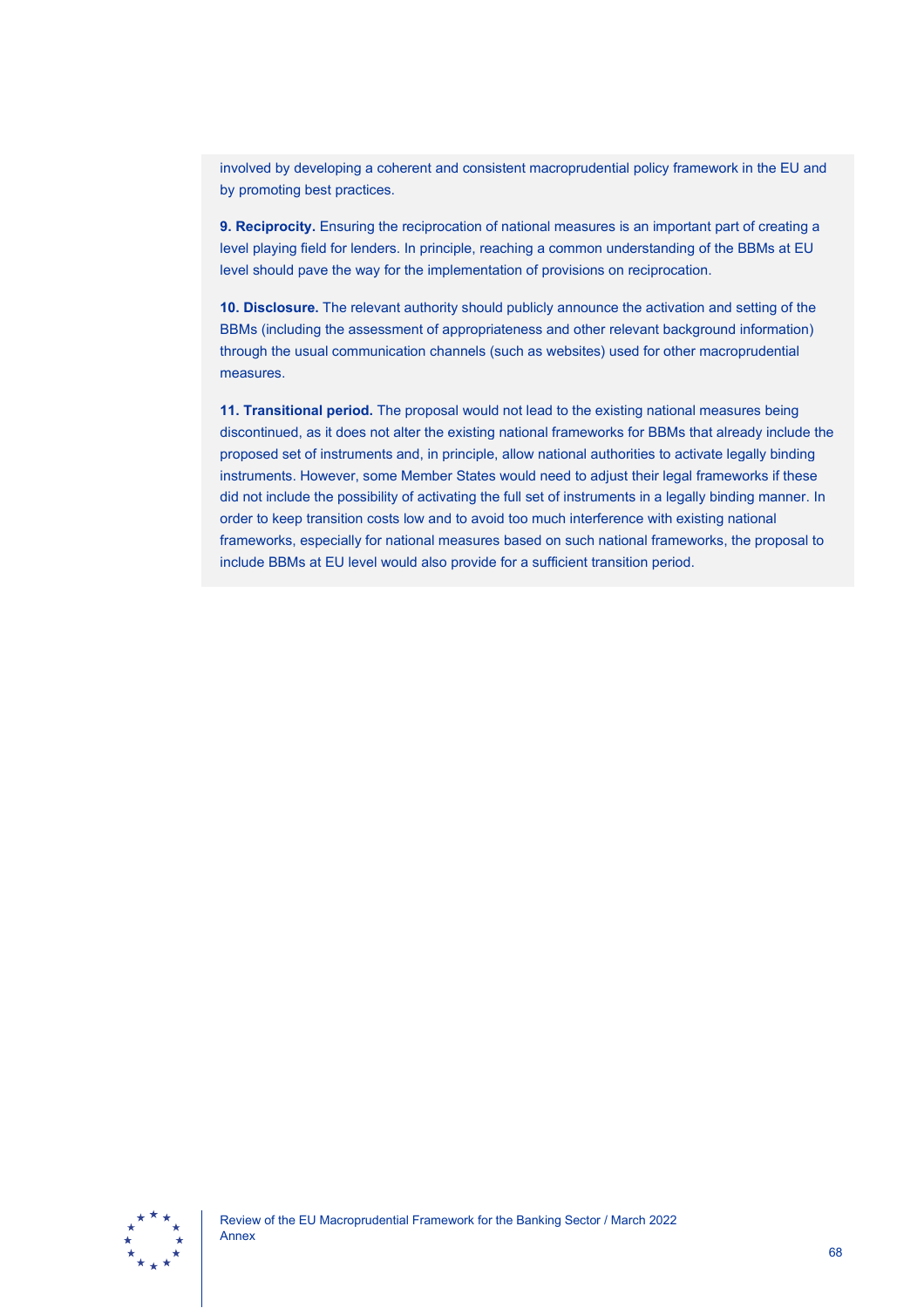involved by developing a coherent and consistent macroprudential policy framework in the EU and by promoting best practices.

**9. Reciprocity.** Ensuring the reciprocation of national measures is an important part of creating a level playing field for lenders. In principle, reaching a common understanding of the BBMs at EU level should pave the way for the implementation of provisions on reciprocation.

**10. Disclosure.** The relevant authority should publicly announce the activation and setting of the BBMs (including the assessment of appropriateness and other relevant background information) through the usual communication channels (such as websites) used for other macroprudential measures.

**11. Transitional period.** The proposal would not lead to the existing national measures being discontinued, as it does not alter the existing national frameworks for BBMs that already include the proposed set of instruments and, in principle, allow national authorities to activate legally binding instruments. However, some Member States would need to adjust their legal frameworks if these did not include the possibility of activating the full set of instruments in a legally binding manner. In order to keep transition costs low and to avoid too much interference with existing national frameworks, especially for national measures based on such national frameworks, the proposal to include BBMs at EU level would also provide for a sufficient transition period.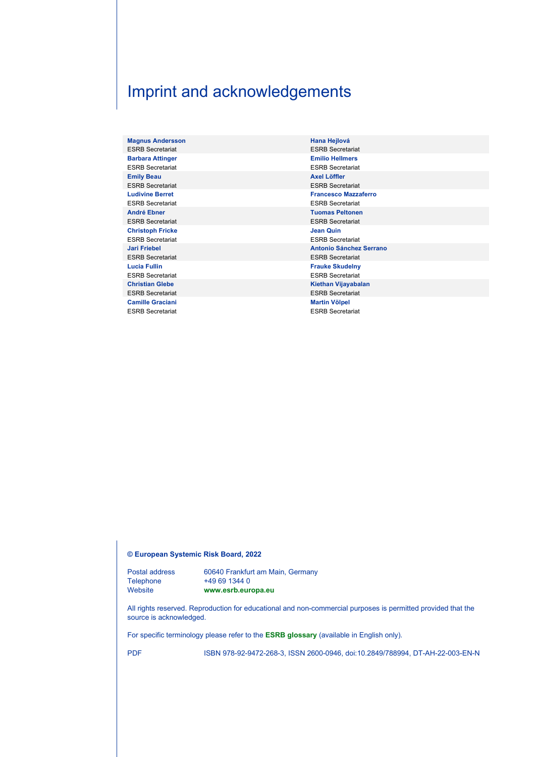# Imprint and acknowledgements

**Magnus Andersson**
ESRB Secretariat

**Barbara Attinger**
ESRB Secretariat

**Emily Beau**
ESRB Secretariat

**Ludivine Berret**
ESRB Secretariat

**André Ebner**
ESRB Secretariat

**Christoph Fricke**
ESRB Secretariat

**Jari Friebel**
ESRB Secretariat

**Lucia Fullin**
ESRB Secretariat

**Christian Glebe**
ESRB Secretariat

**Camille Graciani**
ESRB Secretariat

**Hana Hejlová**
ESRB Secretariat

**Emilio Hellmers**
ESRB Secretariat

**Axel Löffler**
ESRB Secretariat

**Francesco Mazzaferro**
ESRB Secretariat

**Tuomas Peltonen**
ESRB Secretariat

**Jean Quin**
ESRB Secretariat

**Antonio Sánchez Serrano**
ESRB Secretariat

**Frauke Skudelny**
ESRB Secretariat

**Kiethan Vijayabalan**
ESRB Secretariat

**Martin Völpel**
ESRB Secretariat

**© European Systemic Risk Board, 2022**

| | |
|---|---|
| Postal address | 60640 Frankfurt am Main, Germany |
| Telephone | +49 69 1344 0 |
| Website | **www.esrb.europa.eu** |

All rights reserved. Reproduction for educational and non-commercial purposes is permitted provided that the source is acknowledged.

For specific terminology please refer to the **ESRB glossary** (available in English only).

PDF ISBN 978-92-9472-268-3, ISSN 2600-0946, doi:10.2849/788994, DT-AH-22-003-EN-N